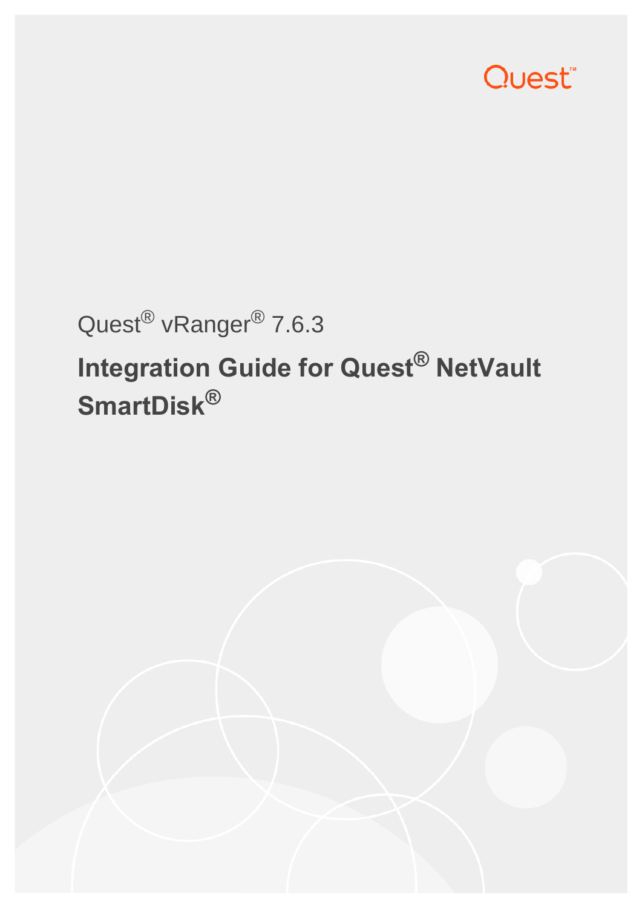Quest

Quest® vRanger® 7.6.3

# Integration Guide for Quest® NetVault SmartDisk®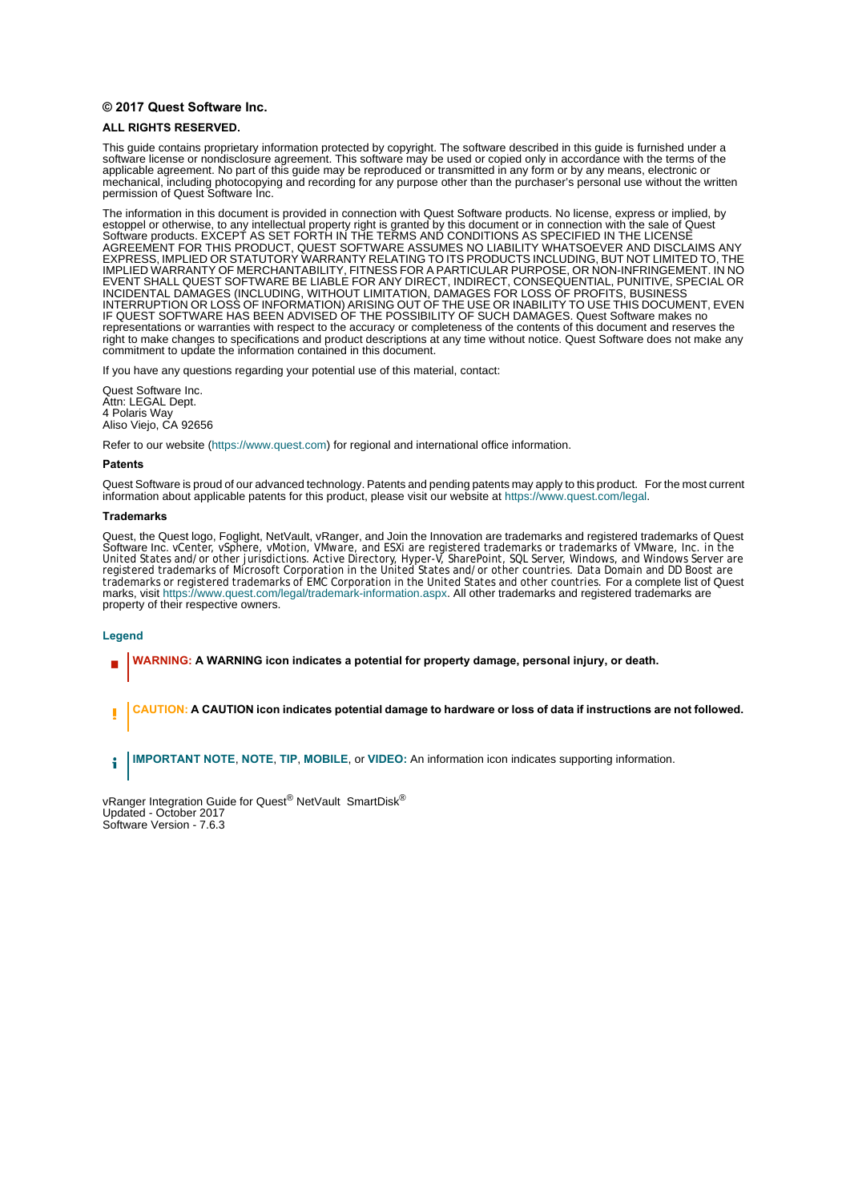**© 2017 Quest Software Inc.**

**ALL RIGHTS RESERVED.**

This guide contains proprietary information protected by copyright. The software described in this guide is furnished under a software license or nondisclosure agreement. This software may be used or copied only in accordance with the terms of the applicable agreement. No part of this guide may be reproduced or transmitted in any form or by any means, electronic or mechanical, including photocopying and recording for any purpose other than the purchaser's personal use without the written permission of Quest Software Inc.

The information in this document is provided in connection with Quest Software products. No license, express or implied, by estoppel or otherwise, to any intellectual property right is granted by this document or in connection with the sale of Quest Software products. EXCEPT AS SET FORTH IN THE TERMS AND CONDITIONS AS SPECIFIED IN THE LICENSE AGREEMENT FOR THIS PRODUCT, QUEST SOFTWARE ASSUMES NO LIABILITY WHATSOEVER AND DISCLAIMS ANY EXPRESS, IMPLIED OR STATUTORY WARRANTY RELATING TO ITS PRODUCTS INCLUDING, BUT NOT LIMITED TO, THE IMPLIED WARRANTY OF MERCHANTABILITY, FITNESS FOR A PARTICULAR PURPOSE, OR NON-INFRINGEMENT. IN NO EVENT SHALL QUEST SOFTWARE BE LIABLE FOR ANY DIRECT, INDIRECT, CONSEQUENTIAL, PUNITIVE, SPECIAL OR INCIDENTAL DAMAGES (INCLUDING, WITHOUT LIMITATION, DAMAGES FOR LOSS OF PROFITS, BUSINESS INTERRUPTION OR LOSS OF INFORMATION) ARISING OUT OF THE USE OR INABILITY TO USE THIS DOCUMENT, EVEN IF QUEST SOFTWARE HAS BEEN ADVISED OF THE POSSIBILITY OF SUCH DAMAGES. Quest Software makes no representations or warranties with respect to the accuracy or completeness of the contents of this document and reserves the right to make changes to specifications and product descriptions at any time without notice. Quest Software does not make any commitment to update the information contained in this document.

If you have any questions regarding your potential use of this material, contact:

Quest Software Inc.
Attn: LEGAL Dept.
4 Polaris Way
Aliso Viejo, CA 92656

Refer to our website (https://www.quest.com) for regional and international office information.

**Patents**

Quest Software is proud of our advanced technology. Patents and pending patents may apply to this product. For the most current information about applicable patents for this product, please visit our website at https://www.quest.com/legal.

**Trademarks**

Quest, the Quest logo, Foglight, NetVault, vRanger, and Join the Innovation are trademarks and registered trademarks of Quest Software Inc. vCenter, vSphere, vMotion, VMware, and ESXi are registered trademarks or trademarks of VMware, Inc. in the United States and/or other jurisdictions. Active Directory, Hyper-V, SharePoint, SQL Server, Windows, and Windows Server are registered trademarks of Microsoft Corporation in the United States and/or other countries. Data Domain and DD Boost are trademarks or registered trademarks of EMC Corporation in the United States and other countries. For a complete list of Quest marks, visit https://www.quest.com/legal/trademark-information.aspx. All other trademarks and registered trademarks are property of their respective owners.

**Legend**

**WARNING: A WARNING icon indicates a potential for property damage, personal injury, or death.**

**CAUTION: A CAUTION icon indicates potential damage to hardware or loss of data if instructions are not followed.**

**IMPORTANT NOTE**, **NOTE**, **TIP**, **MOBILE**, or **VIDEO:** An information icon indicates supporting information.

vRanger Integration Guide for Quest® NetVault SmartDisk®
Updated - October 2017
Software Version - 7.6.3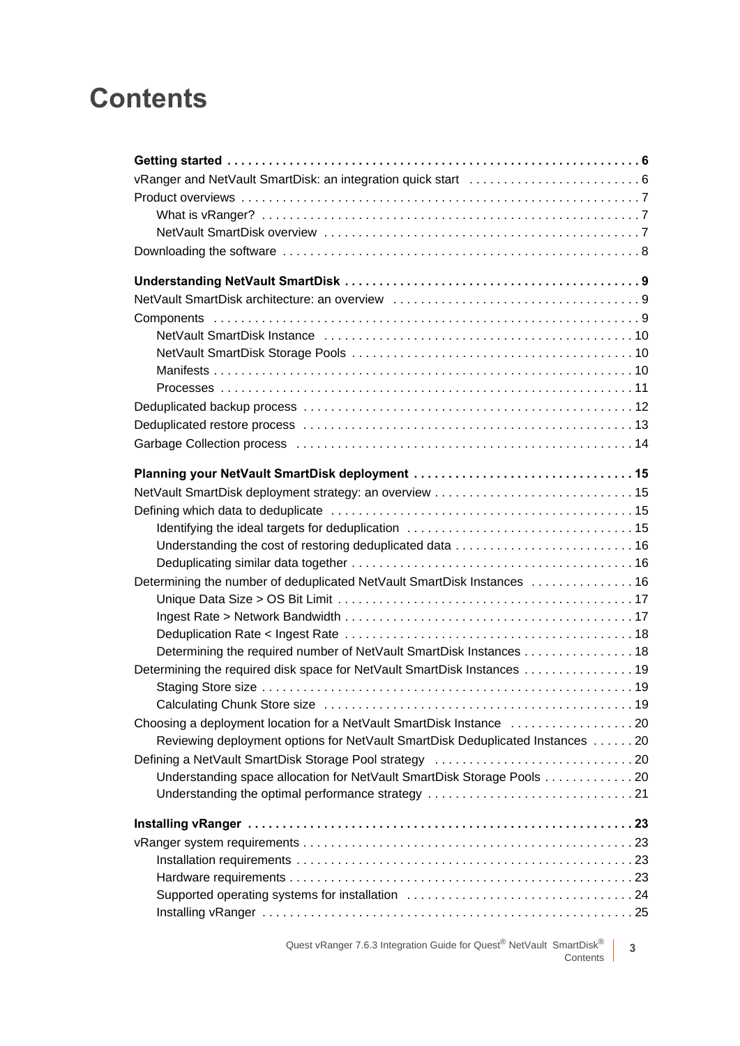# Contents

**Getting started . . . . . . . . . . . . . . . . . . . . . . . . . . . . . . . . . . . . . . . . . . . . . . . . . . . . . . . . . . 6**

vRanger and NetVault SmartDisk: an integration quick start . . . . . . . . . . . . . . . . . . . . . . . . 6

Product overviews . . . . . . . . . . . . . . . . . . . . . . . . . . . . . . . . . . . . . . . . . . . . . . . . . . . . . . . . . 7

- What is vRanger? . . . . . . . . . . . . . . . . . . . . . . . . . . . . . . . . . . . . . . . . . . . . . . . . . . . . . . . 7
- NetVault SmartDisk overview . . . . . . . . . . . . . . . . . . . . . . . . . . . . . . . . . . . . . . . . . . . . . . 7

Downloading the software . . . . . . . . . . . . . . . . . . . . . . . . . . . . . . . . . . . . . . . . . . . . . . . . . . . 8

**Understanding NetVault SmartDisk . . . . . . . . . . . . . . . . . . . . . . . . . . . . . . . . . . . . . . . . . . 9**

NetVault SmartDisk architecture: an overview . . . . . . . . . . . . . . . . . . . . . . . . . . . . . . . . . . . 9

Components . . . . . . . . . . . . . . . . . . . . . . . . . . . . . . . . . . . . . . . . . . . . . . . . . . . . . . . . . . . . . . 9

- NetVault SmartDisk Instance . . . . . . . . . . . . . . . . . . . . . . . . . . . . . . . . . . . . . . . . . . . . . 10
- NetVault SmartDisk Storage Pools . . . . . . . . . . . . . . . . . . . . . . . . . . . . . . . . . . . . . . . . . 10
- Manifests . . . . . . . . . . . . . . . . . . . . . . . . . . . . . . . . . . . . . . . . . . . . . . . . . . . . . . . . . . . . . 10
- Processes . . . . . . . . . . . . . . . . . . . . . . . . . . . . . . . . . . . . . . . . . . . . . . . . . . . . . . . . . . . . 11

Deduplicated backup process . . . . . . . . . . . . . . . . . . . . . . . . . . . . . . . . . . . . . . . . . . . . . . . 12

Deduplicated restore process . . . . . . . . . . . . . . . . . . . . . . . . . . . . . . . . . . . . . . . . . . . . . . . 13

Garbage Collection process . . . . . . . . . . . . . . . . . . . . . . . . . . . . . . . . . . . . . . . . . . . . . . . . 14

**Planning your NetVault SmartDisk deployment . . . . . . . . . . . . . . . . . . . . . . . . . . . . . . . 15**

NetVault SmartDisk deployment strategy: an overview . . . . . . . . . . . . . . . . . . . . . . . . . . . . 15

Defining which data to deduplicate . . . . . . . . . . . . . . . . . . . . . . . . . . . . . . . . . . . . . . . . . . . 15

- Identifying the ideal targets for deduplication . . . . . . . . . . . . . . . . . . . . . . . . . . . . . . . . 15
- Understanding the cost of restoring deduplicated data . . . . . . . . . . . . . . . . . . . . . . . . . . 16
- Deduplicating similar data together . . . . . . . . . . . . . . . . . . . . . . . . . . . . . . . . . . . . . . . . 16

Determining the number of deduplicated NetVault SmartDisk Instances . . . . . . . . . . . . . . . 16

- Unique Data Size > OS Bit Limit . . . . . . . . . . . . . . . . . . . . . . . . . . . . . . . . . . . . . . . . . . 17
- Ingest Rate > Network Bandwidth . . . . . . . . . . . . . . . . . . . . . . . . . . . . . . . . . . . . . . . . . 17
- Deduplication Rate < Ingest Rate . . . . . . . . . . . . . . . . . . . . . . . . . . . . . . . . . . . . . . . . . 18
- Determining the required number of NetVault SmartDisk Instances . . . . . . . . . . . . . . . . 18

Determining the required disk space for NetVault SmartDisk Instances . . . . . . . . . . . . . . . . 19

- Staging Store size . . . . . . . . . . . . . . . . . . . . . . . . . . . . . . . . . . . . . . . . . . . . . . . . . . . . . . 19
- Calculating Chunk Store size . . . . . . . . . . . . . . . . . . . . . . . . . . . . . . . . . . . . . . . . . . . . . 19

Choosing a deployment location for a NetVault SmartDisk Instance . . . . . . . . . . . . . . . . . . 20

- Reviewing deployment options for NetVault SmartDisk Deduplicated Instances . . . . . . 20

Defining a NetVault SmartDisk Storage Pool strategy . . . . . . . . . . . . . . . . . . . . . . . . . . . . . 20

- Understanding space allocation for NetVault SmartDisk Storage Pools . . . . . . . . . . . . . 20
- Understanding the optimal performance strategy . . . . . . . . . . . . . . . . . . . . . . . . . . . . . . 21

**Installing vRanger . . . . . . . . . . . . . . . . . . . . . . . . . . . . . . . . . . . . . . . . . . . . . . . . . . . . . . . 23**

vRanger system requirements . . . . . . . . . . . . . . . . . . . . . . . . . . . . . . . . . . . . . . . . . . . . . . . 23

- Installation requirements . . . . . . . . . . . . . . . . . . . . . . . . . . . . . . . . . . . . . . . . . . . . . . . . . 23
- Hardware requirements . . . . . . . . . . . . . . . . . . . . . . . . . . . . . . . . . . . . . . . . . . . . . . . . . . 23
- Supported operating systems for installation . . . . . . . . . . . . . . . . . . . . . . . . . . . . . . . . . 24
- Installing vRanger . . . . . . . . . . . . . . . . . . . . . . . . . . . . . . . . . . . . . . . . . . . . . . . . . . . . . . 25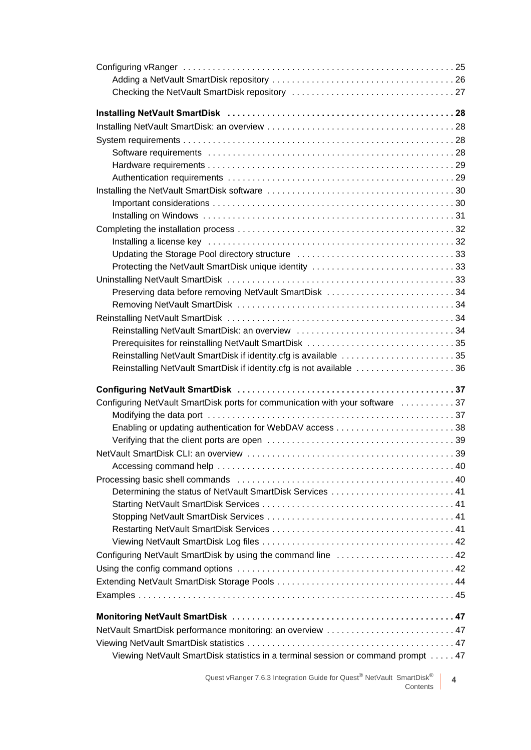Configuring vRanger . . . . . . . . . . . . . . . . . . . . . . . . . . . . . . . . . . . . . . . . . . . . . . . . . . . . . 25
- Adding a NetVault SmartDisk repository . . . . . . . . . . . . . . . . . . . . . . . . . . . . . . . . . . . . 26
- Checking the NetVault SmartDisk repository . . . . . . . . . . . . . . . . . . . . . . . . . . . . . . . . 27

**Installing NetVault SmartDisk . . . . . . . . . . . . . . . . . . . . . . . . . . . . . . . . . . . . . . . . . . . . . 28**

Installing NetVault SmartDisk: an overview . . . . . . . . . . . . . . . . . . . . . . . . . . . . . . . . . . . . . 28

System requirements . . . . . . . . . . . . . . . . . . . . . . . . . . . . . . . . . . . . . . . . . . . . . . . . . . . . . . 28
- Software requirements . . . . . . . . . . . . . . . . . . . . . . . . . . . . . . . . . . . . . . . . . . . . . . . . . . 28
- Hardware requirements . . . . . . . . . . . . . . . . . . . . . . . . . . . . . . . . . . . . . . . . . . . . . . . . . 29
- Authentication requirements . . . . . . . . . . . . . . . . . . . . . . . . . . . . . . . . . . . . . . . . . . . . . 29

Installing the NetVault SmartDisk software . . . . . . . . . . . . . . . . . . . . . . . . . . . . . . . . . . . . . 30
- Important considerations . . . . . . . . . . . . . . . . . . . . . . . . . . . . . . . . . . . . . . . . . . . . . . . . 30
- Installing on Windows . . . . . . . . . . . . . . . . . . . . . . . . . . . . . . . . . . . . . . . . . . . . . . . . . . 31

Completing the installation process . . . . . . . . . . . . . . . . . . . . . . . . . . . . . . . . . . . . . . . . . . . 32
- Installing a license key . . . . . . . . . . . . . . . . . . . . . . . . . . . . . . . . . . . . . . . . . . . . . . . . . . 32
- Updating the Storage Pool directory structure . . . . . . . . . . . . . . . . . . . . . . . . . . . . . . . 33
- Protecting the NetVault SmartDisk unique identity . . . . . . . . . . . . . . . . . . . . . . . . . . . . 33

Uninstalling NetVault SmartDisk . . . . . . . . . . . . . . . . . . . . . . . . . . . . . . . . . . . . . . . . . . . . . 33
- Preserving data before removing NetVault SmartDisk . . . . . . . . . . . . . . . . . . . . . . . . . 34
- Removing NetVault SmartDisk . . . . . . . . . . . . . . . . . . . . . . . . . . . . . . . . . . . . . . . . . . . 34

Reinstalling NetVault SmartDisk . . . . . . . . . . . . . . . . . . . . . . . . . . . . . . . . . . . . . . . . . . . . . 34
- Reinstalling NetVault SmartDisk: an overview . . . . . . . . . . . . . . . . . . . . . . . . . . . . . . . 34
- Prerequisites for reinstalling NetVault SmartDisk . . . . . . . . . . . . . . . . . . . . . . . . . . . . . 35
- Reinstalling NetVault SmartDisk if identity.cfg is available . . . . . . . . . . . . . . . . . . . . . . 35
- Reinstalling NetVault SmartDisk if identity.cfg is not available . . . . . . . . . . . . . . . . . . . 36

**Configuring NetVault SmartDisk . . . . . . . . . . . . . . . . . . . . . . . . . . . . . . . . . . . . . . . . . . . 37**

Configuring NetVault SmartDisk ports for communication with your software . . . . . . . . . . . 37
- Modifying the data port . . . . . . . . . . . . . . . . . . . . . . . . . . . . . . . . . . . . . . . . . . . . . . . . . 37
- Enabling or updating authentication for WebDAV access . . . . . . . . . . . . . . . . . . . . . . . 38
- Verifying that the client ports are open . . . . . . . . . . . . . . . . . . . . . . . . . . . . . . . . . . . . . 39

NetVault SmartDisk CLI: an overview . . . . . . . . . . . . . . . . . . . . . . . . . . . . . . . . . . . . . . . . . 39
- Accessing command help . . . . . . . . . . . . . . . . . . . . . . . . . . . . . . . . . . . . . . . . . . . . . . . 40

Processing basic shell commands . . . . . . . . . . . . . . . . . . . . . . . . . . . . . . . . . . . . . . . . . . . 40
- Determining the status of NetVault SmartDisk Services . . . . . . . . . . . . . . . . . . . . . . . . 41
- Starting NetVault SmartDisk Services . . . . . . . . . . . . . . . . . . . . . . . . . . . . . . . . . . . . . . 41
- Stopping NetVault SmartDisk Services . . . . . . . . . . . . . . . . . . . . . . . . . . . . . . . . . . . . . 41
- Restarting NetVault SmartDisk Services . . . . . . . . . . . . . . . . . . . . . . . . . . . . . . . . . . . . 41
- Viewing NetVault SmartDisk Log files . . . . . . . . . . . . . . . . . . . . . . . . . . . . . . . . . . . . . . 42

Configuring NetVault SmartDisk by using the command line . . . . . . . . . . . . . . . . . . . . . . . 42

Using the config command options . . . . . . . . . . . . . . . . . . . . . . . . . . . . . . . . . . . . . . . . . . . 42

Extending NetVault SmartDisk Storage Pools . . . . . . . . . . . . . . . . . . . . . . . . . . . . . . . . . . . 44

Examples . . . . . . . . . . . . . . . . . . . . . . . . . . . . . . . . . . . . . . . . . . . . . . . . . . . . . . . . . . . . . . . 45

**Monitoring NetVault SmartDisk . . . . . . . . . . . . . . . . . . . . . . . . . . . . . . . . . . . . . . . . . . . . 47**

NetVault SmartDisk performance monitoring: an overview . . . . . . . . . . . . . . . . . . . . . . . . . 47

Viewing NetVault SmartDisk statistics . . . . . . . . . . . . . . . . . . . . . . . . . . . . . . . . . . . . . . . . . 47
- Viewing NetVault SmartDisk statistics in a terminal session or command prompt . . . . . 47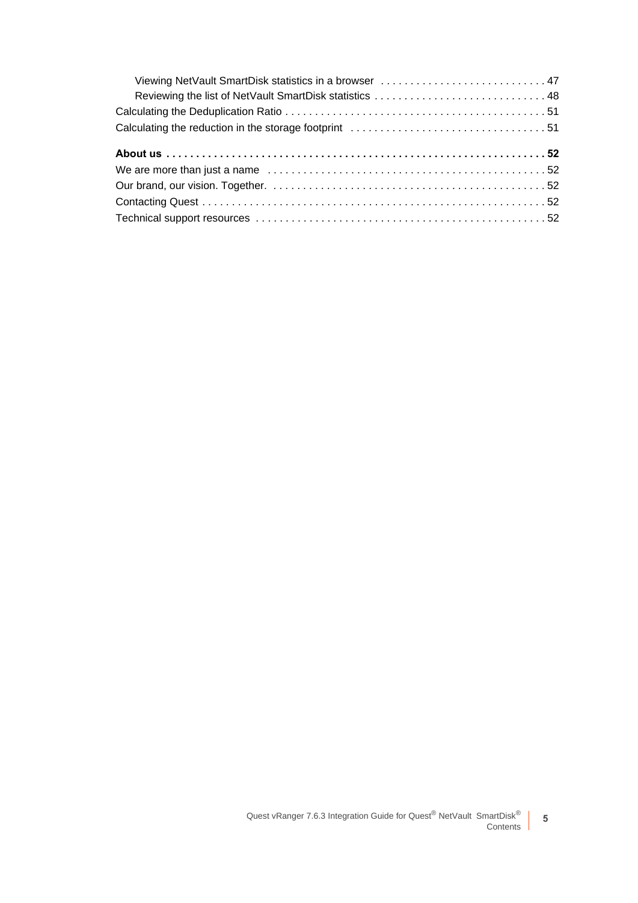Viewing NetVault SmartDisk statistics in a browser . . . . . . . . . . . . . . . . . . . . . . . . . . . . 47
Reviewing the list of NetVault SmartDisk statistics . . . . . . . . . . . . . . . . . . . . . . . . . . . . . 48
Calculating the Deduplication Ratio . . . . . . . . . . . . . . . . . . . . . . . . . . . . . . . . . . . . . . . . . . . . 51
Calculating the reduction in the storage footprint . . . . . . . . . . . . . . . . . . . . . . . . . . . . . . . . . 51

**About us . . . . . . . . . . . . . . . . . . . . . . . . . . . . . . . . . . . . . . . . . . . . . . . . . . . . . . . . . . . . . 52**
We are more than just a name . . . . . . . . . . . . . . . . . . . . . . . . . . . . . . . . . . . . . . . . . . . . . . . 52
Our brand, our vision. Together. . . . . . . . . . . . . . . . . . . . . . . . . . . . . . . . . . . . . . . . . . . . . . . 52
Contacting Quest . . . . . . . . . . . . . . . . . . . . . . . . . . . . . . . . . . . . . . . . . . . . . . . . . . . . . . . . . . 52
Technical support resources . . . . . . . . . . . . . . . . . . . . . . . . . . . . . . . . . . . . . . . . . . . . . . . . . 52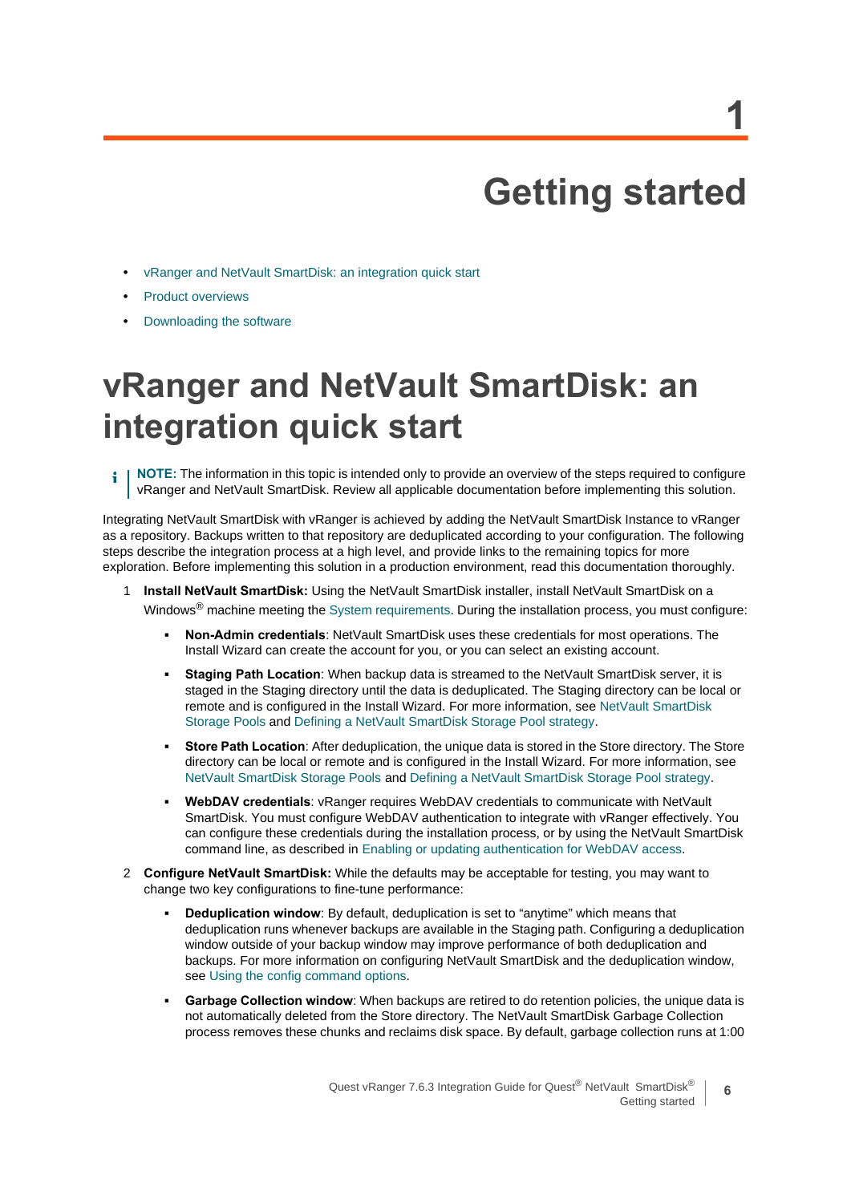# 1 Getting started

- vRanger and NetVault SmartDisk: an integration quick start
- Product overviews
- Downloading the software

## vRanger and NetVault SmartDisk: an integration quick start

> **NOTE:** The information in this topic is intended only to provide an overview of the steps required to configure vRanger and NetVault SmartDisk. Review all applicable documentation before implementing this solution.

Integrating NetVault SmartDisk with vRanger is achieved by adding the NetVault SmartDisk Instance to vRanger as a repository. Backups written to that repository are deduplicated according to your configuration. The following steps describe the integration process at a high level, and provide links to the remaining topics for more exploration. Before implementing this solution in a production environment, read this documentation thoroughly.

1. **Install NetVault SmartDisk:** Using the NetVault SmartDisk installer, install NetVault SmartDisk on a Windows® machine meeting the System requirements. During the installation process, you must configure:
   - **Non-Admin credentials**: NetVault SmartDisk uses these credentials for most operations. The Install Wizard can create the account for you, or you can select an existing account.
   - **Staging Path Location**: When backup data is streamed to the NetVault SmartDisk server, it is staged in the Staging directory until the data is deduplicated. The Staging directory can be local or remote and is configured in the Install Wizard. For more information, see NetVault SmartDisk Storage Pools and Defining a NetVault SmartDisk Storage Pool strategy.
   - **Store Path Location**: After deduplication, the unique data is stored in the Store directory. The Store directory can be local or remote and is configured in the Install Wizard. For more information, see NetVault SmartDisk Storage Pools and Defining a NetVault SmartDisk Storage Pool strategy.
   - **WebDAV credentials**: vRanger requires WebDAV credentials to communicate with NetVault SmartDisk. You must configure WebDAV authentication to integrate with vRanger effectively. You can configure these credentials during the installation process, or by using the NetVault SmartDisk command line, as described in Enabling or updating authentication for WebDAV access.
2. **Configure NetVault SmartDisk:** While the defaults may be acceptable for testing, you may want to change two key configurations to fine-tune performance:
   - **Deduplication window**: By default, deduplication is set to “anytime” which means that deduplication runs whenever backups are available in the Staging path. Configuring a deduplication window outside of your backup window may improve performance of both deduplication and backups. For more information on configuring NetVault SmartDisk and the deduplication window, see Using the config command options.
   - **Garbage Collection window**: When backups are retired to do retention policies, the unique data is not automatically deleted from the Store directory. The NetVault SmartDisk Garbage Collection process removes these chunks and reclaims disk space. By default, garbage collection runs at 1:00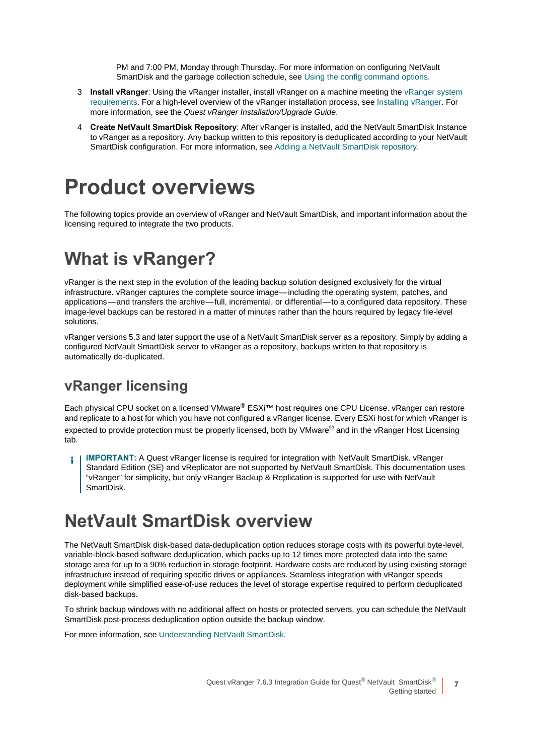PM and 7:00 PM, Monday through Thursday. For more information on configuring NetVault SmartDisk and the garbage collection schedule, see Using the config command options.

3 **Install vRanger**: Using the vRanger installer, install vRanger on a machine meeting the vRanger system requirements. For a high-level overview of the vRanger installation process, see Installing vRanger. For more information, see the *Quest vRanger Installation/Upgrade Guide*.

4 **Create NetVault SmartDisk Repository**: After vRanger is installed, add the NetVault SmartDisk Instance to vRanger as a repository. Any backup written to this repository is deduplicated according to your NetVault SmartDisk configuration. For more information, see Adding a NetVault SmartDisk repository.

# Product overviews

The following topics provide an overview of vRanger and NetVault SmartDisk, and important information about the licensing required to integrate the two products.

# What is vRanger?

vRanger is the next step in the evolution of the leading backup solution designed exclusively for the virtual infrastructure. vRanger captures the complete source image—including the operating system, patches, and applications—and transfers the archive—full, incremental, or differential—to a configured data repository. These image-level backups can be restored in a matter of minutes rather than the hours required by legacy file-level solutions.

vRanger versions 5.3 and later support the use of a NetVault SmartDisk server as a repository. Simply by adding a configured NetVault SmartDisk server to vRanger as a repository, backups written to that repository is automatically de-duplicated.

## vRanger licensing

Each physical CPU socket on a licensed VMware® ESXi™ host requires one CPU License. vRanger can restore and replicate to a host for which you have not configured a vRanger license. Every ESXi host for which vRanger is expected to provide protection must be properly licensed, both by VMware® and in the vRanger Host Licensing tab.

**IMPORTANT:** A Quest vRanger license is required for integration with NetVault SmartDisk. vRanger Standard Edition (SE) and vReplicator are not supported by NetVault SmartDisk. This documentation uses "vRanger" for simplicity, but only vRanger Backup & Replication is supported for use with NetVault SmartDisk.

# NetVault SmartDisk overview

The NetVault SmartDisk disk-based data-deduplication option reduces storage costs with its powerful byte-level, variable-block-based software deduplication, which packs up to 12 times more protected data into the same storage area for up to a 90% reduction in storage footprint. Hardware costs are reduced by using existing storage infrastructure instead of requiring specific drives or appliances. Seamless integration with vRanger speeds deployment while simplified ease-of-use reduces the level of storage expertise required to perform deduplicated disk-based backups.

To shrink backup windows with no additional affect on hosts or protected servers, you can schedule the NetVault SmartDisk post-process deduplication option outside the backup window.

For more information, see Understanding NetVault SmartDisk.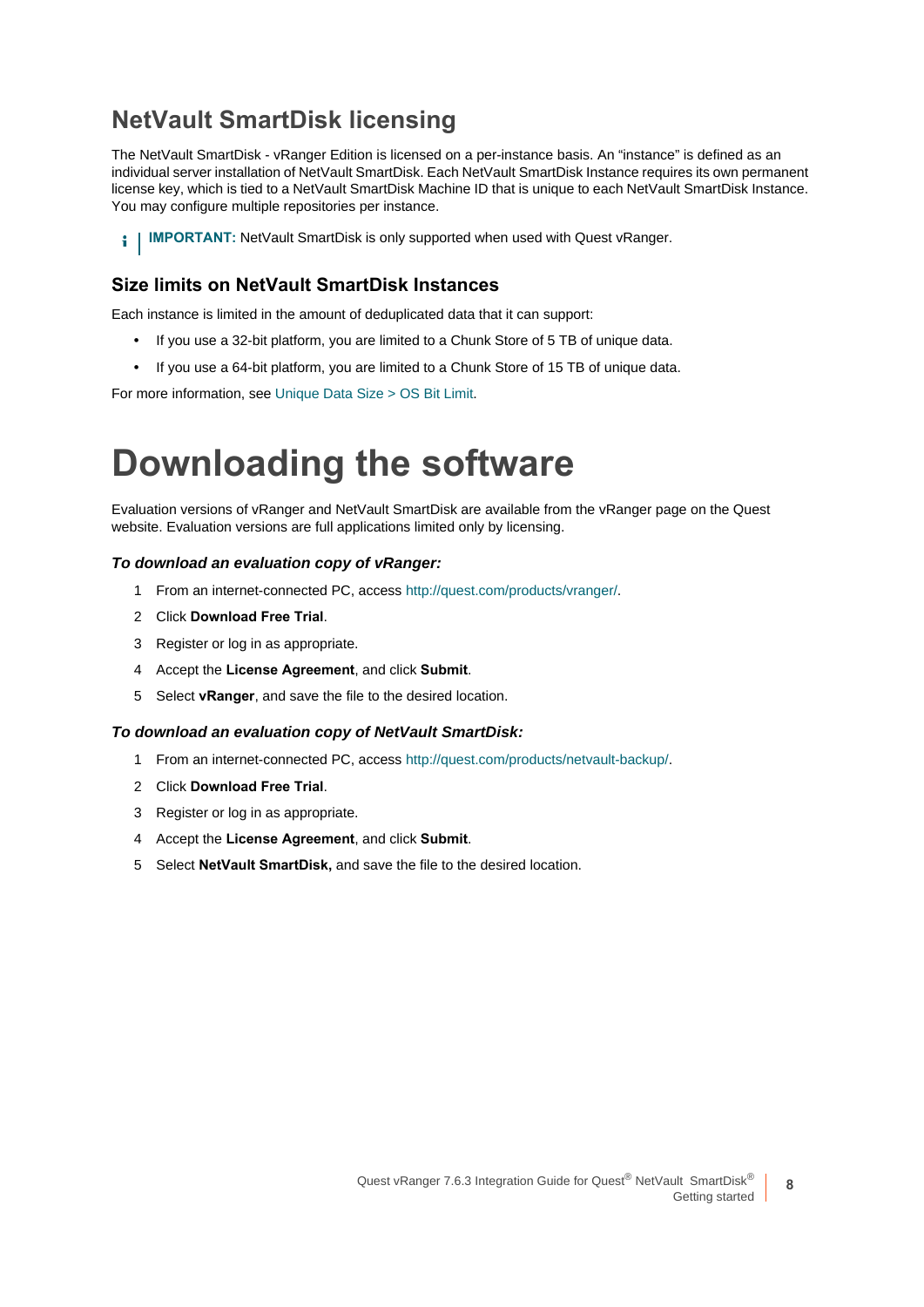## NetVault SmartDisk licensing

The NetVault SmartDisk - vRanger Edition is licensed on a per-instance basis. An "instance" is defined as an individual server installation of NetVault SmartDisk. Each NetVault SmartDisk Instance requires its own permanent license key, which is tied to a NetVault SmartDisk Machine ID that is unique to each NetVault SmartDisk Instance. You may configure multiple repositories per instance.

**IMPORTANT:** NetVault SmartDisk is only supported when used with Quest vRanger.

### Size limits on NetVault SmartDisk Instances

Each instance is limited in the amount of deduplicated data that it can support:

- If you use a 32-bit platform, you are limited to a Chunk Store of 5 TB of unique data.
- If you use a 64-bit platform, you are limited to a Chunk Store of 15 TB of unique data.

For more information, see Unique Data Size > OS Bit Limit.

# Downloading the software

Evaluation versions of vRanger and NetVault SmartDisk are available from the vRanger page on the Quest website. Evaluation versions are full applications limited only by licensing.

#### *To download an evaluation copy of vRanger:*

1. From an internet-connected PC, access http://quest.com/products/vranger/.
2. Click **Download Free Trial**.
3. Register or log in as appropriate.
4. Accept the **License Agreement**, and click **Submit**.
5. Select **vRanger**, and save the file to the desired location.

#### *To download an evaluation copy of NetVault SmartDisk:*

1. From an internet-connected PC, access http://quest.com/products/netvault-backup/.
2. Click **Download Free Trial**.
3. Register or log in as appropriate.
4. Accept the **License Agreement**, and click **Submit**.
5. Select **NetVault SmartDisk,** and save the file to the desired location.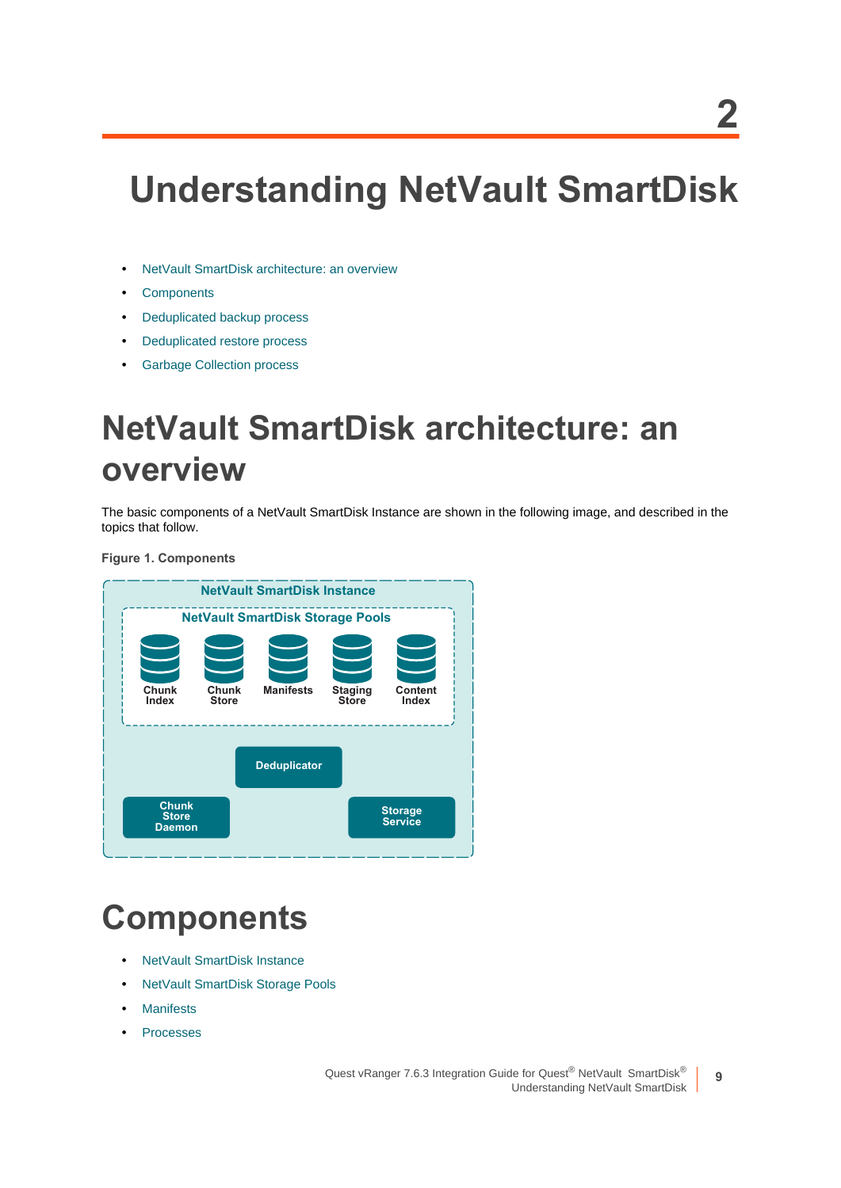# 2 Understanding NetVault SmartDisk

- NetVault SmartDisk architecture: an overview
- Components
- Deduplicated backup process
- Deduplicated restore process
- Garbage Collection process

## NetVault SmartDisk architecture: an overview

The basic components of a NetVault SmartDisk Instance are shown in the following image, and described in the topics that follow.

**Figure 1. Components**

NetVault SmartDisk Instance

NetVault SmartDisk Storage Pools

Chunk Index | Chunk Store | Manifests | Staging Store | Content Index

Deduplicator

Chunk Store Daemon

Storage Service

## Components

- NetVault SmartDisk Instance
- NetVault SmartDisk Storage Pools
- Manifests
- Processes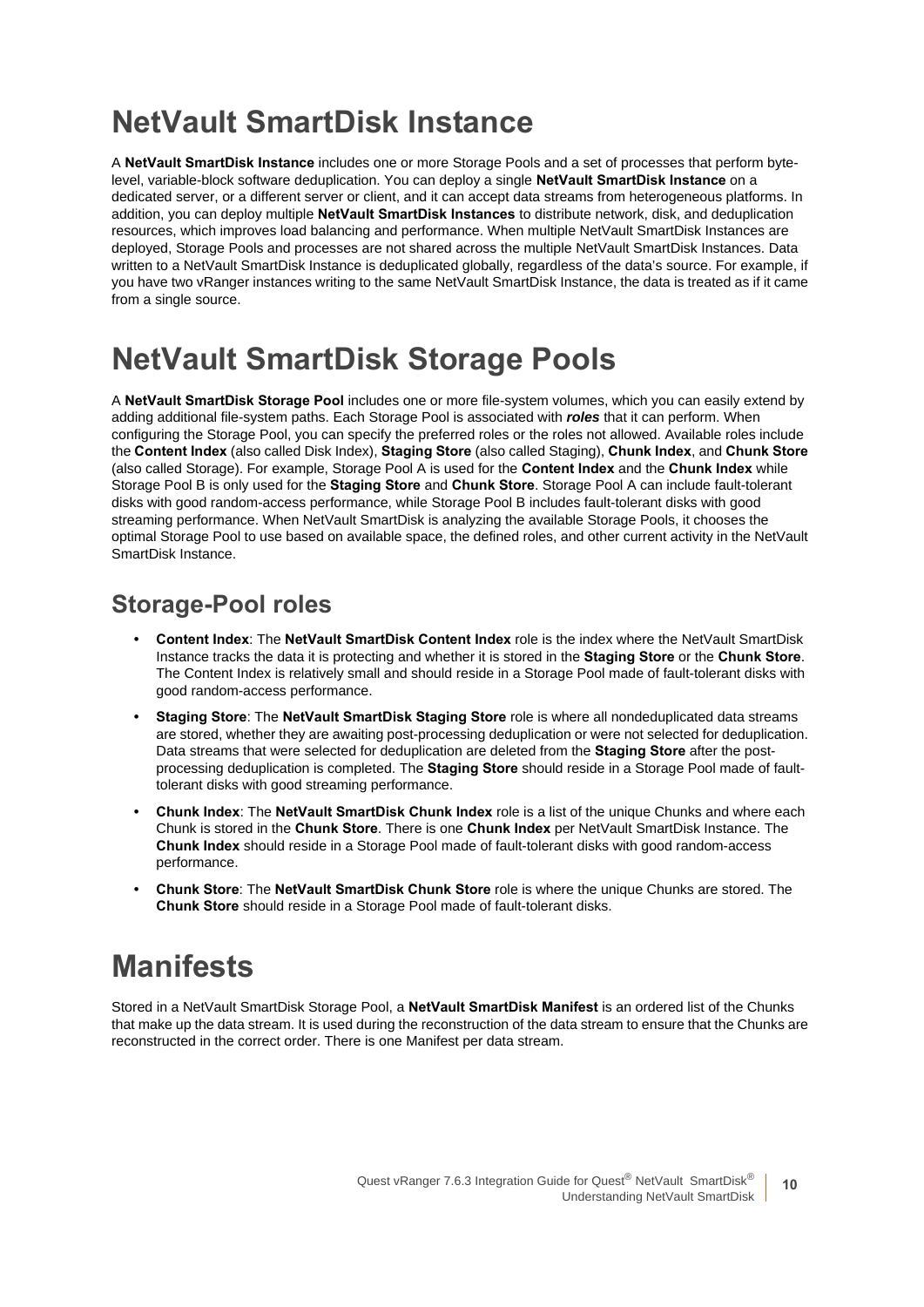# NetVault SmartDisk Instance

A **NetVault SmartDisk Instance** includes one or more Storage Pools and a set of processes that perform byte-level, variable-block software deduplication. You can deploy a single **NetVault SmartDisk Instance** on a dedicated server, or a different server or client, and it can accept data streams from heterogeneous platforms. In addition, you can deploy multiple **NetVault SmartDisk Instances** to distribute network, disk, and deduplication resources, which improves load balancing and performance. When multiple NetVault SmartDisk Instances are deployed, Storage Pools and processes are not shared across the multiple NetVault SmartDisk Instances. Data written to a NetVault SmartDisk Instance is deduplicated globally, regardless of the data's source. For example, if you have two vRanger instances writing to the same NetVault SmartDisk Instance, the data is treated as if it came from a single source.

# NetVault SmartDisk Storage Pools

A **NetVault SmartDisk Storage Pool** includes one or more file-system volumes, which you can easily extend by adding additional file-system paths. Each Storage Pool is associated with ***roles*** that it can perform. When configuring the Storage Pool, you can specify the preferred roles or the roles not allowed. Available roles include the **Content Index** (also called Disk Index), **Staging Store** (also called Staging), **Chunk Index**, and **Chunk Store** (also called Storage). For example, Storage Pool A is used for the **Content Index** and the **Chunk Index** while Storage Pool B is only used for the **Staging Store** and **Chunk Store**. Storage Pool A can include fault-tolerant disks with good random-access performance, while Storage Pool B includes fault-tolerant disks with good streaming performance. When NetVault SmartDisk is analyzing the available Storage Pools, it chooses the optimal Storage Pool to use based on available space, the defined roles, and other current activity in the NetVault SmartDisk Instance.

## Storage-Pool roles

- **Content Index**: The **NetVault SmartDisk Content Index** role is the index where the NetVault SmartDisk Instance tracks the data it is protecting and whether it is stored in the **Staging Store** or the **Chunk Store**. The Content Index is relatively small and should reside in a Storage Pool made of fault-tolerant disks with good random-access performance.
- **Staging Store**: The **NetVault SmartDisk Staging Store** role is where all nondeduplicated data streams are stored, whether they are awaiting post-processing deduplication or were not selected for deduplication. Data streams that were selected for deduplication are deleted from the **Staging Store** after the post-processing deduplication is completed. The **Staging Store** should reside in a Storage Pool made of fault-tolerant disks with good streaming performance.
- **Chunk Index**: The **NetVault SmartDisk Chunk Index** role is a list of the unique Chunks and where each Chunk is stored in the **Chunk Store**. There is one **Chunk Index** per NetVault SmartDisk Instance. The **Chunk Index** should reside in a Storage Pool made of fault-tolerant disks with good random-access performance.
- **Chunk Store**: The **NetVault SmartDisk Chunk Store** role is where the unique Chunks are stored. The **Chunk Store** should reside in a Storage Pool made of fault-tolerant disks.

# Manifests

Stored in a NetVault SmartDisk Storage Pool, a **NetVault SmartDisk Manifest** is an ordered list of the Chunks that make up the data stream. It is used during the reconstruction of the data stream to ensure that the Chunks are reconstructed in the correct order. There is one Manifest per data stream.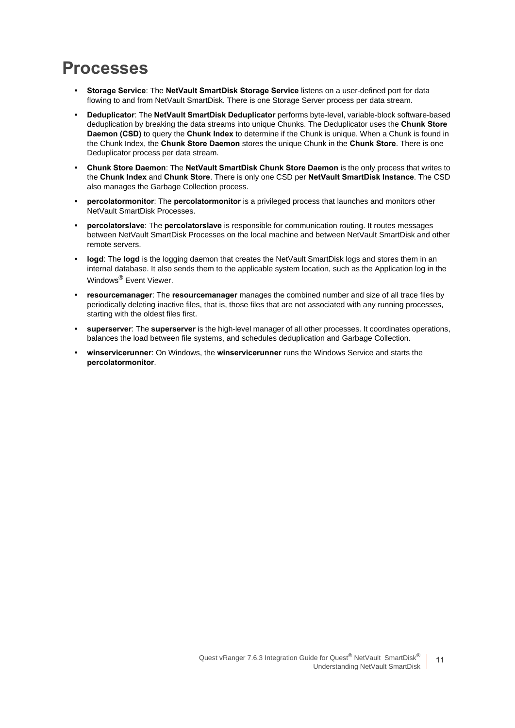# Processes

- **Storage Service**: The **NetVault SmartDisk Storage Service** listens on a user-defined port for data flowing to and from NetVault SmartDisk. There is one Storage Server process per data stream.
- **Deduplicator**: The **NetVault SmartDisk Deduplicator** performs byte-level, variable-block software-based deduplication by breaking the data streams into unique Chunks. The Deduplicator uses the **Chunk Store Daemon (CSD)** to query the **Chunk Index** to determine if the Chunk is unique. When a Chunk is found in the Chunk Index, the **Chunk Store Daemon** stores the unique Chunk in the **Chunk Store**. There is one Deduplicator process per data stream.
- **Chunk Store Daemon**: The **NetVault SmartDisk Chunk Store Daemon** is the only process that writes to the **Chunk Index** and **Chunk Store**. There is only one CSD per **NetVault SmartDisk Instance**. The CSD also manages the Garbage Collection process.
- **percolatormonitor**: The **percolatormonitor** is a privileged process that launches and monitors other NetVault SmartDisk Processes.
- **percolatorslave**: The **percolatorslave** is responsible for communication routing. It routes messages between NetVault SmartDisk Processes on the local machine and between NetVault SmartDisk and other remote servers.
- **logd**: The **logd** is the logging daemon that creates the NetVault SmartDisk logs and stores them in an internal database. It also sends them to the applicable system location, such as the Application log in the Windows® Event Viewer.
- **resourcemanager**: The **resourcemanager** manages the combined number and size of all trace files by periodically deleting inactive files, that is, those files that are not associated with any running processes, starting with the oldest files first.
- **superserver**: The **superserver** is the high-level manager of all other processes. It coordinates operations, balances the load between file systems, and schedules deduplication and Garbage Collection.
- **winservicerunner**: On Windows, the **winservicerunner** runs the Windows Service and starts the **percolatormonitor**.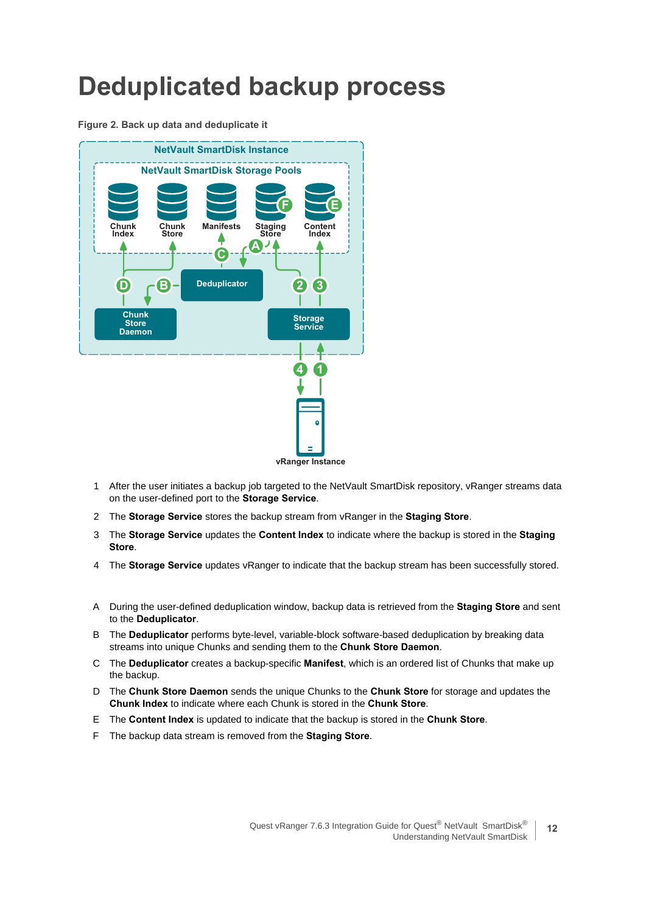# Deduplicated backup process

**Figure 2. Back up data and deduplicate it**

1. After the user initiates a backup job targeted to the NetVault SmartDisk repository, vRanger streams data on the user-defined port to the **Storage Service**.
2. The **Storage Service** stores the backup stream from vRanger in the **Staging Store**.
3. The **Storage Service** updates the **Content Index** to indicate where the backup is stored in the **Staging Store**.
4. The **Storage Service** updates vRanger to indicate that the backup stream has been successfully stored.

A. During the user-defined deduplication window, backup data is retrieved from the **Staging Store** and sent to the **Deduplicator**.

B. The **Deduplicator** performs byte-level, variable-block software-based deduplication by breaking data streams into unique Chunks and sending them to the **Chunk Store Daemon**.

C. The **Deduplicator** creates a backup-specific **Manifest**, which is an ordered list of Chunks that make up the backup.

D. The **Chunk Store Daemon** sends the unique Chunks to the **Chunk Store** for storage and updates the **Chunk Index** to indicate where each Chunk is stored in the **Chunk Store**.

E. The **Content Index** is updated to indicate that the backup is stored in the **Chunk Store**.

F. The backup data stream is removed from the **Staging Store**.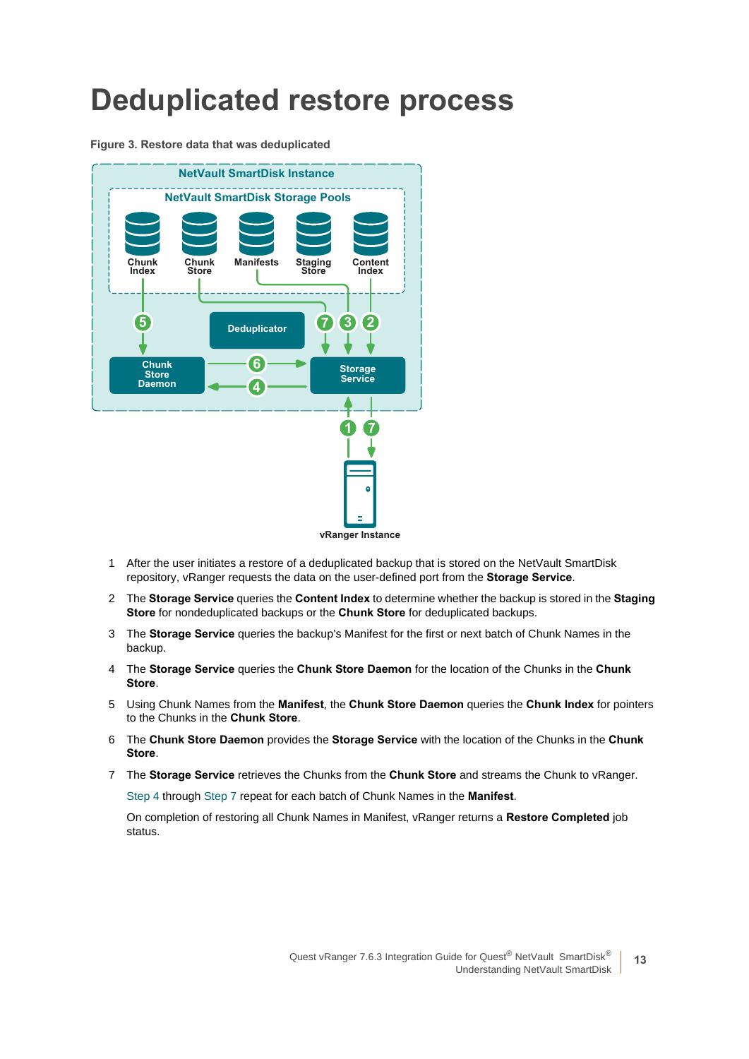# Deduplicated restore process

**Figure 3. Restore data that was deduplicated**

1. After the user initiates a restore of a deduplicated backup that is stored on the NetVault SmartDisk repository, vRanger requests the data on the user-defined port from the **Storage Service**.
2. The **Storage Service** queries the **Content Index** to determine whether the backup is stored in the **Staging Store** for nondeduplicated backups or the **Chunk Store** for deduplicated backups.
3. The **Storage Service** queries the backup's Manifest for the first or next batch of Chunk Names in the backup.
4. The **Storage Service** queries the **Chunk Store Daemon** for the location of the Chunks in the **Chunk Store**.
5. Using Chunk Names from the **Manifest**, the **Chunk Store Daemon** queries the **Chunk Index** for pointers to the Chunks in the **Chunk Store**.
6. The **Chunk Store Daemon** provides the **Storage Service** with the location of the Chunks in the **Chunk Store**.
7. The **Storage Service** retrieves the Chunks from the **Chunk Store** and streams the Chunk to vRanger.

   Step 4 through Step 7 repeat for each batch of Chunk Names in the **Manifest**.

   On completion of restoring all Chunk Names in Manifest, vRanger returns a **Restore Completed** job status.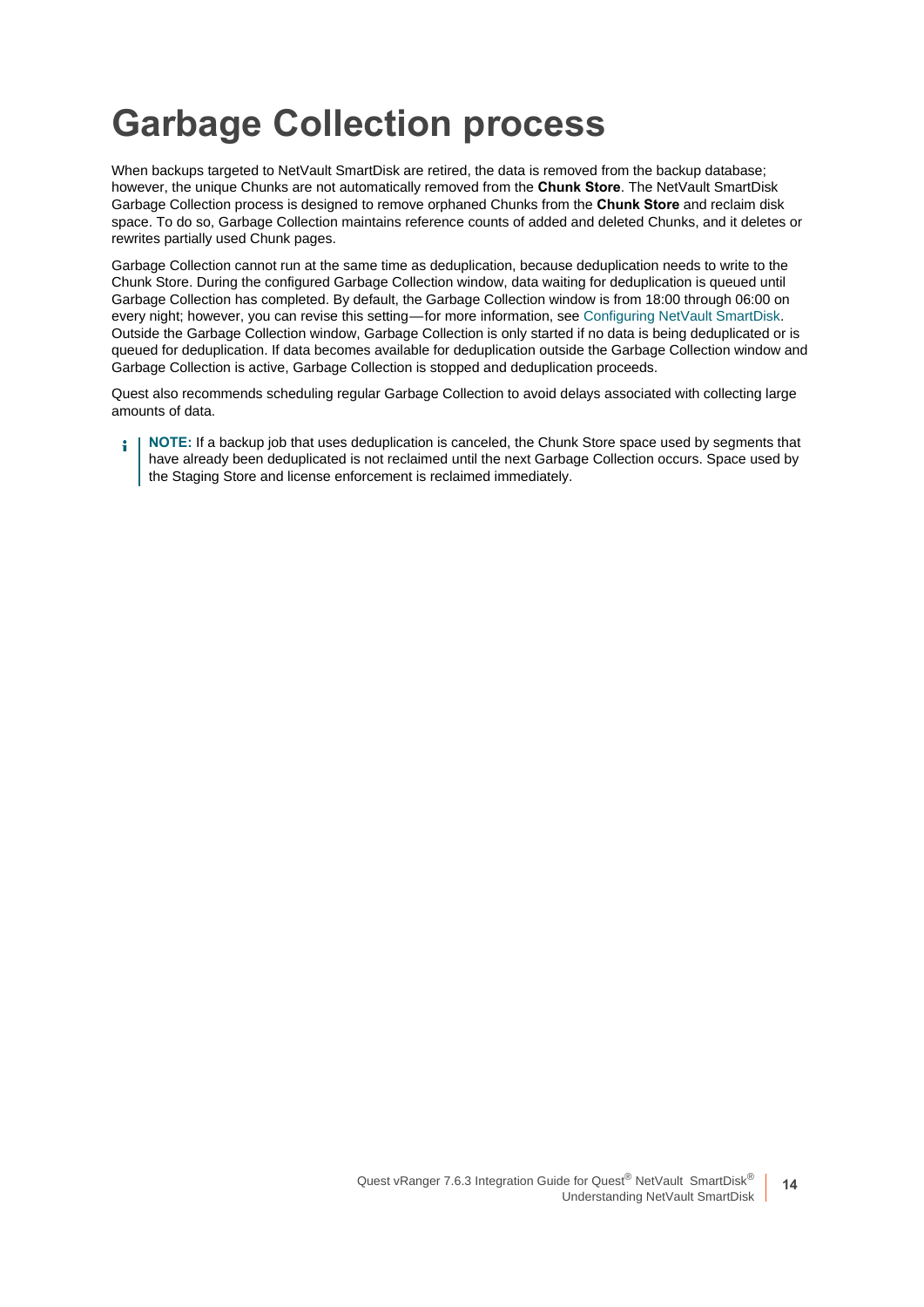# Garbage Collection process

When backups targeted to NetVault SmartDisk are retired, the data is removed from the backup database; however, the unique Chunks are not automatically removed from the **Chunk Store**. The NetVault SmartDisk Garbage Collection process is designed to remove orphaned Chunks from the **Chunk Store** and reclaim disk space. To do so, Garbage Collection maintains reference counts of added and deleted Chunks, and it deletes or rewrites partially used Chunk pages.

Garbage Collection cannot run at the same time as deduplication, because deduplication needs to write to the Chunk Store. During the configured Garbage Collection window, data waiting for deduplication is queued until Garbage Collection has completed. By default, the Garbage Collection window is from 18:00 through 06:00 on every night; however, you can revise this setting—for more information, see Configuring NetVault SmartDisk. Outside the Garbage Collection window, Garbage Collection is only started if no data is being deduplicated or is queued for deduplication. If data becomes available for deduplication outside the Garbage Collection window and Garbage Collection is active, Garbage Collection is stopped and deduplication proceeds.

Quest also recommends scheduling regular Garbage Collection to avoid delays associated with collecting large amounts of data.

> **NOTE:** If a backup job that uses deduplication is canceled, the Chunk Store space used by segments that have already been deduplicated is not reclaimed until the next Garbage Collection occurs. Space used by the Staging Store and license enforcement is reclaimed immediately.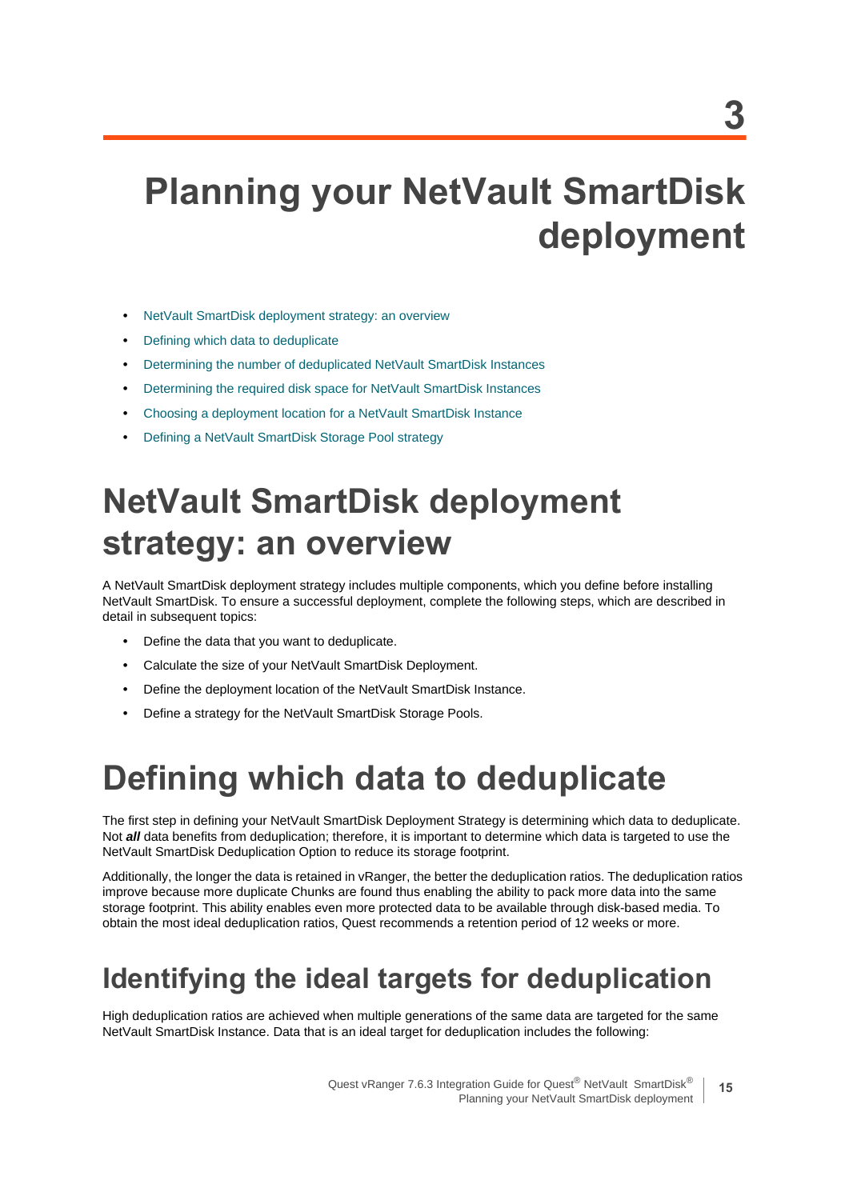# 3

# Planning your NetVault SmartDisk deployment

- NetVault SmartDisk deployment strategy: an overview
- Defining which data to deduplicate
- Determining the number of deduplicated NetVault SmartDisk Instances
- Determining the required disk space for NetVault SmartDisk Instances
- Choosing a deployment location for a NetVault SmartDisk Instance
- Defining a NetVault SmartDisk Storage Pool strategy

## NetVault SmartDisk deployment strategy: an overview

A NetVault SmartDisk deployment strategy includes multiple components, which you define before installing NetVault SmartDisk. To ensure a successful deployment, complete the following steps, which are described in detail in subsequent topics:

- Define the data that you want to deduplicate.
- Calculate the size of your NetVault SmartDisk Deployment.
- Define the deployment location of the NetVault SmartDisk Instance.
- Define a strategy for the NetVault SmartDisk Storage Pools.

## Defining which data to deduplicate

The first step in defining your NetVault SmartDisk Deployment Strategy is determining which data to deduplicate. Not ***all*** data benefits from deduplication; therefore, it is important to determine which data is targeted to use the NetVault SmartDisk Deduplication Option to reduce its storage footprint.

Additionally, the longer the data is retained in vRanger, the better the deduplication ratios. The deduplication ratios improve because more duplicate Chunks are found thus enabling the ability to pack more data into the same storage footprint. This ability enables even more protected data to be available through disk-based media. To obtain the most ideal deduplication ratios, Quest recommends a retention period of 12 weeks or more.

### Identifying the ideal targets for deduplication

High deduplication ratios are achieved when multiple generations of the same data are targeted for the same NetVault SmartDisk Instance. Data that is an ideal target for deduplication includes the following: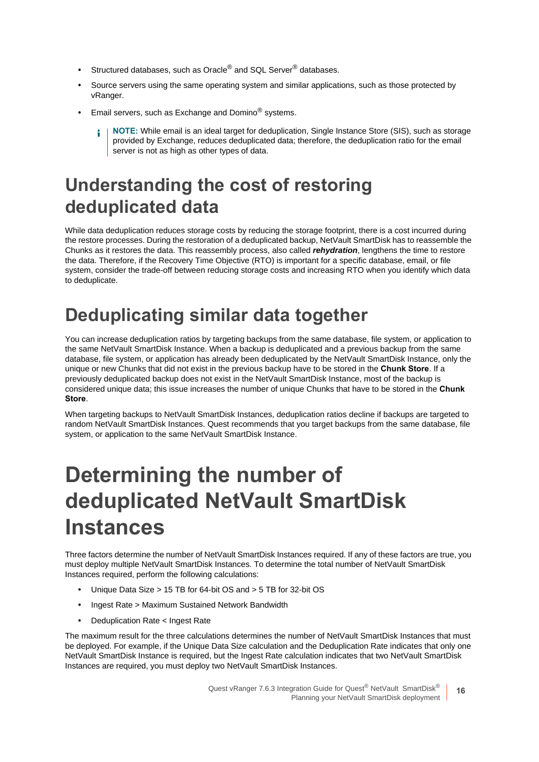- Structured databases, such as Oracle® and SQL Server® databases.
- Source servers using the same operating system and similar applications, such as those protected by vRanger.
- Email servers, such as Exchange and Domino® systems.

  **NOTE:** While email is an ideal target for deduplication, Single Instance Store (SIS), such as storage provided by Exchange, reduces deduplicated data; therefore, the deduplication ratio for the email server is not as high as other types of data.

## Understanding the cost of restoring deduplicated data

While data deduplication reduces storage costs by reducing the storage footprint, there is a cost incurred during the restore processes. During the restoration of a deduplicated backup, NetVault SmartDisk has to reassemble the Chunks as it restores the data. This reassembly process, also called ***rehydration***, lengthens the time to restore the data. Therefore, if the Recovery Time Objective (RTO) is important for a specific database, email, or file system, consider the trade-off between reducing storage costs and increasing RTO when you identify which data to deduplicate.

## Deduplicating similar data together

You can increase deduplication ratios by targeting backups from the same database, file system, or application to the same NetVault SmartDisk Instance. When a backup is deduplicated and a previous backup from the same database, file system, or application has already been deduplicated by the NetVault SmartDisk Instance, only the unique or new Chunks that did not exist in the previous backup have to be stored in the **Chunk Store**. If a previously deduplicated backup does not exist in the NetVault SmartDisk Instance, most of the backup is considered unique data; this issue increases the number of unique Chunks that have to be stored in the **Chunk Store**.

When targeting backups to NetVault SmartDisk Instances, deduplication ratios decline if backups are targeted to random NetVault SmartDisk Instances. Quest recommends that you target backups from the same database, file system, or application to the same NetVault SmartDisk Instance.

# Determining the number of deduplicated NetVault SmartDisk Instances

Three factors determine the number of NetVault SmartDisk Instances required. If any of these factors are true, you must deploy multiple NetVault SmartDisk Instances. To determine the total number of NetVault SmartDisk Instances required, perform the following calculations:

- Unique Data Size > 15 TB for 64-bit OS and > 5 TB for 32-bit OS
- Ingest Rate > Maximum Sustained Network Bandwidth
- Deduplication Rate < Ingest Rate

The maximum result for the three calculations determines the number of NetVault SmartDisk Instances that must be deployed. For example, if the Unique Data Size calculation and the Deduplication Rate indicates that only one NetVault SmartDisk Instance is required, but the Ingest Rate calculation indicates that two NetVault SmartDisk Instances are required, you must deploy two NetVault SmartDisk Instances.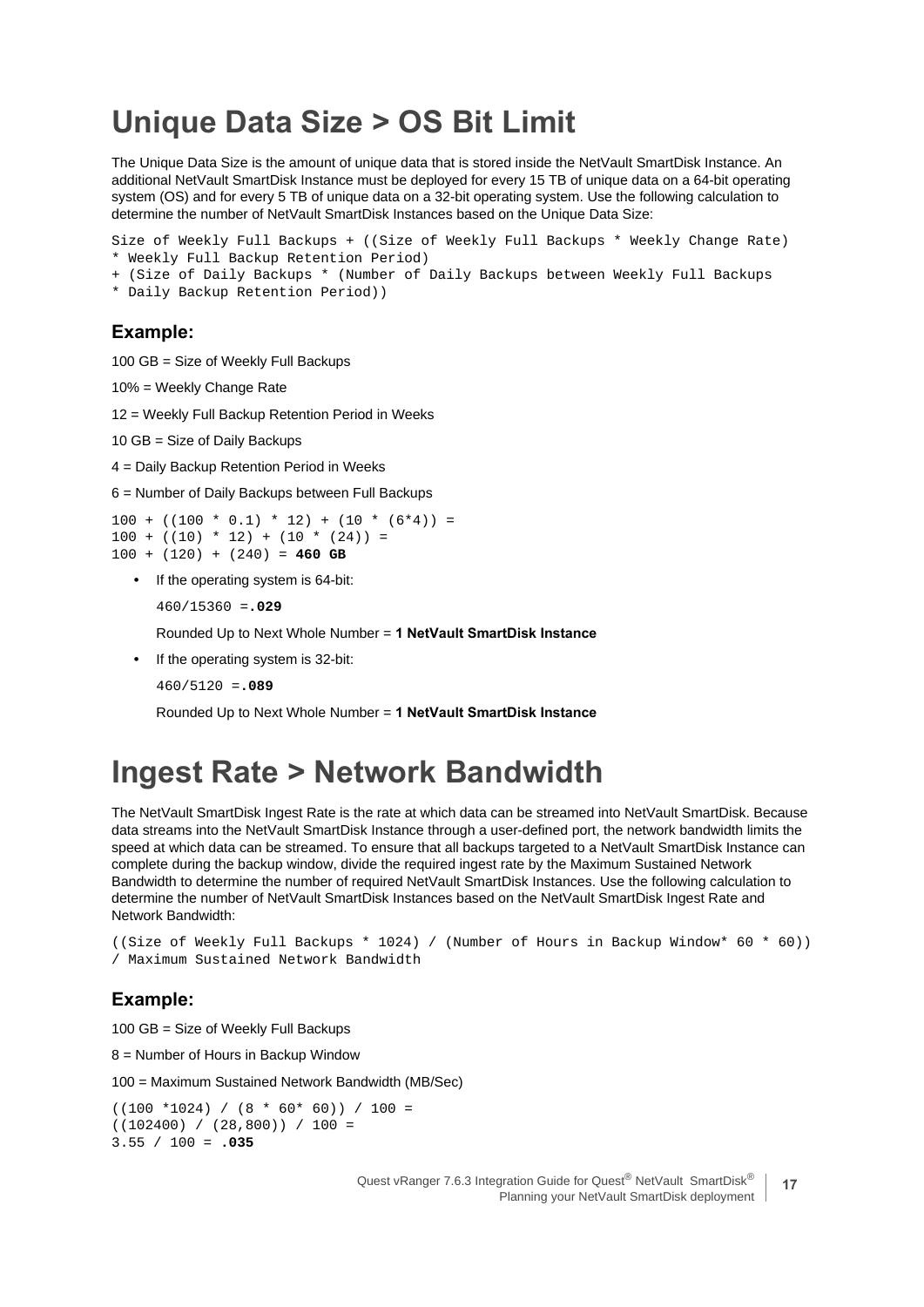# Unique Data Size > OS Bit Limit

The Unique Data Size is the amount of unique data that is stored inside the NetVault SmartDisk Instance. An additional NetVault SmartDisk Instance must be deployed for every 15 TB of unique data on a 64-bit operating system (OS) and for every 5 TB of unique data on a 32-bit operating system. Use the following calculation to determine the number of NetVault SmartDisk Instances based on the Unique Data Size:

```
Size of Weekly Full Backups + ((Size of Weekly Full Backups * Weekly Change Rate)
* Weekly Full Backup Retention Period)
+ (Size of Daily Backups * (Number of Daily Backups between Weekly Full Backups
* Daily Backup Retention Period))
```

### Example:

100 GB = Size of Weekly Full Backups

10% = Weekly Change Rate

12 = Weekly Full Backup Retention Period in Weeks

10 GB = Size of Daily Backups

4 = Daily Backup Retention Period in Weeks

6 = Number of Daily Backups between Full Backups

```
100 + ((100 * 0.1) * 12) + (10 * (6*4)) =
100 + ((10) * 12) + (10 * (24)) =
100 + (120) + (240) = 460 GB
```

- If the operating system is 64-bit:

  `460/15360 =`**`.029`**

  Rounded Up to Next Whole Number = **1 NetVault SmartDisk Instance**

- If the operating system is 32-bit:

  `460/5120 =`**`.089`**

  Rounded Up to Next Whole Number = **1 NetVault SmartDisk Instance**

# Ingest Rate > Network Bandwidth

The NetVault SmartDisk Ingest Rate is the rate at which data can be streamed into NetVault SmartDisk. Because data streams into the NetVault SmartDisk Instance through a user-defined port, the network bandwidth limits the speed at which data can be streamed. To ensure that all backups targeted to a NetVault SmartDisk Instance can complete during the backup window, divide the required ingest rate by the Maximum Sustained Network Bandwidth to determine the number of required NetVault SmartDisk Instances. Use the following calculation to determine the number of NetVault SmartDisk Instances based on the NetVault SmartDisk Ingest Rate and Network Bandwidth:

```
((Size of Weekly Full Backups * 1024) / (Number of Hours in Backup Window* 60 * 60))
/ Maximum Sustained Network Bandwidth
```

### Example:

100 GB = Size of Weekly Full Backups

8 = Number of Hours in Backup Window

100 = Maximum Sustained Network Bandwidth (MB/Sec)

```
((100 *1024) / (8 * 60* 60)) / 100 =
((102400) / (28,800)) / 100 =
3.55 / 100 = .035
```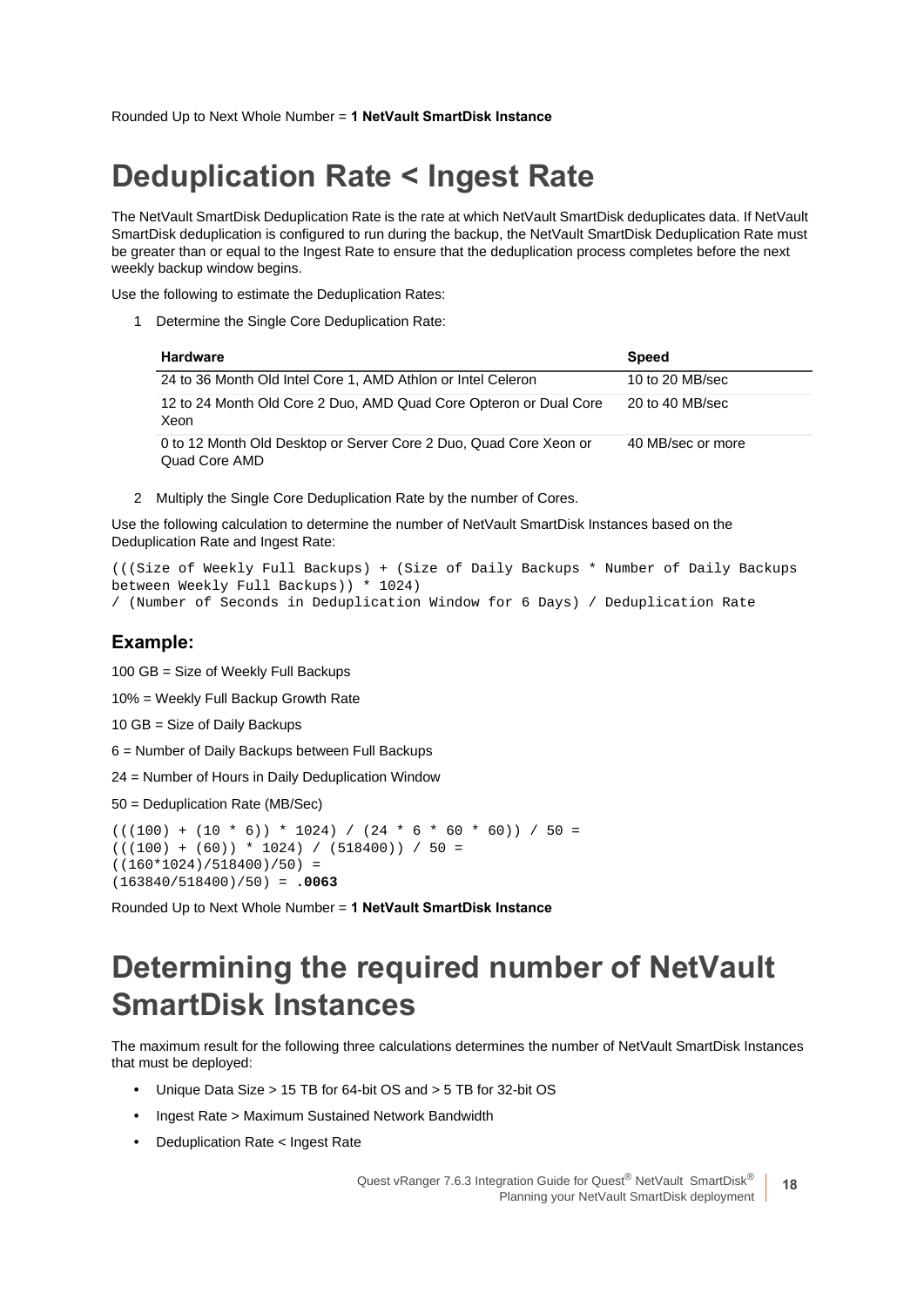Rounded Up to Next Whole Number = **1 NetVault SmartDisk Instance**

# Deduplication Rate < Ingest Rate

The NetVault SmartDisk Deduplication Rate is the rate at which NetVault SmartDisk deduplicates data. If NetVault SmartDisk deduplication is configured to run during the backup, the NetVault SmartDisk Deduplication Rate must be greater than or equal to the Ingest Rate to ensure that the deduplication process completes before the next weekly backup window begins.

Use the following to estimate the Deduplication Rates:

1 Determine the Single Core Deduplication Rate:

| Hardware | Speed |
|---|---|
| 24 to 36 Month Old Intel Core 1, AMD Athlon or Intel Celeron | 10 to 20 MB/sec |
| 12 to 24 Month Old Core 2 Duo, AMD Quad Core Opteron or Dual Core Xeon | 20 to 40 MB/sec |
| 0 to 12 Month Old Desktop or Server Core 2 Duo, Quad Core Xeon or Quad Core AMD | 40 MB/sec or more |

2 Multiply the Single Core Deduplication Rate by the number of Cores.

Use the following calculation to determine the number of NetVault SmartDisk Instances based on the Deduplication Rate and Ingest Rate:

```
(((Size of Weekly Full Backups) + (Size of Daily Backups * Number of Daily Backups
between Weekly Full Backups)) * 1024)
/ (Number of Seconds in Deduplication Window for 6 Days) / Deduplication Rate
```

### Example:

100 GB = Size of Weekly Full Backups

10% = Weekly Full Backup Growth Rate

10 GB = Size of Daily Backups

6 = Number of Daily Backups between Full Backups

24 = Number of Hours in Daily Deduplication Window

50 = Deduplication Rate (MB/Sec)

```
(((100) + (10 * 6)) * 1024) / (24 * 6 * 60 * 60)) / 50 =
(((100) + (60)) * 1024) / (518400)) / 50 =
((160*1024)/518400)/50) =
(163840/518400)/50) = .0063
```

Rounded Up to Next Whole Number = **1 NetVault SmartDisk Instance**

# Determining the required number of NetVault SmartDisk Instances

The maximum result for the following three calculations determines the number of NetVault SmartDisk Instances that must be deployed:

- Unique Data Size > 15 TB for 64-bit OS and > 5 TB for 32-bit OS
- Ingest Rate > Maximum Sustained Network Bandwidth
- Deduplication Rate < Ingest Rate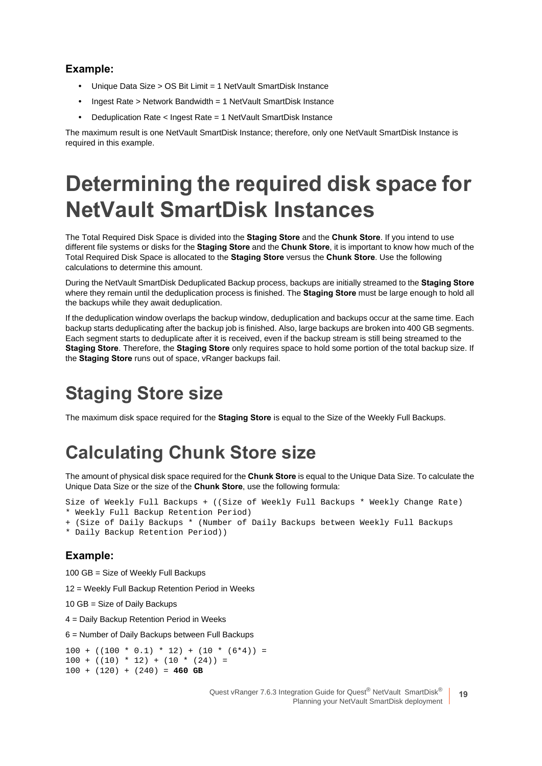### Example:

- Unique Data Size > OS Bit Limit = 1 NetVault SmartDisk Instance
- Ingest Rate > Network Bandwidth = 1 NetVault SmartDisk Instance
- Deduplication Rate < Ingest Rate = 1 NetVault SmartDisk Instance

The maximum result is one NetVault SmartDisk Instance; therefore, only one NetVault SmartDisk Instance is required in this example.

# Determining the required disk space for NetVault SmartDisk Instances

The Total Required Disk Space is divided into the **Staging Store** and the **Chunk Store**. If you intend to use different file systems or disks for the **Staging Store** and the **Chunk Store**, it is important to know how much of the Total Required Disk Space is allocated to the **Staging Store** versus the **Chunk Store**. Use the following calculations to determine this amount.

During the NetVault SmartDisk Deduplicated Backup process, backups are initially streamed to the **Staging Store** where they remain until the deduplication process is finished. The **Staging Store** must be large enough to hold all the backups while they await deduplication.

If the deduplication window overlaps the backup window, deduplication and backups occur at the same time. Each backup starts deduplicating after the backup job is finished. Also, large backups are broken into 400 GB segments. Each segment starts to deduplicate after it is received, even if the backup stream is still being streamed to the **Staging Store**. Therefore, the **Staging Store** only requires space to hold some portion of the total backup size. If the **Staging Store** runs out of space, vRanger backups fail.

## Staging Store size

The maximum disk space required for the **Staging Store** is equal to the Size of the Weekly Full Backups.

## Calculating Chunk Store size

The amount of physical disk space required for the **Chunk Store** is equal to the Unique Data Size. To calculate the Unique Data Size or the size of the **Chunk Store**, use the following formula:

```
Size of Weekly Full Backups + ((Size of Weekly Full Backups * Weekly Change Rate)
* Weekly Full Backup Retention Period)
+ (Size of Daily Backups * (Number of Daily Backups between Weekly Full Backups
* Daily Backup Retention Period))
```

### Example:

100 GB = Size of Weekly Full Backups

12 = Weekly Full Backup Retention Period in Weeks

10 GB = Size of Daily Backups

4 = Daily Backup Retention Period in Weeks

6 = Number of Daily Backups between Full Backups

```
100 + ((100 * 0.1) * 12) + (10 * (6*4)) =
100 + ((10) * 12) + (10 * (24)) =
100 + (120) + (240) = 460 GB
```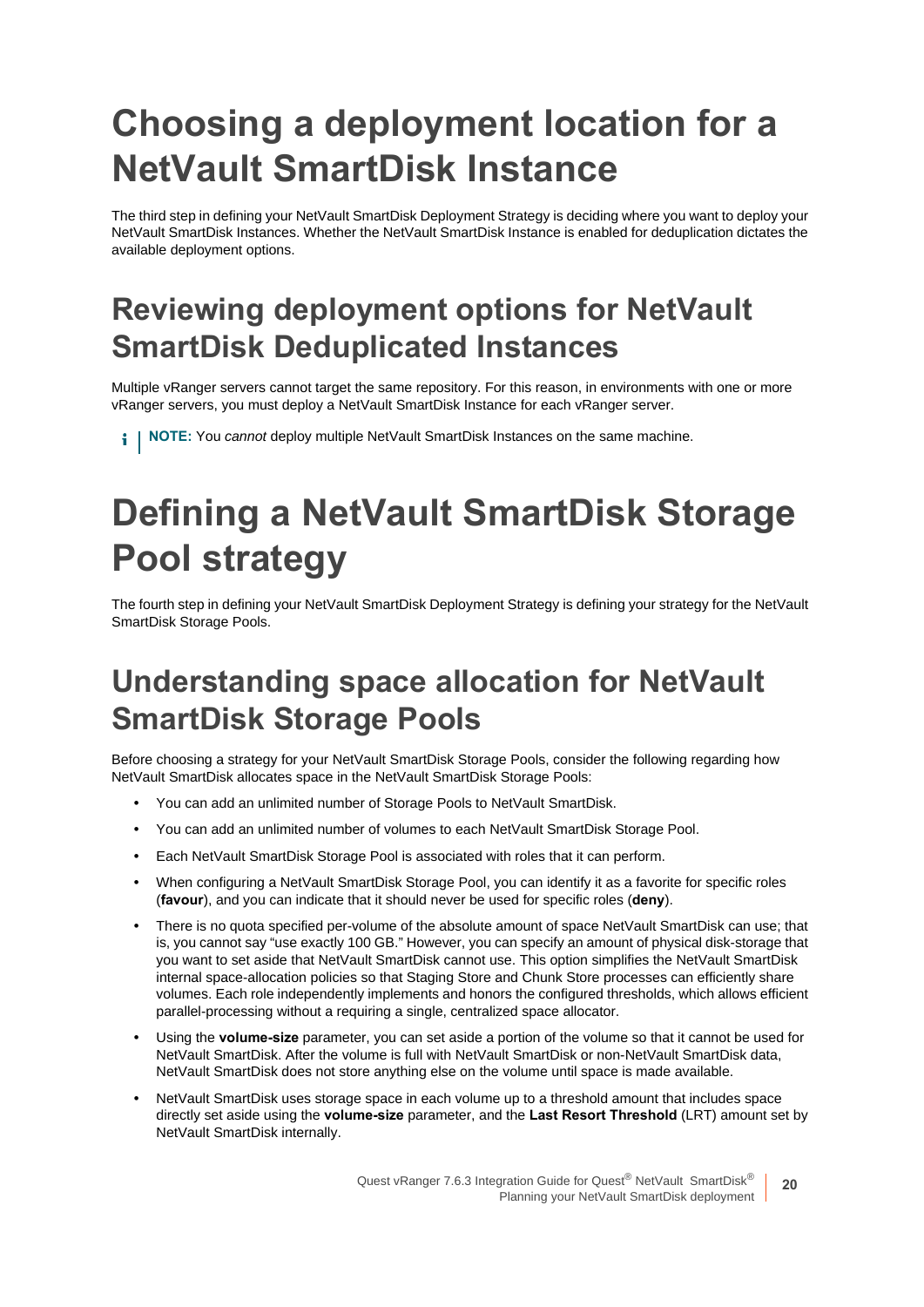# Choosing a deployment location for a NetVault SmartDisk Instance

The third step in defining your NetVault SmartDisk Deployment Strategy is deciding where you want to deploy your NetVault SmartDisk Instances. Whether the NetVault SmartDisk Instance is enabled for deduplication dictates the available deployment options.

## Reviewing deployment options for NetVault SmartDisk Deduplicated Instances

Multiple vRanger servers cannot target the same repository. For this reason, in environments with one or more vRanger servers, you must deploy a NetVault SmartDisk Instance for each vRanger server.

> **NOTE:** You *cannot* deploy multiple NetVault SmartDisk Instances on the same machine.

# Defining a NetVault SmartDisk Storage Pool strategy

The fourth step in defining your NetVault SmartDisk Deployment Strategy is defining your strategy for the NetVault SmartDisk Storage Pools.

## Understanding space allocation for NetVault SmartDisk Storage Pools

Before choosing a strategy for your NetVault SmartDisk Storage Pools, consider the following regarding how NetVault SmartDisk allocates space in the NetVault SmartDisk Storage Pools:

- You can add an unlimited number of Storage Pools to NetVault SmartDisk.
- You can add an unlimited number of volumes to each NetVault SmartDisk Storage Pool.
- Each NetVault SmartDisk Storage Pool is associated with roles that it can perform.
- When configuring a NetVault SmartDisk Storage Pool, you can identify it as a favorite for specific roles (**favour**), and you can indicate that it should never be used for specific roles (**deny**).
- There is no quota specified per-volume of the absolute amount of space NetVault SmartDisk can use; that is, you cannot say “use exactly 100 GB.” However, you can specify an amount of physical disk-storage that you want to set aside that NetVault SmartDisk cannot use. This option simplifies the NetVault SmartDisk internal space-allocation policies so that Staging Store and Chunk Store processes can efficiently share volumes. Each role independently implements and honors the configured thresholds, which allows efficient parallel-processing without a requiring a single, centralized space allocator.
- Using the **volume-size** parameter, you can set aside a portion of the volume so that it cannot be used for NetVault SmartDisk. After the volume is full with NetVault SmartDisk or non-NetVault SmartDisk data, NetVault SmartDisk does not store anything else on the volume until space is made available.
- NetVault SmartDisk uses storage space in each volume up to a threshold amount that includes space directly set aside using the **volume-size** parameter, and the **Last Resort Threshold** (LRT) amount set by NetVault SmartDisk internally.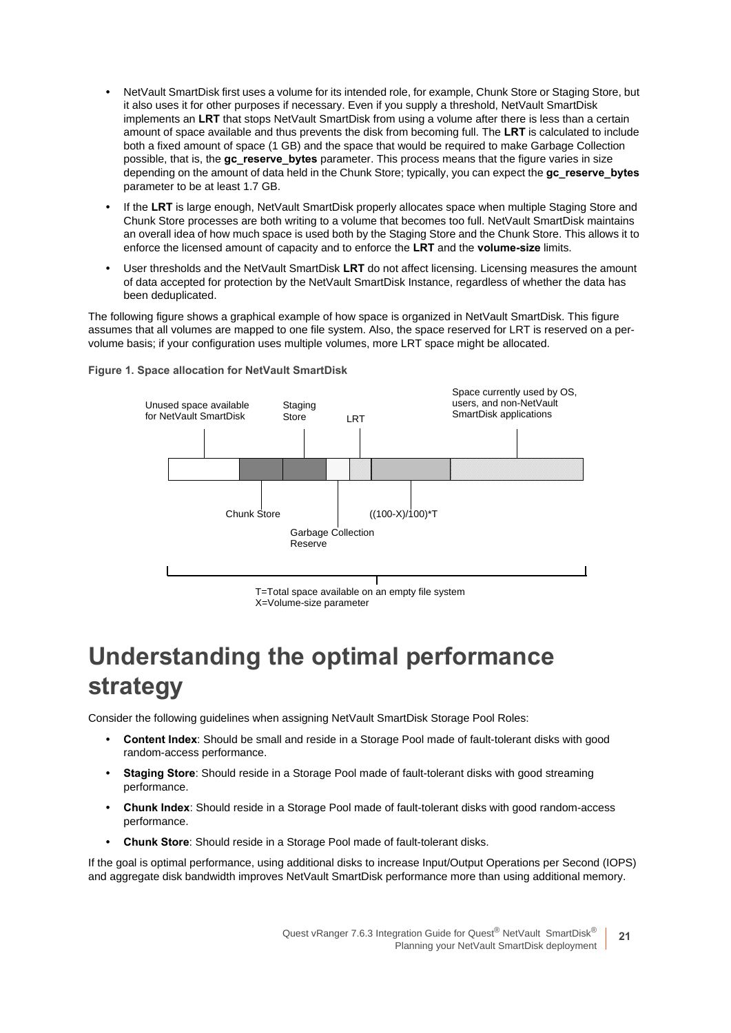- NetVault SmartDisk first uses a volume for its intended role, for example, Chunk Store or Staging Store, but it also uses it for other purposes if necessary. Even if you supply a threshold, NetVault SmartDisk implements an **LRT** that stops NetVault SmartDisk from using a volume after there is less than a certain amount of space available and thus prevents the disk from becoming full. The **LRT** is calculated to include both a fixed amount of space (1 GB) and the space that would be required to make Garbage Collection possible, that is, the **gc_reserve_bytes** parameter. This process means that the figure varies in size depending on the amount of data held in the Chunk Store; typically, you can expect the **gc_reserve_bytes** parameter to be at least 1.7 GB.
- If the **LRT** is large enough, NetVault SmartDisk properly allocates space when multiple Staging Store and Chunk Store processes are both writing to a volume that becomes too full. NetVault SmartDisk maintains an overall idea of how much space is used both by the Staging Store and the Chunk Store. This allows it to enforce the licensed amount of capacity and to enforce the **LRT** and the **volume-size** limits.
- User thresholds and the NetVault SmartDisk **LRT** do not affect licensing. Licensing measures the amount of data accepted for protection by the NetVault SmartDisk Instance, regardless of whether the data has been deduplicated.

The following figure shows a graphical example of how space is organized in NetVault SmartDisk. This figure assumes that all volumes are mapped to one file system. Also, the space reserved for LRT is reserved on a per-volume basis; if your configuration uses multiple volumes, more LRT space might be allocated.

**Figure 1. Space allocation for NetVault SmartDisk**

Unused space available for NetVault SmartDisk | Staging Store | LRT | Space currently used by OS, users, and non-NetVault SmartDisk applications

Chunk Store | Garbage Collection Reserve | ((100-X)/100)*T

T=Total space available on an empty file system
X=Volume-size parameter

# Understanding the optimal performance strategy

Consider the following guidelines when assigning NetVault SmartDisk Storage Pool Roles:

- **Content Index**: Should be small and reside in a Storage Pool made of fault-tolerant disks with good random-access performance.
- **Staging Store**: Should reside in a Storage Pool made of fault-tolerant disks with good streaming performance.
- **Chunk Index**: Should reside in a Storage Pool made of fault-tolerant disks with good random-access performance.
- **Chunk Store**: Should reside in a Storage Pool made of fault-tolerant disks.

If the goal is optimal performance, using additional disks to increase Input/Output Operations per Second (IOPS) and aggregate disk bandwidth improves NetVault SmartDisk performance more than using additional memory.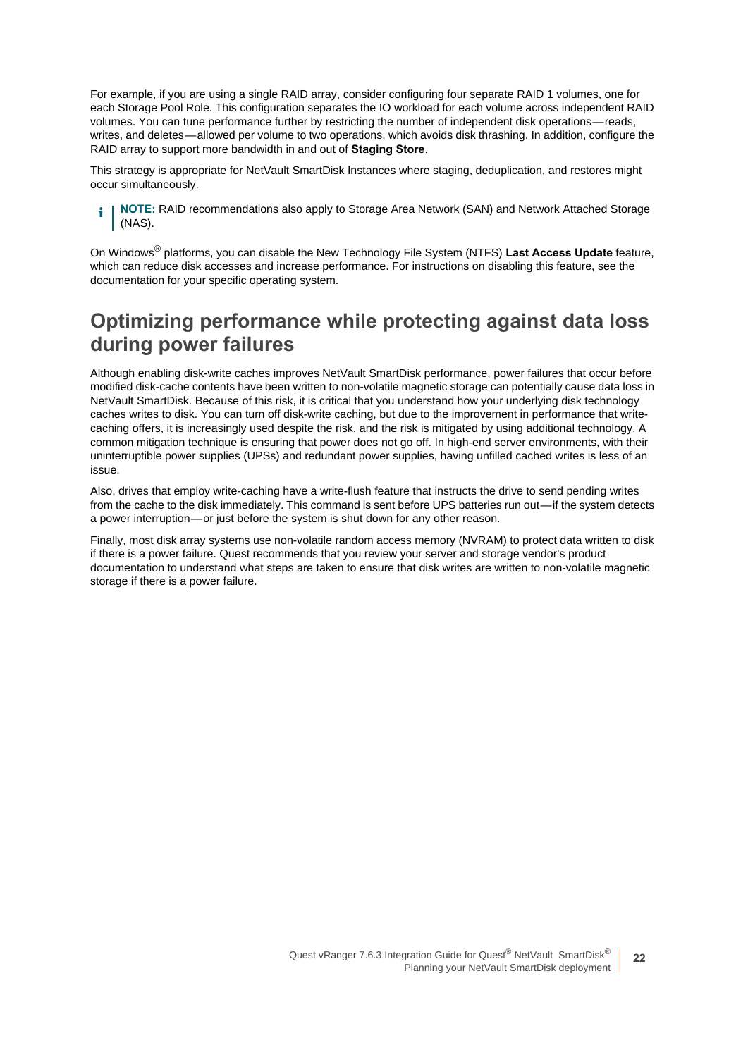For example, if you are using a single RAID array, consider configuring four separate RAID 1 volumes, one for each Storage Pool Role. This configuration separates the IO workload for each volume across independent RAID volumes. You can tune performance further by restricting the number of independent disk operations—reads, writes, and deletes—allowed per volume to two operations, which avoids disk thrashing. In addition, configure the RAID array to support more bandwidth in and out of **Staging Store**.

This strategy is appropriate for NetVault SmartDisk Instances where staging, deduplication, and restores might occur simultaneously.

> **NOTE:** RAID recommendations also apply to Storage Area Network (SAN) and Network Attached Storage (NAS).

On Windows® platforms, you can disable the New Technology File System (NTFS) **Last Access Update** feature, which can reduce disk accesses and increase performance. For instructions on disabling this feature, see the documentation for your specific operating system.

## Optimizing performance while protecting against data loss during power failures

Although enabling disk-write caches improves NetVault SmartDisk performance, power failures that occur before modified disk-cache contents have been written to non-volatile magnetic storage can potentially cause data loss in NetVault SmartDisk. Because of this risk, it is critical that you understand how your underlying disk technology caches writes to disk. You can turn off disk-write caching, but due to the improvement in performance that write-caching offers, it is increasingly used despite the risk, and the risk is mitigated by using additional technology. A common mitigation technique is ensuring that power does not go off. In high-end server environments, with their uninterruptible power supplies (UPSs) and redundant power supplies, having unfilled cached writes is less of an issue.

Also, drives that employ write-caching have a write-flush feature that instructs the drive to send pending writes from the cache to the disk immediately. This command is sent before UPS batteries run out—if the system detects a power interruption—or just before the system is shut down for any other reason.

Finally, most disk array systems use non-volatile random access memory (NVRAM) to protect data written to disk if there is a power failure. Quest recommends that you review your server and storage vendor's product documentation to understand what steps are taken to ensure that disk writes are written to non-volatile magnetic storage if there is a power failure.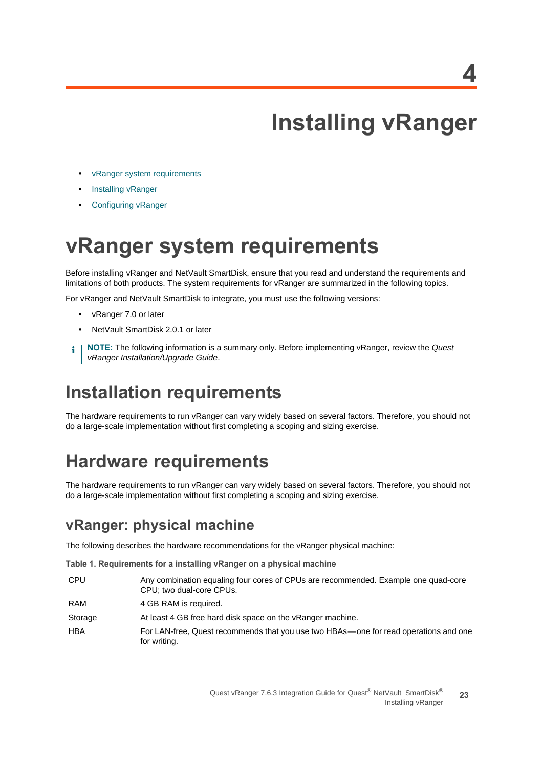4

# Installing vRanger

- vRanger system requirements
- Installing vRanger
- Configuring vRanger

# vRanger system requirements

Before installing vRanger and NetVault SmartDisk, ensure that you read and understand the requirements and limitations of both products. The system requirements for vRanger are summarized in the following topics.

For vRanger and NetVault SmartDisk to integrate, you must use the following versions:

- vRanger 7.0 or later
- NetVault SmartDisk 2.0.1 or later

**NOTE:** The following information is a summary only. Before implementing vRanger, review the *Quest vRanger Installation/Upgrade Guide*.

## Installation requirements

The hardware requirements to run vRanger can vary widely based on several factors. Therefore, you should not do a large-scale implementation without first completing a scoping and sizing exercise.

## Hardware requirements

The hardware requirements to run vRanger can vary widely based on several factors. Therefore, you should not do a large-scale implementation without first completing a scoping and sizing exercise.

### vRanger: physical machine

The following describes the hardware recommendations for the vRanger physical machine:

**Table 1. Requirements for a installing vRanger on a physical machine**

| | |
|---|---|
| CPU | Any combination equaling four cores of CPUs are recommended. Example one quad-core CPU; two dual-core CPUs. |
| RAM | 4 GB RAM is required. |
| Storage | At least 4 GB free hard disk space on the vRanger machine. |
| HBA | For LAN-free, Quest recommends that you use two HBAs—one for read operations and one for writing. |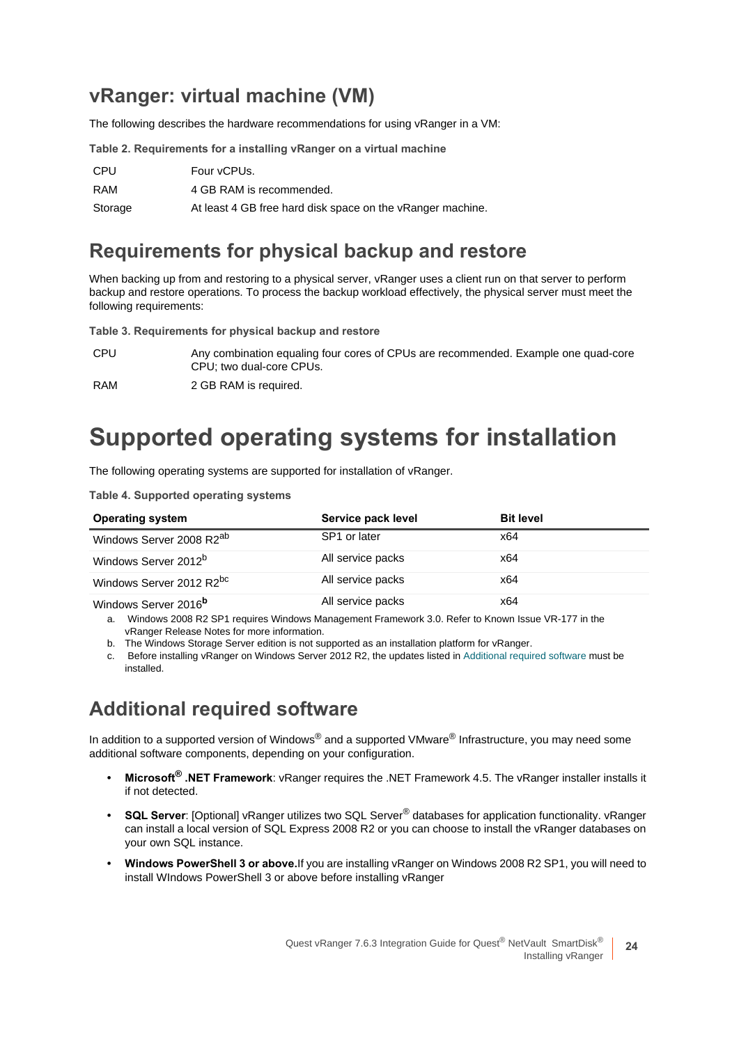## vRanger: virtual machine (VM)

The following describes the hardware recommendations for using vRanger in a VM:

**Table 2. Requirements for a installing vRanger on a virtual machine**

| | |
|---|---|
| CPU | Four vCPUs. |
| RAM | 4 GB RAM is recommended. |
| Storage | At least 4 GB free hard disk space on the vRanger machine. |

## Requirements for physical backup and restore

When backing up from and restoring to a physical server, vRanger uses a client run on that server to perform backup and restore operations. To process the backup workload effectively, the physical server must meet the following requirements:

**Table 3. Requirements for physical backup and restore**

| | |
|---|---|
| CPU | Any combination equaling four cores of CPUs are recommended. Example one quad-core CPU; two dual-core CPUs. |
| RAM | 2 GB RAM is required. |

# Supported operating systems for installation

The following operating systems are supported for installation of vRanger.

**Table 4. Supported operating systems**

| Operating system | Service pack level | Bit level |
|---|---|---|
| Windows Server 2008 R2[ab] | SP1 or later | x64 |
| Windows Server 2012[b] | All service packs | x64 |
| Windows Server 2012 R2[bc] | All service packs | x64 |
| Windows Server 2016[b] | All service packs | x64 |

a. Windows 2008 R2 SP1 requires Windows Management Framework 3.0. Refer to Known Issue VR-177 in the vRanger Release Notes for more information.

b. The Windows Storage Server edition is not supported as an installation platform for vRanger.

c. Before installing vRanger on Windows Server 2012 R2, the updates listed in Additional required software must be installed.

## Additional required software

In addition to a supported version of Windows® and a supported VMware® Infrastructure, you may need some additional software components, depending on your configuration.

- **Microsoft® .NET Framework**: vRanger requires the .NET Framework 4.5. The vRanger installer installs it if not detected.
- **SQL Server**: [Optional] vRanger utilizes two SQL Server® databases for application functionality. vRanger can install a local version of SQL Express 2008 R2 or you can choose to install the vRanger databases on your own SQL instance.
- **Windows PowerShell 3 or above.**If you are installing vRanger on Windows 2008 R2 SP1, you will need to install WIndows PowerShell 3 or above before installing vRanger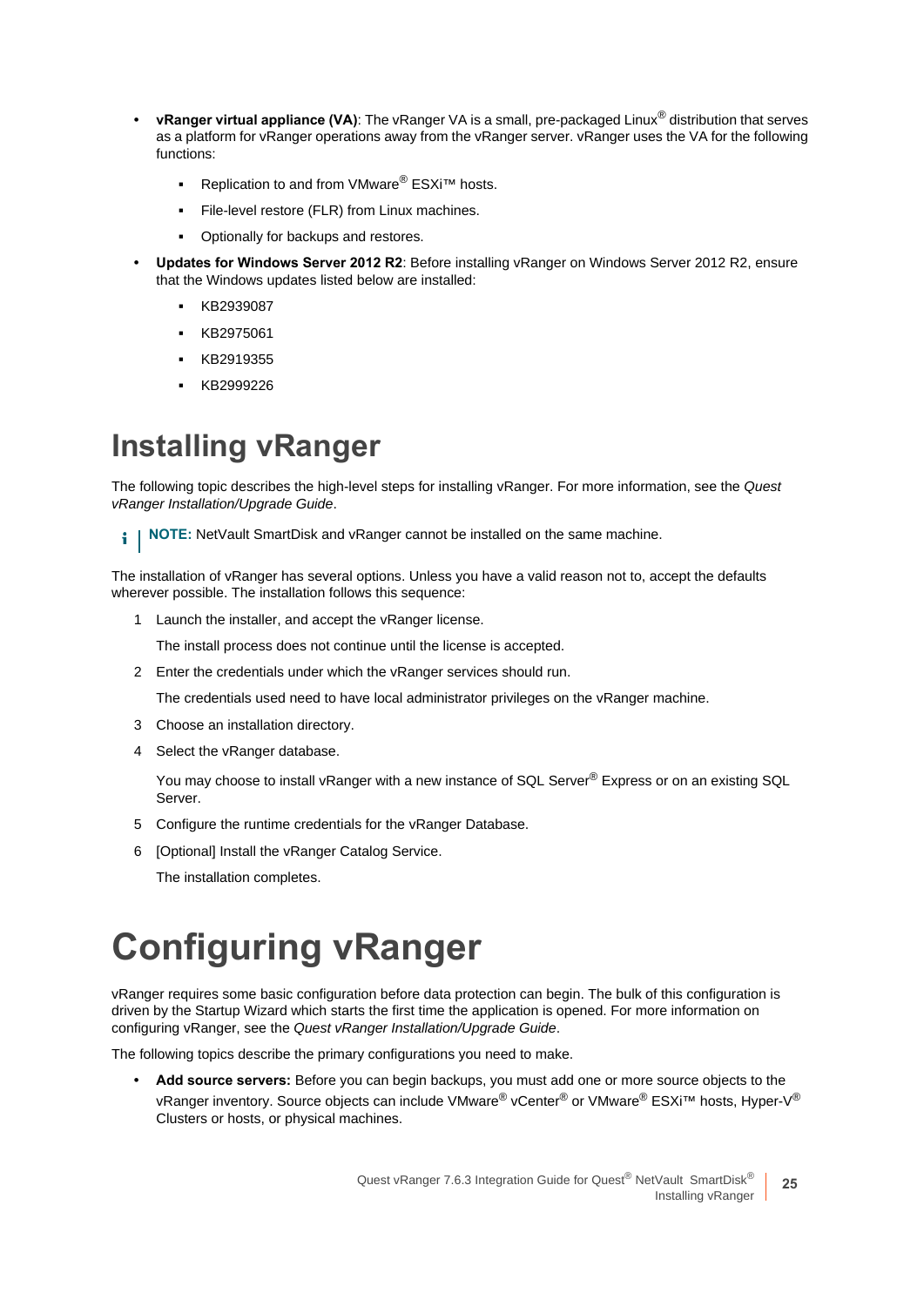- **vRanger virtual appliance (VA)**: The vRanger VA is a small, pre-packaged Linux® distribution that serves as a platform for vRanger operations away from the vRanger server. vRanger uses the VA for the following functions:
  - Replication to and from VMware® ESXi™ hosts.
  - File-level restore (FLR) from Linux machines.
  - Optionally for backups and restores.
- **Updates for Windows Server 2012 R2**: Before installing vRanger on Windows Server 2012 R2, ensure that the Windows updates listed below are installed:
  - KB2939087
  - KB2975061
  - KB2919355
  - KB2999226

## Installing vRanger

The following topic describes the high-level steps for installing vRanger. For more information, see the *Quest vRanger Installation/Upgrade Guide*.

> **NOTE:** NetVault SmartDisk and vRanger cannot be installed on the same machine.

The installation of vRanger has several options. Unless you have a valid reason not to, accept the defaults wherever possible. The installation follows this sequence:

1. Launch the installer, and accept the vRanger license.

   The install process does not continue until the license is accepted.

2. Enter the credentials under which the vRanger services should run.

   The credentials used need to have local administrator privileges on the vRanger machine.

3. Choose an installation directory.
4. Select the vRanger database.

   You may choose to install vRanger with a new instance of SQL Server® Express or on an existing SQL Server.

5. Configure the runtime credentials for the vRanger Database.
6. [Optional] Install the vRanger Catalog Service.

   The installation completes.

# Configuring vRanger

vRanger requires some basic configuration before data protection can begin. The bulk of this configuration is driven by the Startup Wizard which starts the first time the application is opened. For more information on configuring vRanger, see the *Quest vRanger Installation/Upgrade Guide*.

The following topics describe the primary configurations you need to make.

- **Add source servers:** Before you can begin backups, you must add one or more source objects to the vRanger inventory. Source objects can include VMware® vCenter® or VMware® ESXi™ hosts, Hyper-V® Clusters or hosts, or physical machines.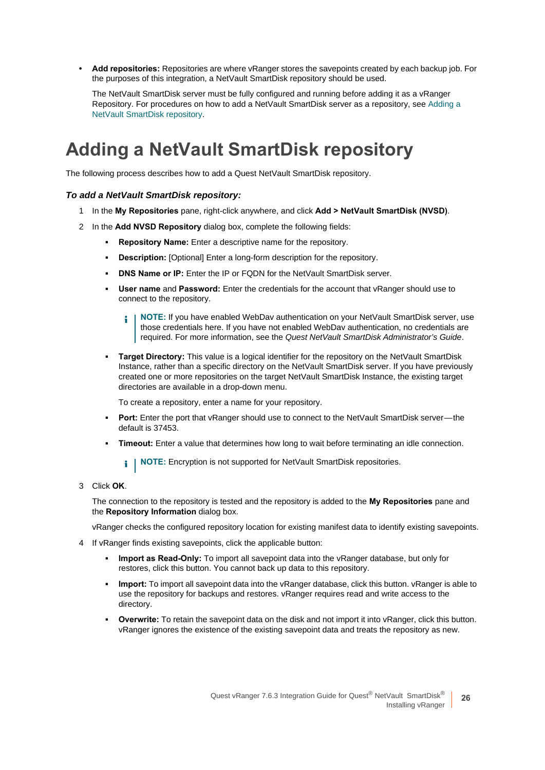- **Add repositories:** Repositories are where vRanger stores the savepoints created by each backup job. For the purposes of this integration, a NetVault SmartDisk repository should be used.

  The NetVault SmartDisk server must be fully configured and running before adding it as a vRanger Repository. For procedures on how to add a NetVault SmartDisk server as a repository, see Adding a NetVault SmartDisk repository.

# Adding a NetVault SmartDisk repository

The following process describes how to add a Quest NetVault SmartDisk repository.

### *To add a NetVault SmartDisk repository:*

1. In the **My Repositories** pane, right-click anywhere, and click **Add > NetVault SmartDisk (NVSD)**.
2. In the **Add NVSD Repository** dialog box, complete the following fields:
   - **Repository Name:** Enter a descriptive name for the repository.
   - **Description:** [Optional] Enter a long-form description for the repository.
   - **DNS Name or IP:** Enter the IP or FQDN for the NetVault SmartDisk server.
   - **User name** and **Password:** Enter the credentials for the account that vRanger should use to connect to the repository.

     > **NOTE:** If you have enabled WebDav authentication on your NetVault SmartDisk server, use those credentials here. If you have not enabled WebDav authentication, no credentials are required. For more information, see the *Quest NetVault SmartDisk Administrator's Guide*.

   - **Target Directory:** This value is a logical identifier for the repository on the NetVault SmartDisk Instance, rather than a specific directory on the NetVault SmartDisk server. If you have previously created one or more repositories on the target NetVault SmartDisk Instance, the existing target directories are available in a drop-down menu.

     To create a repository, enter a name for your repository.

   - **Port:** Enter the port that vRanger should use to connect to the NetVault SmartDisk server—the default is 37453.
   - **Timeout:** Enter a value that determines how long to wait before terminating an idle connection.

     > **NOTE:** Encryption is not supported for NetVault SmartDisk repositories.

3. Click **OK**.

   The connection to the repository is tested and the repository is added to the **My Repositories** pane and the **Repository Information** dialog box.

   vRanger checks the configured repository location for existing manifest data to identify existing savepoints.

4. If vRanger finds existing savepoints, click the applicable button:
   - **Import as Read-Only:** To import all savepoint data into the vRanger database, but only for restores, click this button. You cannot back up data to this repository.
   - **Import:** To import all savepoint data into the vRanger database, click this button. vRanger is able to use the repository for backups and restores. vRanger requires read and write access to the directory.
   - **Overwrite:** To retain the savepoint data on the disk and not import it into vRanger, click this button. vRanger ignores the existence of the existing savepoint data and treats the repository as new.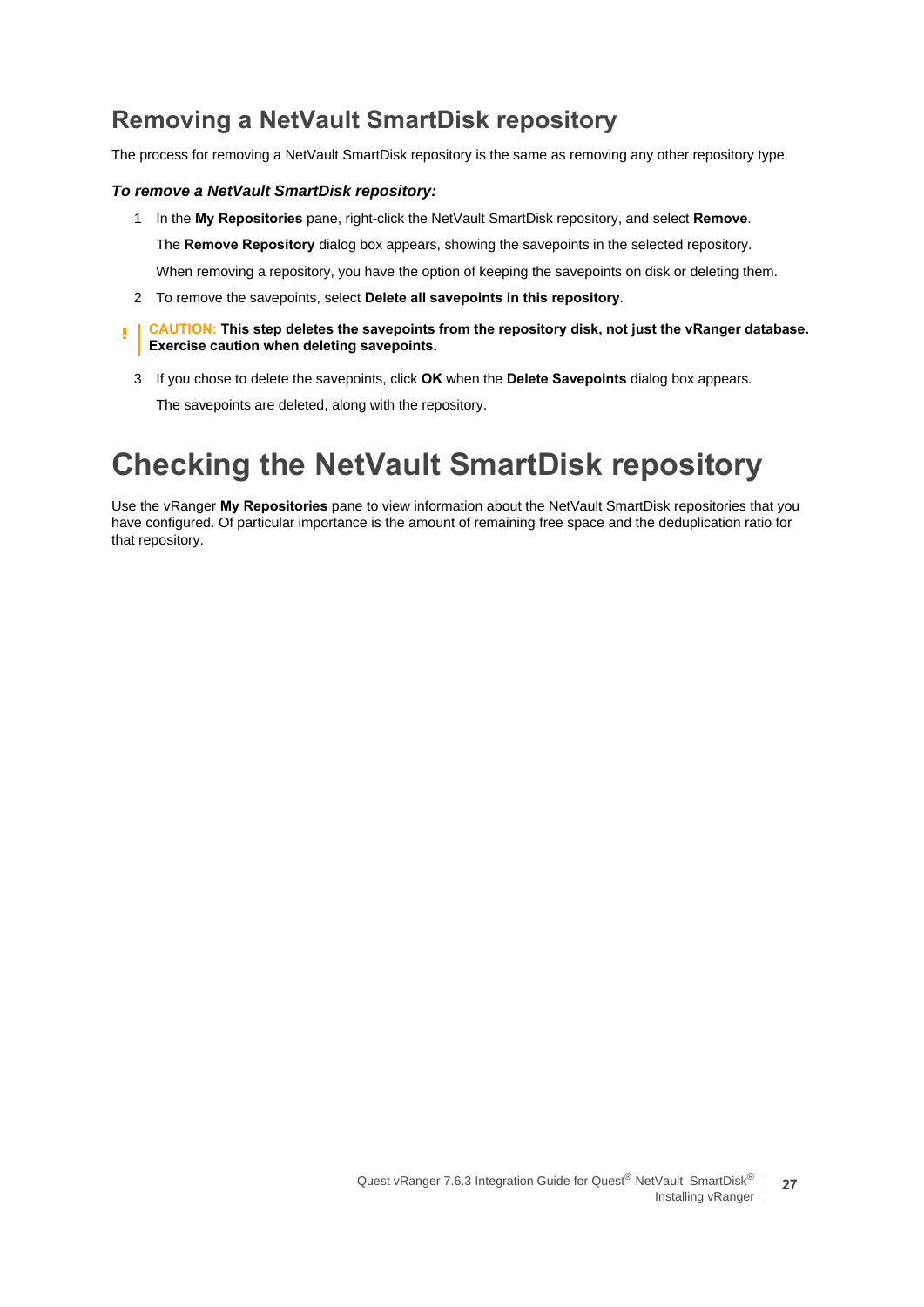## Removing a NetVault SmartDisk repository

The process for removing a NetVault SmartDisk repository is the same as removing any other repository type.

***To remove a NetVault SmartDisk repository:***

1. In the **My Repositories** pane, right-click the NetVault SmartDisk repository, and select **Remove**.

   The **Remove Repository** dialog box appears, showing the savepoints in the selected repository.

   When removing a repository, you have the option of keeping the savepoints on disk or deleting them.

2. To remove the savepoints, select **Delete all savepoints in this repository**.

> **CAUTION: This step deletes the savepoints from the repository disk, not just the vRanger database. Exercise caution when deleting savepoints.**

3. If you chose to delete the savepoints, click **OK** when the **Delete Savepoints** dialog box appears.

   The savepoints are deleted, along with the repository.

# Checking the NetVault SmartDisk repository

Use the vRanger **My Repositories** pane to view information about the NetVault SmartDisk repositories that you have configured. Of particular importance is the amount of remaining free space and the deduplication ratio for that repository.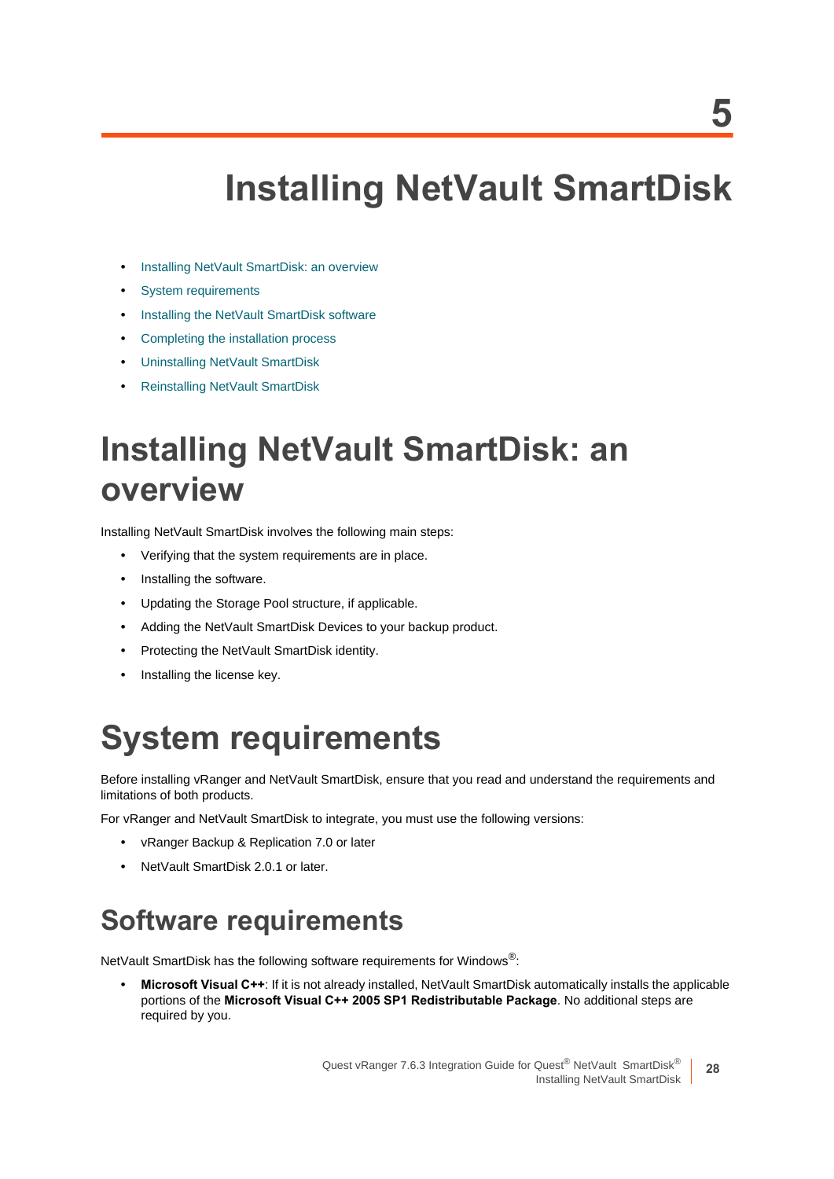5

# Installing NetVault SmartDisk

- Installing NetVault SmartDisk: an overview
- System requirements
- Installing the NetVault SmartDisk software
- Completing the installation process
- Uninstalling NetVault SmartDisk
- Reinstalling NetVault SmartDisk

# Installing NetVault SmartDisk: an overview

Installing NetVault SmartDisk involves the following main steps:

- Verifying that the system requirements are in place.
- Installing the software.
- Updating the Storage Pool structure, if applicable.
- Adding the NetVault SmartDisk Devices to your backup product.
- Protecting the NetVault SmartDisk identity.
- Installing the license key.

# System requirements

Before installing vRanger and NetVault SmartDisk, ensure that you read and understand the requirements and limitations of both products.

For vRanger and NetVault SmartDisk to integrate, you must use the following versions:

- vRanger Backup & Replication 7.0 or later
- NetVault SmartDisk 2.0.1 or later.

## Software requirements

NetVault SmartDisk has the following software requirements for Windows®:

- **Microsoft Visual C++**: If it is not already installed, NetVault SmartDisk automatically installs the applicable portions of the **Microsoft Visual C++ 2005 SP1 Redistributable Package**. No additional steps are required by you.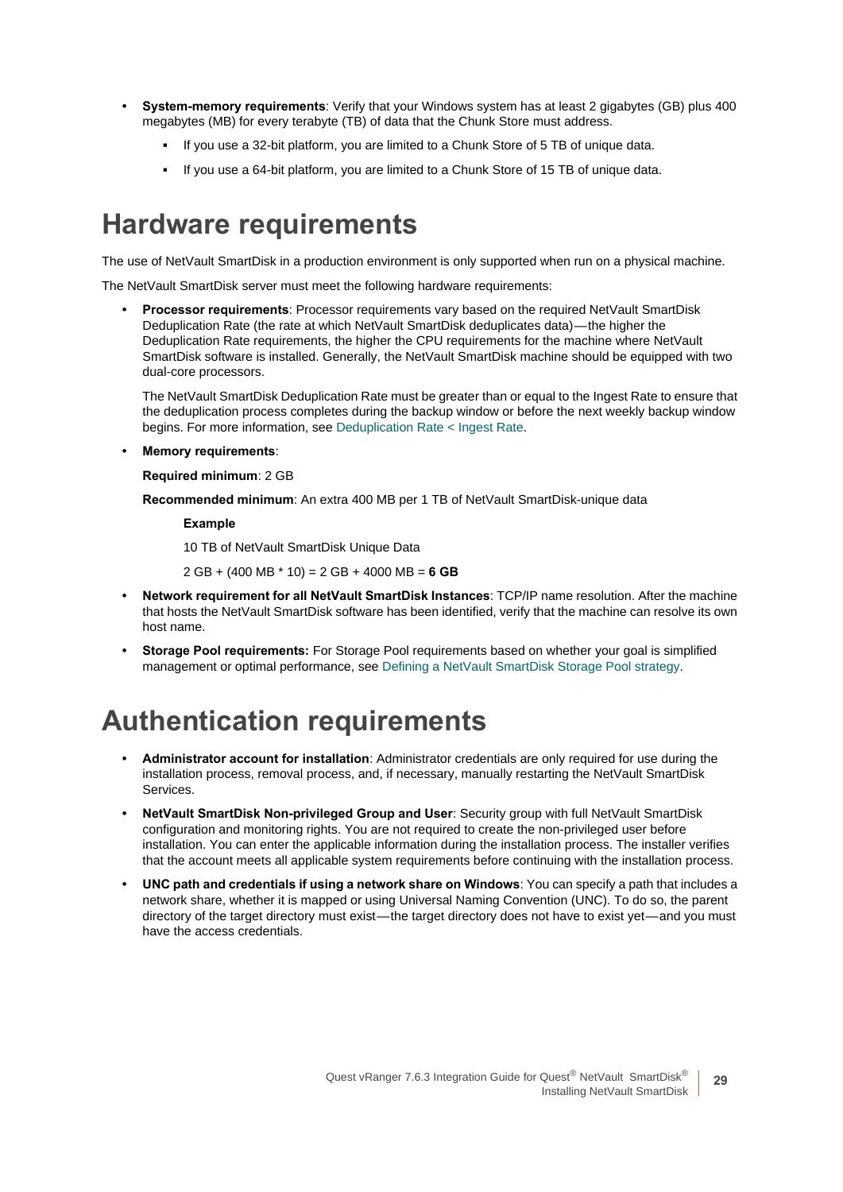- **System-memory requirements**: Verify that your Windows system has at least 2 gigabytes (GB) plus 400 megabytes (MB) for every terabyte (TB) of data that the Chunk Store must address.
  - If you use a 32-bit platform, you are limited to a Chunk Store of 5 TB of unique data.
  - If you use a 64-bit platform, you are limited to a Chunk Store of 15 TB of unique data.

# Hardware requirements

The use of NetVault SmartDisk in a production environment is only supported when run on a physical machine.

The NetVault SmartDisk server must meet the following hardware requirements:

- **Processor requirements**: Processor requirements vary based on the required NetVault SmartDisk Deduplication Rate (the rate at which NetVault SmartDisk deduplicates data)—the higher the Deduplication Rate requirements, the higher the CPU requirements for the machine where NetVault SmartDisk software is installed. Generally, the NetVault SmartDisk machine should be equipped with two dual-core processors.

  The NetVault SmartDisk Deduplication Rate must be greater than or equal to the Ingest Rate to ensure that the deduplication process completes during the backup window or before the next weekly backup window begins. For more information, see Deduplication Rate < Ingest Rate.

- **Memory requirements**:

  **Required minimum**: 2 GB

  **Recommended minimum**: An extra 400 MB per 1 TB of NetVault SmartDisk-unique data

  **Example**

  10 TB of NetVault SmartDisk Unique Data

  2 GB + (400 MB * 10) = 2 GB + 4000 MB = **6 GB**

- **Network requirement for all NetVault SmartDisk Instances**: TCP/IP name resolution. After the machine that hosts the NetVault SmartDisk software has been identified, verify that the machine can resolve its own host name.
- **Storage Pool requirements:** For Storage Pool requirements based on whether your goal is simplified management or optimal performance, see Defining a NetVault SmartDisk Storage Pool strategy.

# Authentication requirements

- **Administrator account for installation**: Administrator credentials are only required for use during the installation process, removal process, and, if necessary, manually restarting the NetVault SmartDisk Services.
- **NetVault SmartDisk Non-privileged Group and User**: Security group with full NetVault SmartDisk configuration and monitoring rights. You are not required to create the non-privileged user before installation. You can enter the applicable information during the installation process. The installer verifies that the account meets all applicable system requirements before continuing with the installation process.
- **UNC path and credentials if using a network share on Windows**: You can specify a path that includes a network share, whether it is mapped or using Universal Naming Convention (UNC). To do so, the parent directory of the target directory must exist—the target directory does not have to exist yet—and you must have the access credentials.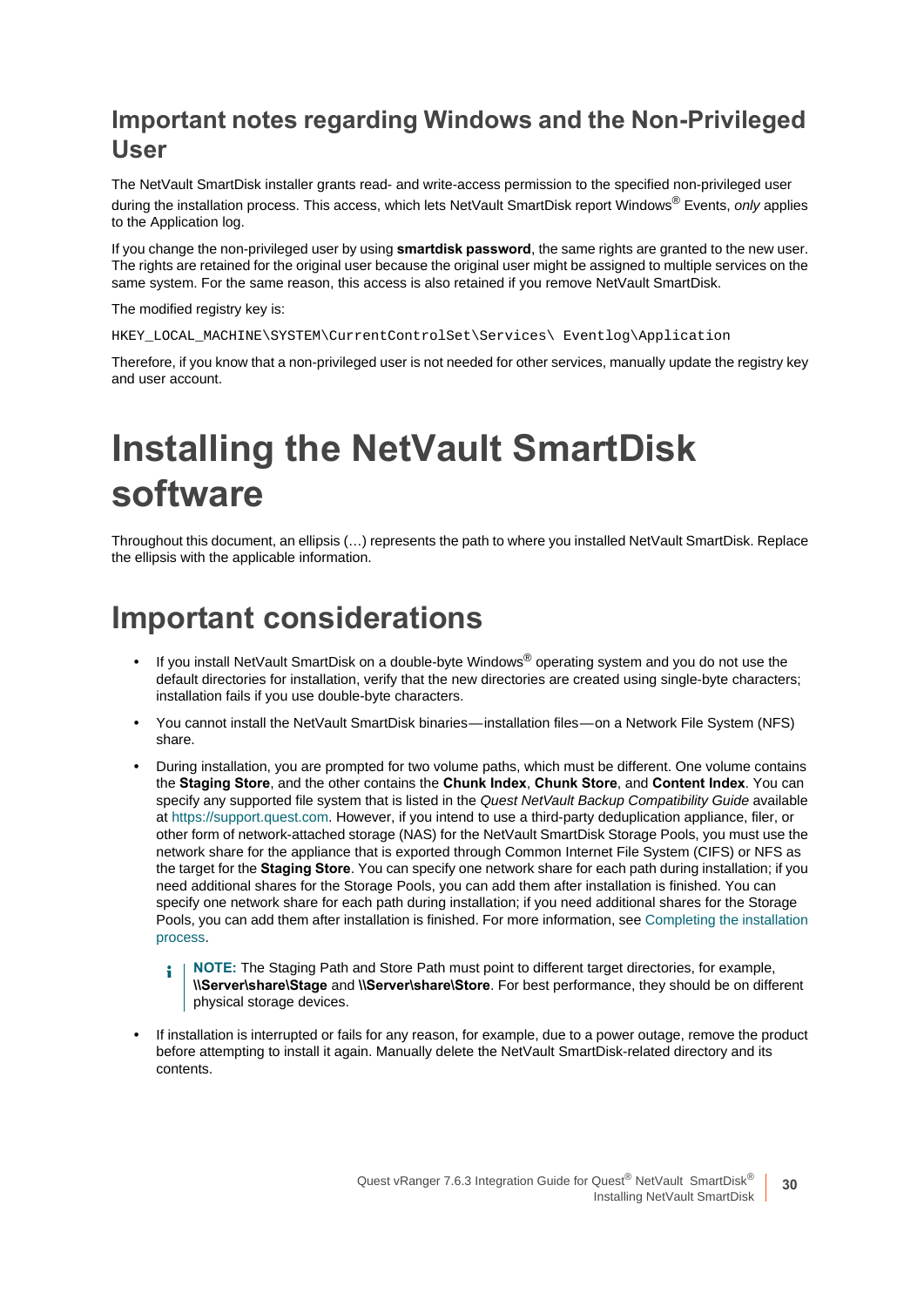## Important notes regarding Windows and the Non-Privileged User

The NetVault SmartDisk installer grants read- and write-access permission to the specified non-privileged user during the installation process. This access, which lets NetVault SmartDisk report Windows® Events, *only* applies to the Application log.

If you change the non-privileged user by using **smartdisk password**, the same rights are granted to the new user. The rights are retained for the original user because the original user might be assigned to multiple services on the same system. For the same reason, this access is also retained if you remove NetVault SmartDisk.

The modified registry key is:

```
HKEY_LOCAL_MACHINE\SYSTEM\CurrentControlSet\Services\ Eventlog\Application
```

Therefore, if you know that a non-privileged user is not needed for other services, manually update the registry key and user account.

# Installing the NetVault SmartDisk software

Throughout this document, an ellipsis (…) represents the path to where you installed NetVault SmartDisk. Replace the ellipsis with the applicable information.

## Important considerations

- If you install NetVault SmartDisk on a double-byte Windows® operating system and you do not use the default directories for installation, verify that the new directories are created using single-byte characters; installation fails if you use double-byte characters.
- You cannot install the NetVault SmartDisk binaries—installation files—on a Network File System (NFS) share.
- During installation, you are prompted for two volume paths, which must be different. One volume contains the **Staging Store**, and the other contains the **Chunk Index**, **Chunk Store**, and **Content Index**. You can specify any supported file system that is listed in the *Quest NetVault Backup Compatibility Guide* available at https://support.quest.com. However, if you intend to use a third-party deduplication appliance, filer, or other form of network-attached storage (NAS) for the NetVault SmartDisk Storage Pools, you must use the network share for the appliance that is exported through Common Internet File System (CIFS) or NFS as the target for the **Staging Store**. You can specify one network share for each path during installation; if you need additional shares for the Storage Pools, you can add them after installation is finished. You can specify one network share for each path during installation; if you need additional shares for the Storage Pools, you can add them after installation is finished. For more information, see Completing the installation process.

  **NOTE:** The Staging Path and Store Path must point to different target directories, for example, **\\Server\share\Stage** and **\\Server\share\Store**. For best performance, they should be on different physical storage devices.

- If installation is interrupted or fails for any reason, for example, due to a power outage, remove the product before attempting to install it again. Manually delete the NetVault SmartDisk-related directory and its contents.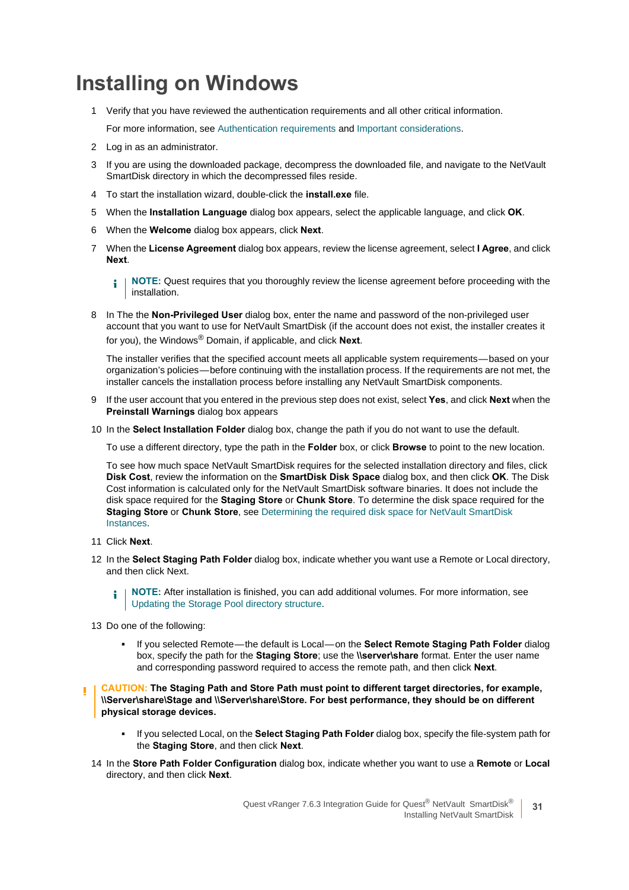# Installing on Windows

1. Verify that you have reviewed the authentication requirements and all other critical information.

   For more information, see Authentication requirements and Important considerations.

2. Log in as an administrator.

3. If you are using the downloaded package, decompress the downloaded file, and navigate to the NetVault SmartDisk directory in which the decompressed files reside.

4. To start the installation wizard, double-click the **install.exe** file.

5. When the **Installation Language** dialog box appears, select the applicable language, and click **OK**.

6. When the **Welcome** dialog box appears, click **Next**.

7. When the **License Agreement** dialog box appears, review the license agreement, select **I Agree**, and click **Next**.

   > **NOTE:** Quest requires that you thoroughly review the license agreement before proceeding with the installation.

8. In The the **Non-Privileged User** dialog box, enter the name and password of the non-privileged user account that you want to use for NetVault SmartDisk (if the account does not exist, the installer creates it for you), the Windows® Domain, if applicable, and click **Next**.

   The installer verifies that the specified account meets all applicable system requirements—based on your organization's policies—before continuing with the installation process. If the requirements are not met, the installer cancels the installation process before installing any NetVault SmartDisk components.

9. If the user account that you entered in the previous step does not exist, select **Yes**, and click **Next** when the **Preinstall Warnings** dialog box appears

10. In the **Select Installation Folder** dialog box, change the path if you do not want to use the default.

    To use a different directory, type the path in the **Folder** box, or click **Browse** to point to the new location.

    To see how much space NetVault SmartDisk requires for the selected installation directory and files, click **Disk Cost**, review the information on the **SmartDisk Disk Space** dialog box, and then click **OK**. The Disk Cost information is calculated only for the NetVault SmartDisk software binaries. It does not include the disk space required for the **Staging Store** or **Chunk Store**. To determine the disk space required for the **Staging Store** or **Chunk Store**, see Determining the required disk space for NetVault SmartDisk Instances.

11. Click **Next**.

12. In the **Select Staging Path Folder** dialog box, indicate whether you want use a Remote or Local directory, and then click Next.

    > **NOTE:** After installation is finished, you can add additional volumes. For more information, see Updating the Storage Pool directory structure.

13. Do one of the following:

    - If you selected Remote—the default is Local—on the **Select Remote Staging Path Folder** dialog box, specify the path for the **Staging Store**; use the **\\server\share** format. Enter the user name and corresponding password required to access the remote path, and then click **Next**.

> **CAUTION: The Staging Path and Store Path must point to different target directories, for example, \\Server\share\Stage and \\Server\share\Store. For best performance, they should be on different physical storage devices.**

    - If you selected Local, on the **Select Staging Path Folder** dialog box, specify the file-system path for the **Staging Store**, and then click **Next**.

14. In the **Store Path Folder Configuration** dialog box, indicate whether you want to use a **Remote** or **Local** directory, and then click **Next**.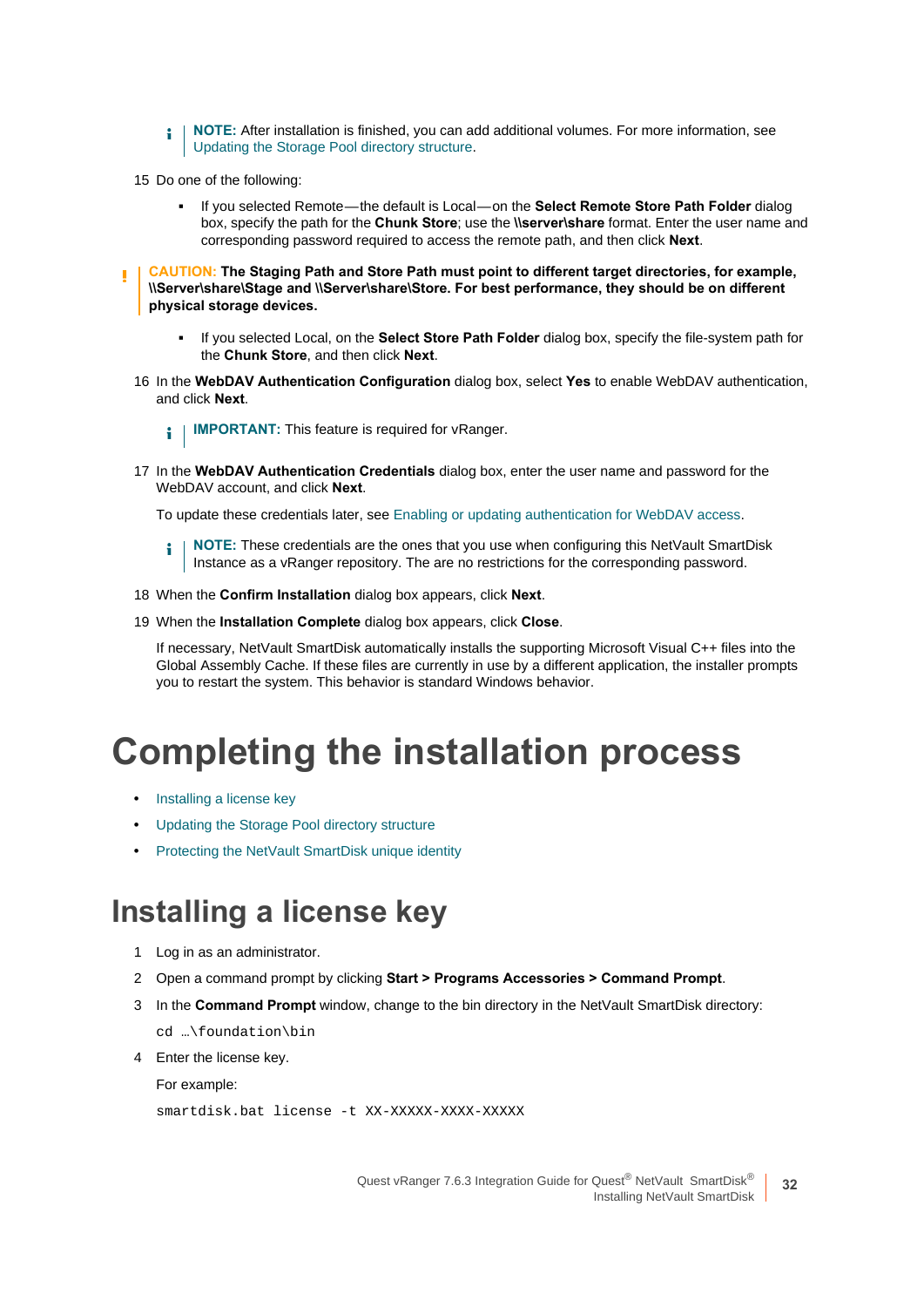> **NOTE:** After installation is finished, you can add additional volumes. For more information, see Updating the Storage Pool directory structure.

15 Do one of the following:

- If you selected Remote—the default is Local—on the **Select Remote Store Path Folder** dialog box, specify the path for the **Chunk Store**; use the **\\server\share** format. Enter the user name and corresponding password required to access the remote path, and then click **Next**.

> **CAUTION: The Staging Path and Store Path must point to different target directories, for example, \\Server\share\Stage and \\Server\share\Store. For best performance, they should be on different physical storage devices.**

- If you selected Local, on the **Select Store Path Folder** dialog box, specify the file-system path for the **Chunk Store**, and then click **Next**.

16 In the **WebDAV Authentication Configuration** dialog box, select **Yes** to enable WebDAV authentication, and click **Next**.

> **IMPORTANT:** This feature is required for vRanger.

17 In the **WebDAV Authentication Credentials** dialog box, enter the user name and password for the WebDAV account, and click **Next**.

To update these credentials later, see Enabling or updating authentication for WebDAV access.

> **NOTE:** These credentials are the ones that you use when configuring this NetVault SmartDisk Instance as a vRanger repository. The are no restrictions for the corresponding password.

18 When the **Confirm Installation** dialog box appears, click **Next**.

19 When the **Installation Complete** dialog box appears, click **Close**.

If necessary, NetVault SmartDisk automatically installs the supporting Microsoft Visual C++ files into the Global Assembly Cache. If these files are currently in use by a different application, the installer prompts you to restart the system. This behavior is standard Windows behavior.

# Completing the installation process

- Installing a license key
- Updating the Storage Pool directory structure
- Protecting the NetVault SmartDisk unique identity

## Installing a license key

1 Log in as an administrator.

2 Open a command prompt by clicking **Start > Programs Accessories > Command Prompt**.

3 In the **Command Prompt** window, change to the bin directory in the NetVault SmartDisk directory:

```
cd …\foundation\bin
```

4 Enter the license key.

For example:

```
smartdisk.bat license -t XX-XXXXX-XXXX-XXXXX
```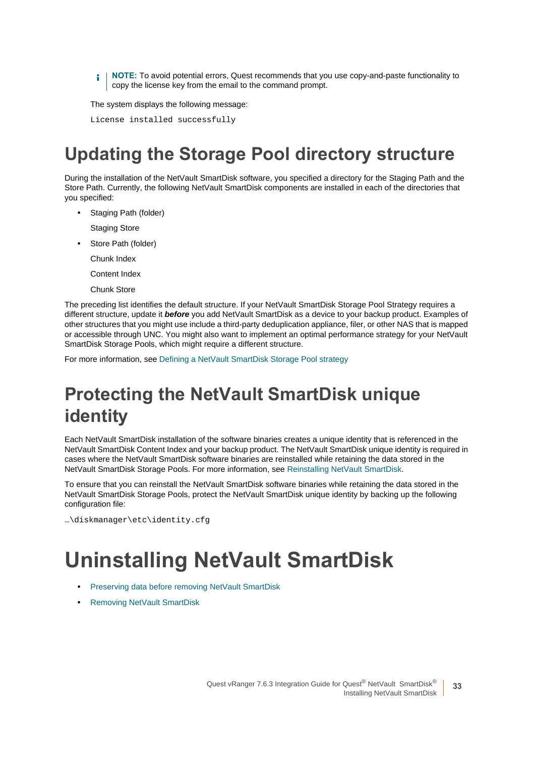> **NOTE:** To avoid potential errors, Quest recommends that you use copy-and-paste functionality to copy the license key from the email to the command prompt.

The system displays the following message:

```
License installed successfully
```

# Updating the Storage Pool directory structure

During the installation of the NetVault SmartDisk software, you specified a directory for the Staging Path and the Store Path. Currently, the following NetVault SmartDisk components are installed in each of the directories that you specified:

- Staging Path (folder)

  Staging Store

- Store Path (folder)

  Chunk Index

  Content Index

  Chunk Store

The preceding list identifies the default structure. If your NetVault SmartDisk Storage Pool Strategy requires a different structure, update it ***before*** you add NetVault SmartDisk as a device to your backup product. Examples of other structures that you might use include a third-party deduplication appliance, filer, or other NAS that is mapped or accessible through UNC. You might also want to implement an optimal performance strategy for your NetVault SmartDisk Storage Pools, which might require a different structure.

For more information, see Defining a NetVault SmartDisk Storage Pool strategy

# Protecting the NetVault SmartDisk unique identity

Each NetVault SmartDisk installation of the software binaries creates a unique identity that is referenced in the NetVault SmartDisk Content Index and your backup product. The NetVault SmartDisk unique identity is required in cases where the NetVault SmartDisk software binaries are reinstalled while retaining the data stored in the NetVault SmartDisk Storage Pools. For more information, see Reinstalling NetVault SmartDisk.

To ensure that you can reinstall the NetVault SmartDisk software binaries while retaining the data stored in the NetVault SmartDisk Storage Pools, protect the NetVault SmartDisk unique identity by backing up the following configuration file:

```
…\diskmanager\etc\identity.cfg
```

# Uninstalling NetVault SmartDisk

- Preserving data before removing NetVault SmartDisk
- Removing NetVault SmartDisk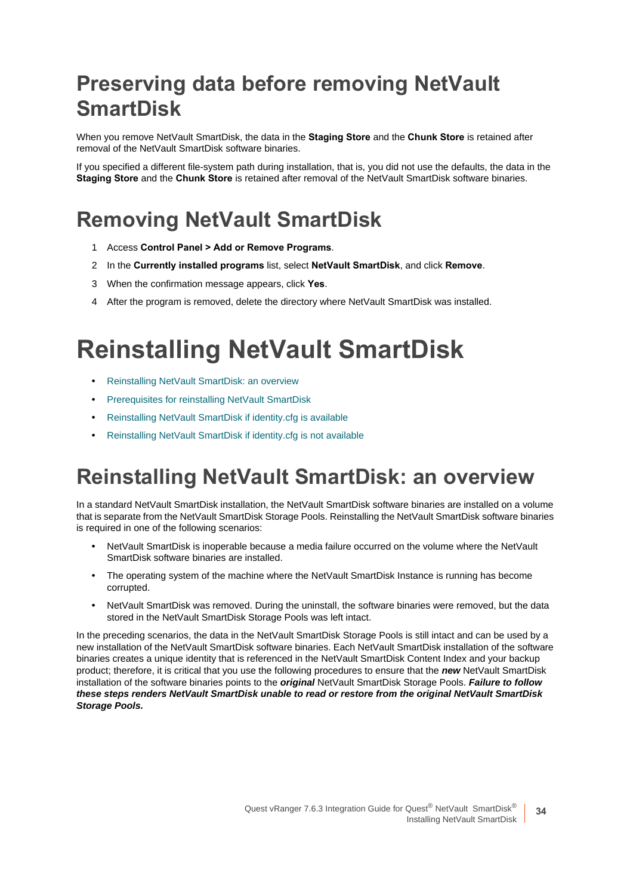## Preserving data before removing NetVault SmartDisk

When you remove NetVault SmartDisk, the data in the **Staging Store** and the **Chunk Store** is retained after removal of the NetVault SmartDisk software binaries.

If you specified a different file-system path during installation, that is, you did not use the defaults, the data in the **Staging Store** and the **Chunk Store** is retained after removal of the NetVault SmartDisk software binaries.

## Removing NetVault SmartDisk

1. Access **Control Panel > Add or Remove Programs**.
2. In the **Currently installed programs** list, select **NetVault SmartDisk**, and click **Remove**.
3. When the confirmation message appears, click **Yes**.
4. After the program is removed, delete the directory where NetVault SmartDisk was installed.

# Reinstalling NetVault SmartDisk

- Reinstalling NetVault SmartDisk: an overview
- Prerequisites for reinstalling NetVault SmartDisk
- Reinstalling NetVault SmartDisk if identity.cfg is available
- Reinstalling NetVault SmartDisk if identity.cfg is not available

## Reinstalling NetVault SmartDisk: an overview

In a standard NetVault SmartDisk installation, the NetVault SmartDisk software binaries are installed on a volume that is separate from the NetVault SmartDisk Storage Pools. Reinstalling the NetVault SmartDisk software binaries is required in one of the following scenarios:

- NetVault SmartDisk is inoperable because a media failure occurred on the volume where the NetVault SmartDisk software binaries are installed.
- The operating system of the machine where the NetVault SmartDisk Instance is running has become corrupted.
- NetVault SmartDisk was removed. During the uninstall, the software binaries were removed, but the data stored in the NetVault SmartDisk Storage Pools was left intact.

In the preceding scenarios, the data in the NetVault SmartDisk Storage Pools is still intact and can be used by a new installation of the NetVault SmartDisk software binaries. Each NetVault SmartDisk installation of the software binaries creates a unique identity that is referenced in the NetVault SmartDisk Content Index and your backup product; therefore, it is critical that you use the following procedures to ensure that the ***new*** NetVault SmartDisk installation of the software binaries points to the ***original*** NetVault SmartDisk Storage Pools. ***Failure to follow these steps renders NetVault SmartDisk unable to read or restore from the original NetVault SmartDisk Storage Pools.***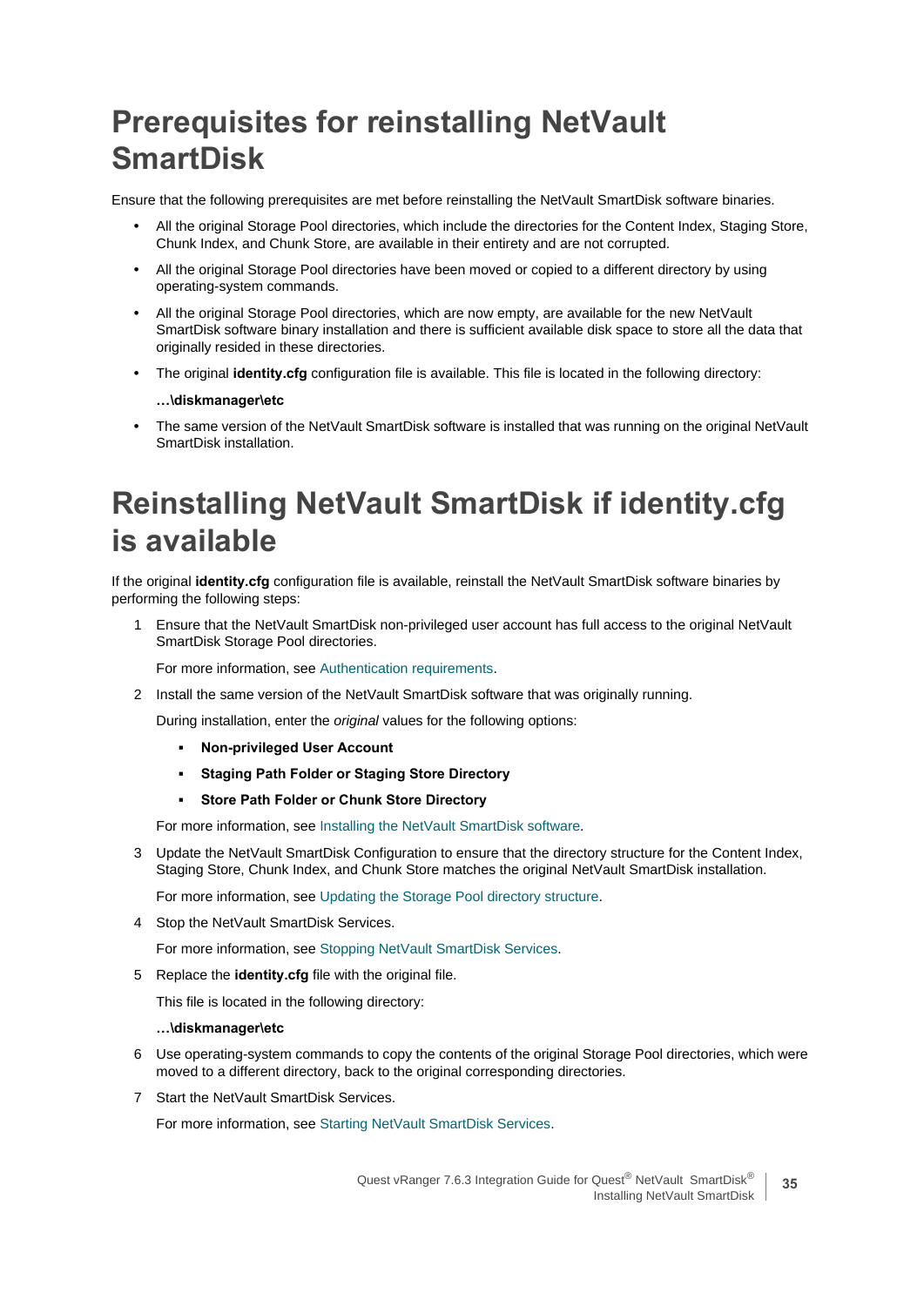# Prerequisites for reinstalling NetVault SmartDisk

Ensure that the following prerequisites are met before reinstalling the NetVault SmartDisk software binaries.

- All the original Storage Pool directories, which include the directories for the Content Index, Staging Store, Chunk Index, and Chunk Store, are available in their entirety and are not corrupted.
- All the original Storage Pool directories have been moved or copied to a different directory by using operating-system commands.
- All the original Storage Pool directories, which are now empty, are available for the new NetVault SmartDisk software binary installation and there is sufficient available disk space to store all the data that originally resided in these directories.
- The original **identity.cfg** configuration file is available. This file is located in the following directory:

  **…\diskmanager\etc**
- The same version of the NetVault SmartDisk software is installed that was running on the original NetVault SmartDisk installation.

# Reinstalling NetVault SmartDisk if identity.cfg is available

If the original **identity.cfg** configuration file is available, reinstall the NetVault SmartDisk software binaries by performing the following steps:

1. Ensure that the NetVault SmartDisk non-privileged user account has full access to the original NetVault SmartDisk Storage Pool directories.

   For more information, see Authentication requirements.
2. Install the same version of the NetVault SmartDisk software that was originally running.

   During installation, enter the *original* values for the following options:
   - **Non-privileged User Account**
   - **Staging Path Folder or Staging Store Directory**
   - **Store Path Folder or Chunk Store Directory**

   For more information, see Installing the NetVault SmartDisk software.
3. Update the NetVault SmartDisk Configuration to ensure that the directory structure for the Content Index, Staging Store, Chunk Index, and Chunk Store matches the original NetVault SmartDisk installation.

   For more information, see Updating the Storage Pool directory structure.
4. Stop the NetVault SmartDisk Services.

   For more information, see Stopping NetVault SmartDisk Services.
5. Replace the **identity.cfg** file with the original file.

   This file is located in the following directory:

   **…\diskmanager\etc**
6. Use operating-system commands to copy the contents of the original Storage Pool directories, which were moved to a different directory, back to the original corresponding directories.
7. Start the NetVault SmartDisk Services.

   For more information, see Starting NetVault SmartDisk Services.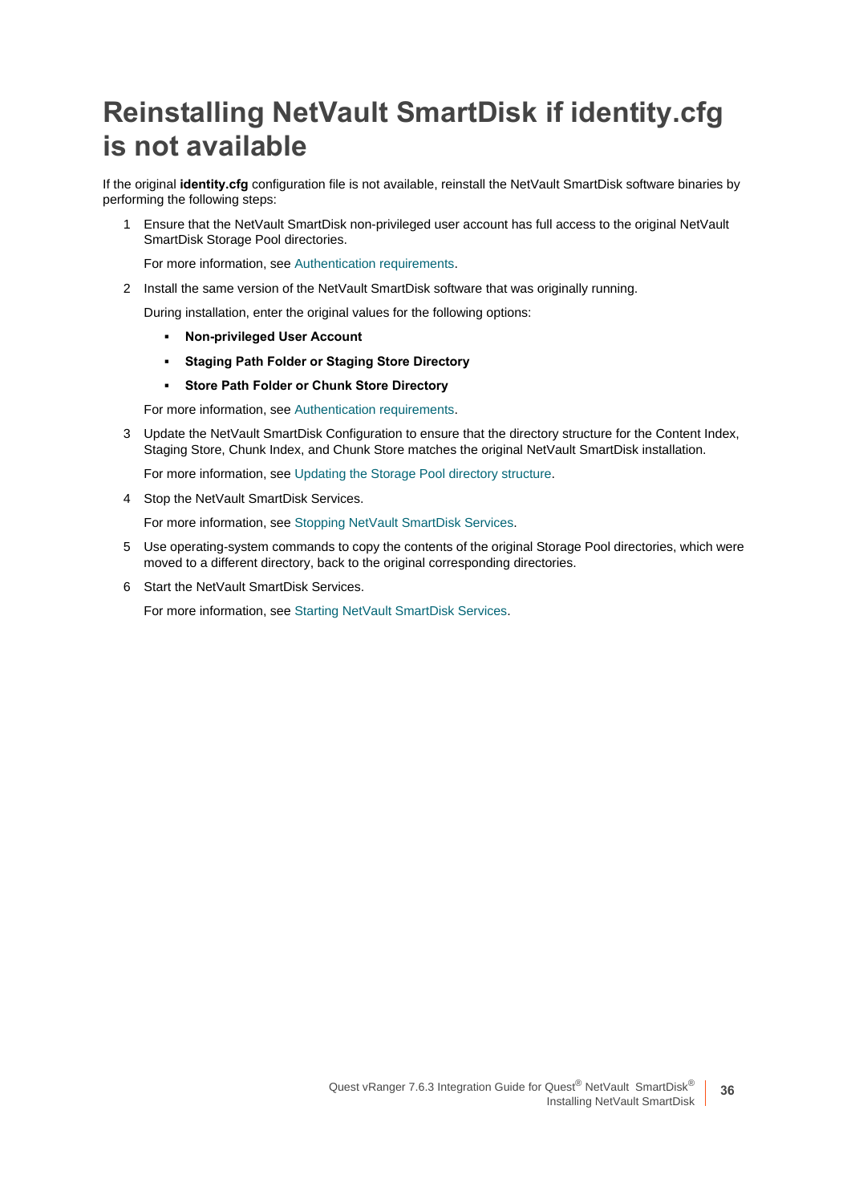# Reinstalling NetVault SmartDisk if identity.cfg is not available

If the original **identity.cfg** configuration file is not available, reinstall the NetVault SmartDisk software binaries by performing the following steps:

1. Ensure that the NetVault SmartDisk non-privileged user account has full access to the original NetVault SmartDisk Storage Pool directories.

   For more information, see Authentication requirements.

2. Install the same version of the NetVault SmartDisk software that was originally running.

   During installation, enter the original values for the following options:

   - **Non-privileged User Account**
   - **Staging Path Folder or Staging Store Directory**
   - **Store Path Folder or Chunk Store Directory**

   For more information, see Authentication requirements.

3. Update the NetVault SmartDisk Configuration to ensure that the directory structure for the Content Index, Staging Store, Chunk Index, and Chunk Store matches the original NetVault SmartDisk installation.

   For more information, see Updating the Storage Pool directory structure.

4. Stop the NetVault SmartDisk Services.

   For more information, see Stopping NetVault SmartDisk Services.

5. Use operating-system commands to copy the contents of the original Storage Pool directories, which were moved to a different directory, back to the original corresponding directories.

6. Start the NetVault SmartDisk Services.

   For more information, see Starting NetVault SmartDisk Services.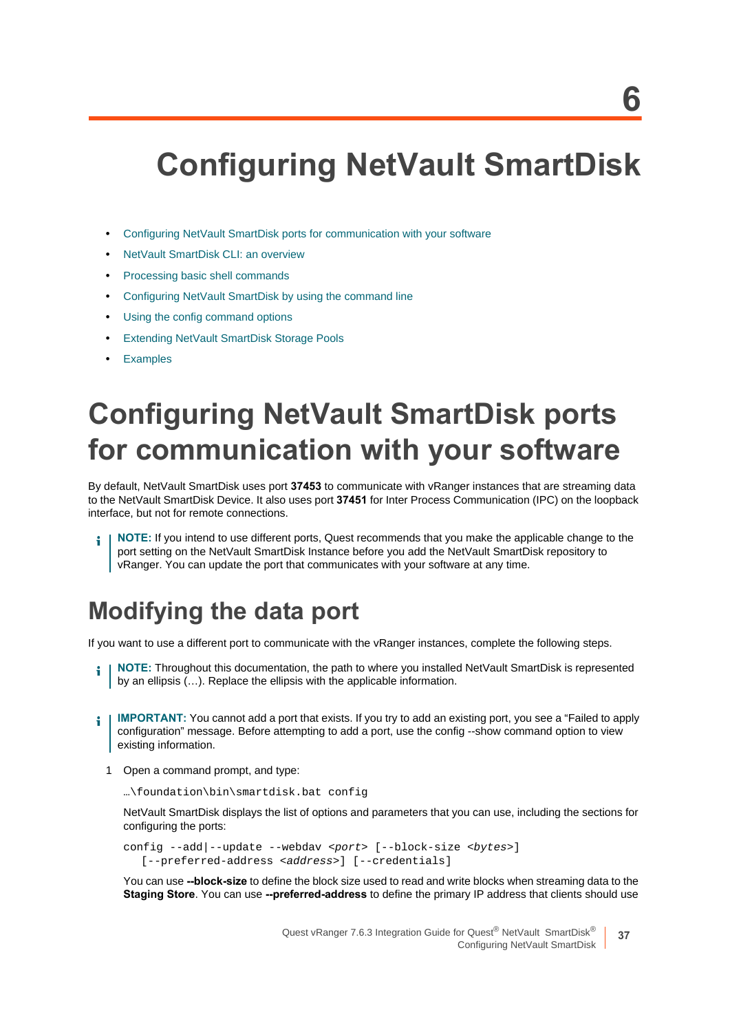# 6 Configuring NetVault SmartDisk

- Configuring NetVault SmartDisk ports for communication with your software
- NetVault SmartDisk CLI: an overview
- Processing basic shell commands
- Configuring NetVault SmartDisk by using the command line
- Using the config command options
- Extending NetVault SmartDisk Storage Pools
- Examples

# Configuring NetVault SmartDisk ports for communication with your software

By default, NetVault SmartDisk uses port **37453** to communicate with vRanger instances that are streaming data to the NetVault SmartDisk Device. It also uses port **37451** for Inter Process Communication (IPC) on the loopback interface, but not for remote connections.

> **NOTE:** If you intend to use different ports, Quest recommends that you make the applicable change to the port setting on the NetVault SmartDisk Instance before you add the NetVault SmartDisk repository to vRanger. You can update the port that communicates with your software at any time.

## Modifying the data port

If you want to use a different port to communicate with the vRanger instances, complete the following steps.

> **NOTE:** Throughout this documentation, the path to where you installed NetVault SmartDisk is represented by an ellipsis (…). Replace the ellipsis with the applicable information.

> **IMPORTANT:** You cannot add a port that exists. If you try to add an existing port, you see a “Failed to apply configuration” message. Before attempting to add a port, use the config --show command option to view existing information.

1 Open a command prompt, and type:

```
…\foundation\bin\smartdisk.bat config
```

NetVault SmartDisk displays the list of options and parameters that you can use, including the sections for configuring the ports:

```
config --add|--update --webdav <port> [--block-size <bytes>]
   [--preferred-address <address>] [--credentials]
```

You can use **--block-size** to define the block size used to read and write blocks when streaming data to the **Staging Store**. You can use **--preferred-address** to define the primary IP address that clients should use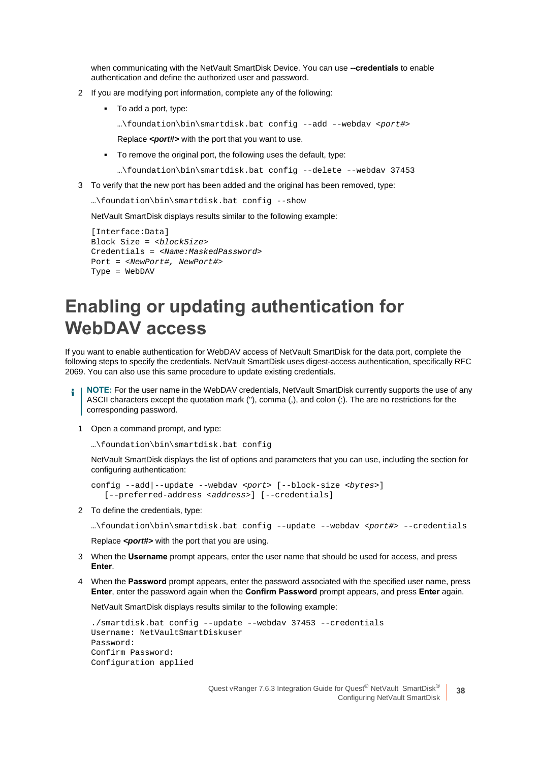when communicating with the NetVault SmartDisk Device. You can use **--credentials** to enable authentication and define the authorized user and password.

2 If you are modifying port information, complete any of the following:

  - To add a port, type:

    ```
    …\foundation\bin\smartdisk.bat config --add --webdav <port#>
    ```

    Replace ***<port#>*** with the port that you want to use.

  - To remove the original port, the following uses the default, type:

    ```
    …\foundation\bin\smartdisk.bat config --delete --webdav 37453
    ```

3 To verify that the new port has been added and the original has been removed, type:

```
…\foundation\bin\smartdisk.bat config --show
```

NetVault SmartDisk displays results similar to the following example:

```
[Interface:Data]
Block Size = <blockSize>
Credentials = <Name:MaskedPassword>
Port = <NewPort#, NewPort#>
Type = WebDAV
```

# Enabling or updating authentication for WebDAV access

If you want to enable authentication for WebDAV access of NetVault SmartDisk for the data port, complete the following steps to specify the credentials. NetVault SmartDisk uses digest-access authentication, specifically RFC 2069. You can also use this same procedure to update existing credentials.

> **NOTE:** For the user name in the WebDAV credentials, NetVault SmartDisk currently supports the use of any ASCII characters except the quotation mark ("), comma (,), and colon (:). The are no restrictions for the corresponding password.

1 Open a command prompt, and type:

```
…\foundation\bin\smartdisk.bat config
```

NetVault SmartDisk displays the list of options and parameters that you can use, including the section for configuring authentication:

```
config --add|--update --webdav <port> [--block-size <bytes>]
   [--preferred-address <address>] [--credentials]
```

2 To define the credentials, type:

```
…\foundation\bin\smartdisk.bat config --update --webdav <port#> --credentials
```

Replace ***<port#>*** with the port that you are using.

3 When the **Username** prompt appears, enter the user name that should be used for access, and press **Enter**.

4 When the **Password** prompt appears, enter the password associated with the specified user name, press **Enter**, enter the password again when the **Confirm Password** prompt appears, and press **Enter** again.

NetVault SmartDisk displays results similar to the following example:

```
./smartdisk.bat config --update --webdav 37453 --credentials
Username: NetVaultSmartDiskuser
Password:
Confirm Password:
Configuration applied
```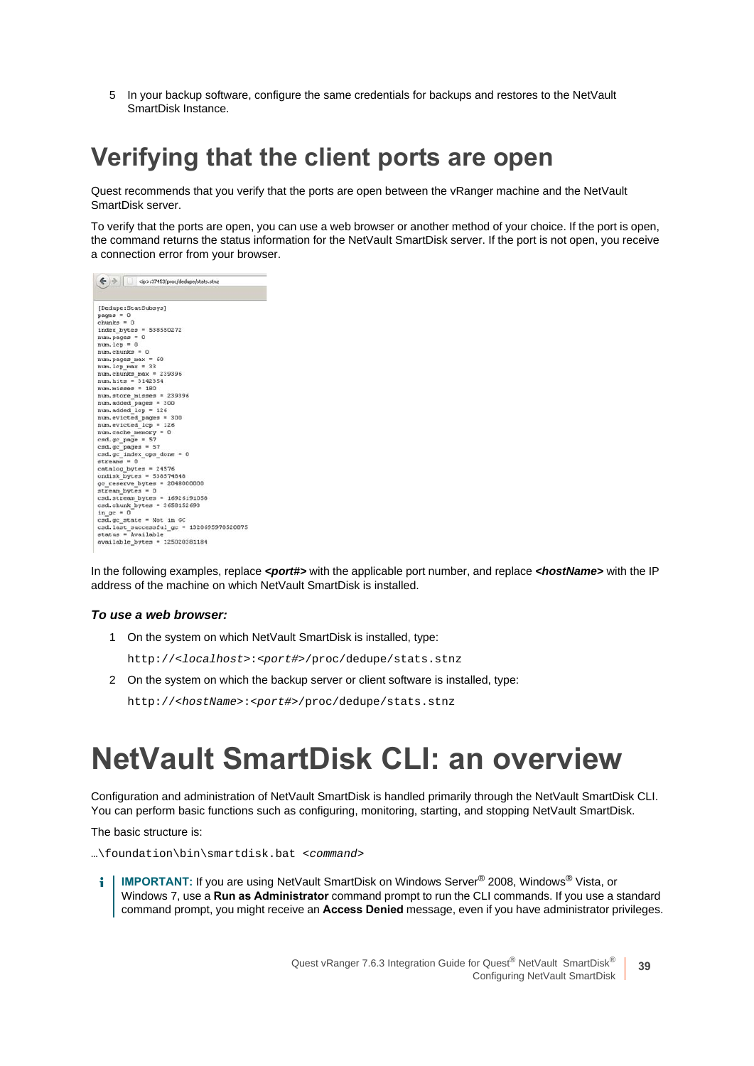5 In your backup software, configure the same credentials for backups and restores to the NetVault SmartDisk Instance.

# Verifying that the client ports are open

Quest recommends that you verify that the ports are open between the vRanger machine and the NetVault SmartDisk server.

To verify that the ports are open, you can use a web browser or another method of your choice. If the port is open, the command returns the status information for the NetVault SmartDisk server. If the port is not open, you receive a connection error from your browser.

```
<ip>:37453/proc/dedupe/stats.stnz

[Dedupe:StatSubsys]
pages = 0
chunks = 0
index_bytes = 538550272
num.pages = 0
num.lcp = 0
num.chunks = 0
num.pages_max = 60
num.lcp_max = 33
num.chunks_max = 239396
num.hits = 3142354
num.misses = 180
num.store_misses = 239396
num.added_pages = 300
num.added_lcp = 126
num.evicted_pages = 300
num.evicted_lcp = 126
num.cache_memory = 0
csd.gc_page = 57
csd.gc_pages = 57
csd.gc_index_ops_done = 0
streams = 0
catalog_bytes = 24576
ondisk_bytes = 538574848
gc_reserve_bytes = 2048000000
stream_bytes = 0
csd.stream_bytes = 16926191058
csd.chunk_bytes = 3658152699
in_gc = 0
csd.gc_state = Not in GC
csd.last_successful_gc = 1320695978520875
status = Available
available_bytes = 125020381184
```

In the following examples, replace ***<port#>*** with the applicable port number, and replace ***<hostName>*** with the IP address of the machine on which NetVault SmartDisk is installed.

***To use a web browser:***

1 On the system on which NetVault SmartDisk is installed, type:

```
http://<localhost>:<port#>/proc/dedupe/stats.stnz
```

2 On the system on which the backup server or client software is installed, type:

```
http://<hostName>:<port#>/proc/dedupe/stats.stnz
```

# NetVault SmartDisk CLI: an overview

Configuration and administration of NetVault SmartDisk is handled primarily through the NetVault SmartDisk CLI. You can perform basic functions such as configuring, monitoring, starting, and stopping NetVault SmartDisk.

The basic structure is:

```
…\foundation\bin\smartdisk.bat <command>
```

**IMPORTANT:** If you are using NetVault SmartDisk on Windows Server® 2008, Windows® Vista, or Windows 7, use a **Run as Administrator** command prompt to run the CLI commands. If you use a standard command prompt, you might receive an **Access Denied** message, even if you have administrator privileges.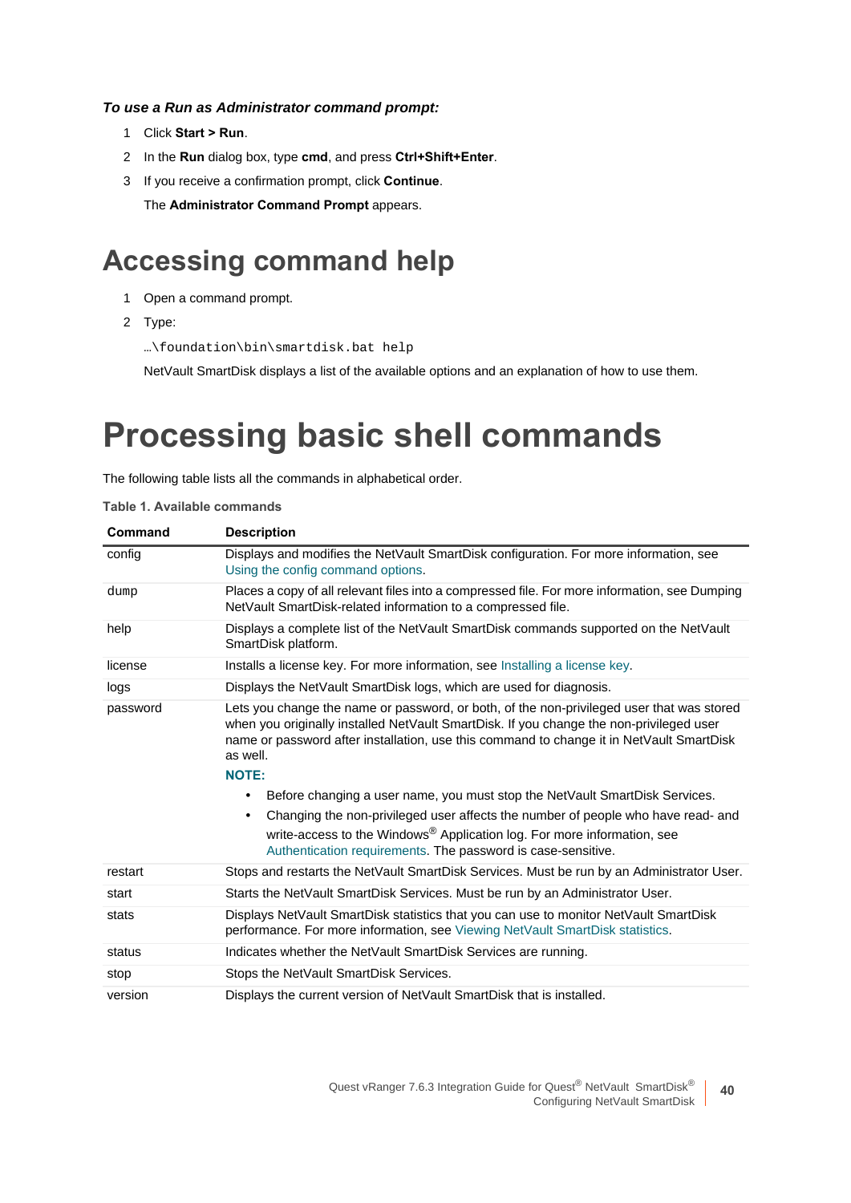***To use a Run as Administrator command prompt:***

1 Click **Start > Run**.

2 In the **Run** dialog box, type **cmd**, and press **Ctrl+Shift+Enter**.

3 If you receive a confirmation prompt, click **Continue**.

The **Administrator Command Prompt** appears.

## Accessing command help

1 Open a command prompt.

2 Type:

```
…\foundation\bin\smartdisk.bat help
```

NetVault SmartDisk displays a list of the available options and an explanation of how to use them.

# Processing basic shell commands

The following table lists all the commands in alphabetical order.

**Table 1. Available commands**

| Command | Description |
|---|---|
| config | Displays and modifies the NetVault SmartDisk configuration. For more information, see Using the config command options. |
| dump | Places a copy of all relevant files into a compressed file. For more information, see Dumping NetVault SmartDisk-related information to a compressed file. |
| help | Displays a complete list of the NetVault SmartDisk commands supported on the NetVault SmartDisk platform. |
| license | Installs a license key. For more information, see Installing a license key. |
| logs | Displays the NetVault SmartDisk logs, which are used for diagnosis. |
| password | Lets you change the name or password, or both, of the non-privileged user that was stored when you originally installed NetVault SmartDisk. If you change the non-privileged user name or password after installation, use this command to change it in NetVault SmartDisk as well. **NOTE:** • Before changing a user name, you must stop the NetVault SmartDisk Services. • Changing the non-privileged user affects the number of people who have read- and write-access to the Windows® Application log. For more information, see Authentication requirements. The password is case-sensitive. |
| restart | Stops and restarts the NetVault SmartDisk Services. Must be run by an Administrator User. |
| start | Starts the NetVault SmartDisk Services. Must be run by an Administrator User. |
| stats | Displays NetVault SmartDisk statistics that you can use to monitor NetVault SmartDisk performance. For more information, see Viewing NetVault SmartDisk statistics. |
| status | Indicates whether the NetVault SmartDisk Services are running. |
| stop | Stops the NetVault SmartDisk Services. |
| version | Displays the current version of NetVault SmartDisk that is installed. |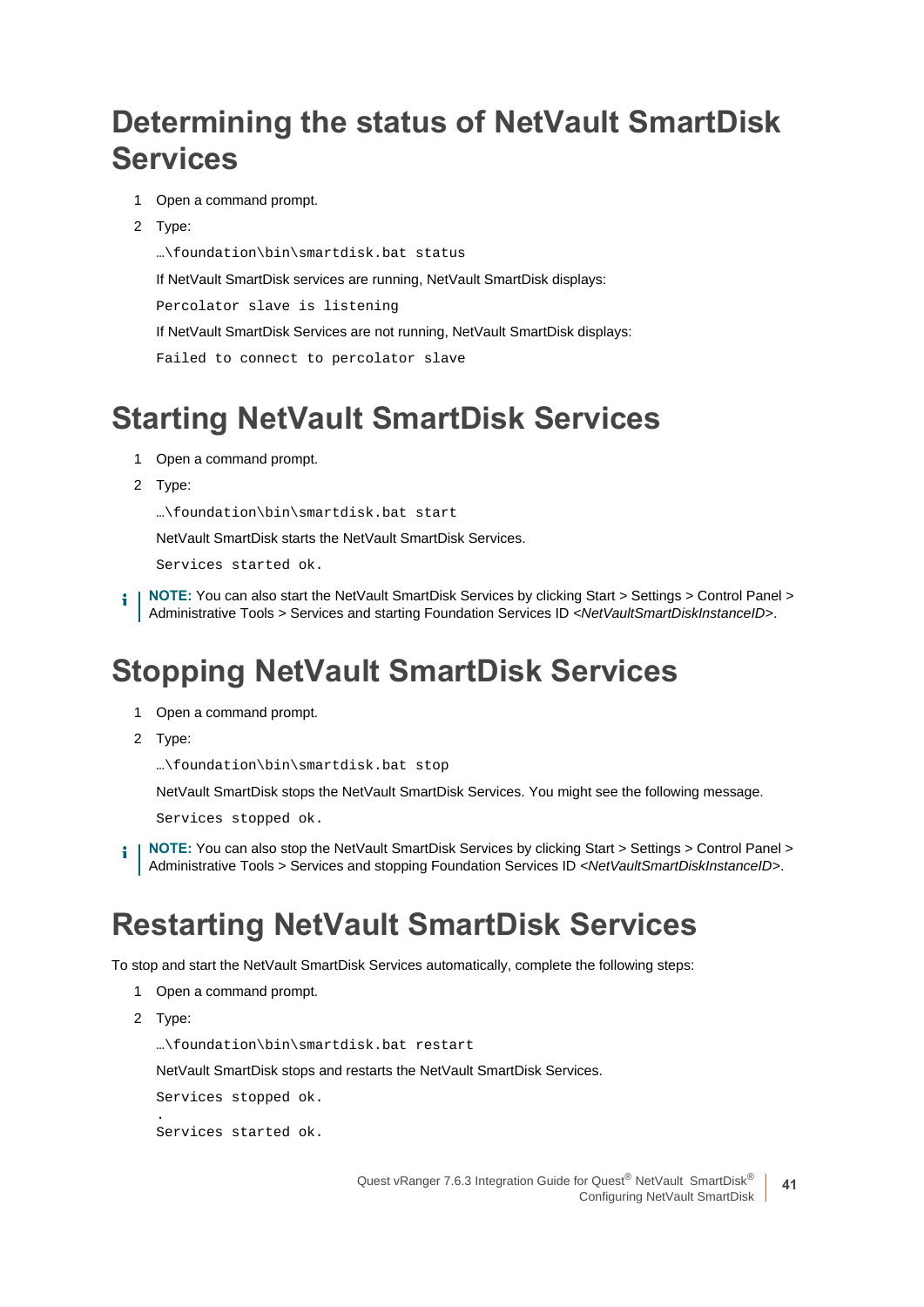# Determining the status of NetVault SmartDisk Services

1. Open a command prompt.
2. Type:

   ```
   …\foundation\bin\smartdisk.bat status
   ```

   If NetVault SmartDisk services are running, NetVault SmartDisk displays:

   ```
   Percolator slave is listening
   ```

   If NetVault SmartDisk Services are not running, NetVault SmartDisk displays:

   ```
   Failed to connect to percolator slave
   ```

# Starting NetVault SmartDisk Services

1. Open a command prompt.
2. Type:

   ```
   …\foundation\bin\smartdisk.bat start
   ```

   NetVault SmartDisk starts the NetVault SmartDisk Services.

   ```
   Services started ok.
   ```

**NOTE:** You can also start the NetVault SmartDisk Services by clicking Start > Settings > Control Panel > Administrative Tools > Services and starting Foundation Services ID <*NetVaultSmartDiskInstanceID*>.

# Stopping NetVault SmartDisk Services

1. Open a command prompt.
2. Type:

   ```
   …\foundation\bin\smartdisk.bat stop
   ```

   NetVault SmartDisk stops the NetVault SmartDisk Services. You might see the following message.

   ```
   Services stopped ok.
   ```

**NOTE:** You can also stop the NetVault SmartDisk Services by clicking Start > Settings > Control Panel > Administrative Tools > Services and stopping Foundation Services ID <*NetVaultSmartDiskInstanceID*>.

# Restarting NetVault SmartDisk Services

To stop and start the NetVault SmartDisk Services automatically, complete the following steps:

1. Open a command prompt.
2. Type:

   ```
   …\foundation\bin\smartdisk.bat restart
   ```

   NetVault SmartDisk stops and restarts the NetVault SmartDisk Services.

   ```
   Services stopped ok.
   .
   Services started ok.
   ```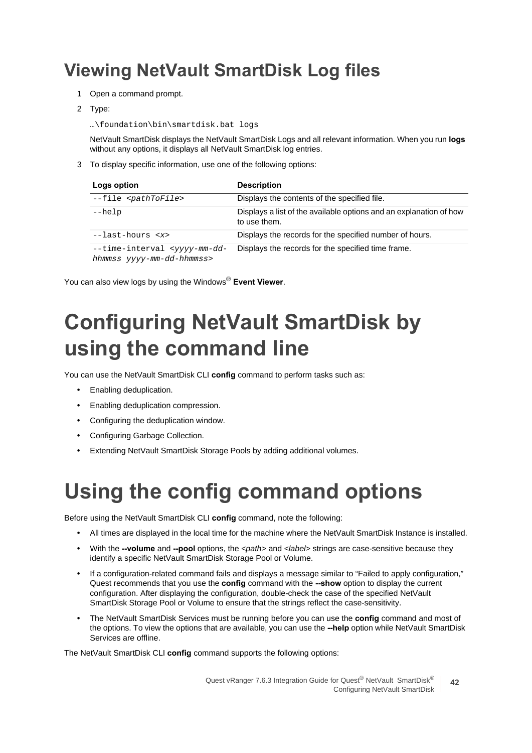## Viewing NetVault SmartDisk Log files

1. Open a command prompt.
2. Type:

   ```
   …\foundation\bin\smartdisk.bat logs
   ```

   NetVault SmartDisk displays the NetVault SmartDisk Logs and all relevant information. When you run **logs** without any options, it displays all NetVault SmartDisk log entries.

3. To display specific information, use one of the following options:

| Logs option | Description |
|---|---|
| `--file <pathToFile>` | Displays the contents of the specified file. |
| `--help` | Displays a list of the available options and an explanation of how to use them. |
| `--last-hours <x>` | Displays the records for the specified number of hours. |
| `--time-interval <yyyy-mm-dd-hhmmss yyyy-mm-dd-hhmmss>` | Displays the records for the specified time frame. |

You can also view logs by using the Windows® **Event Viewer**.

# Configuring NetVault SmartDisk by using the command line

You can use the NetVault SmartDisk CLI **config** command to perform tasks such as:

- Enabling deduplication.
- Enabling deduplication compression.
- Configuring the deduplication window.
- Configuring Garbage Collection.
- Extending NetVault SmartDisk Storage Pools by adding additional volumes.

# Using the config command options

Before using the NetVault SmartDisk CLI **config** command, note the following:

- All times are displayed in the local time for the machine where the NetVault SmartDisk Instance is installed.
- With the **--volume** and **--pool** options, the <*path*> and <*label*> strings are case-sensitive because they identify a specific NetVault SmartDisk Storage Pool or Volume.
- If a configuration-related command fails and displays a message similar to "Failed to apply configuration," Quest recommends that you use the **config** command with the **--show** option to display the current configuration. After displaying the configuration, double-check the case of the specified NetVault SmartDisk Storage Pool or Volume to ensure that the strings reflect the case-sensitivity.
- The NetVault SmartDisk Services must be running before you can use the **config** command and most of the options. To view the options that are available, you can use the **--help** option while NetVault SmartDisk Services are offline.

The NetVault SmartDisk CLI **config** command supports the following options: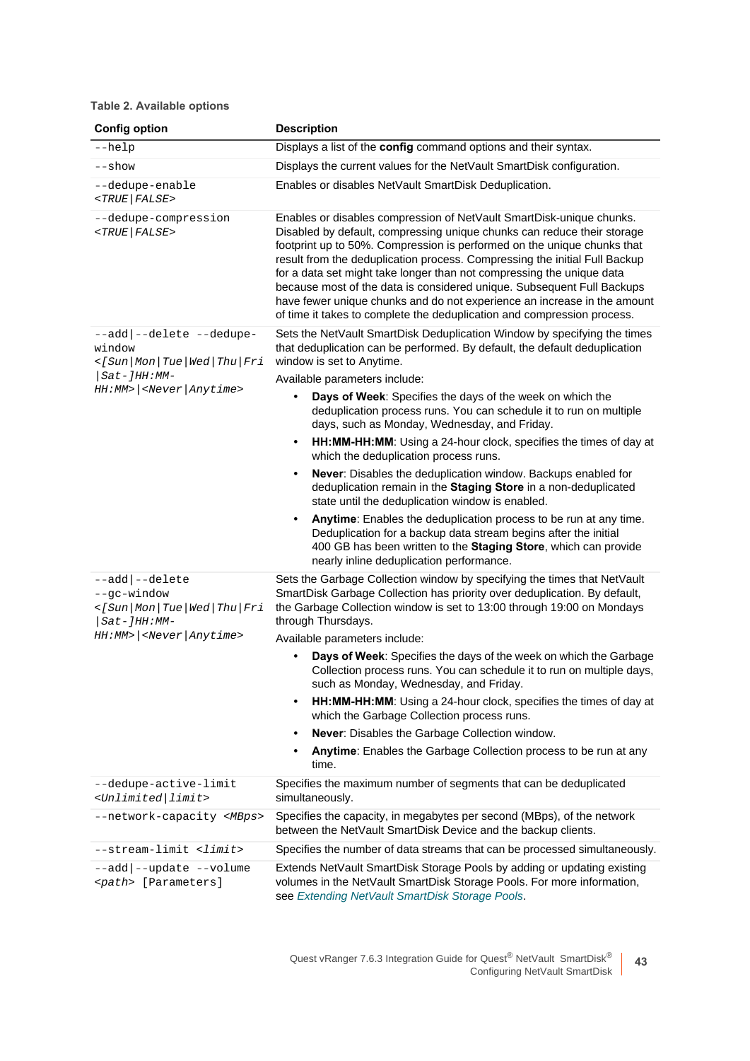**Table 2. Available options**

| Config option | Description |
| --- | --- |
| `--help` | Displays a list of the **config** command options and their syntax. |
| `--show` | Displays the current values for the NetVault SmartDisk configuration. |
| `--dedupe-enable <TRUE\|FALSE>` | Enables or disables NetVault SmartDisk Deduplication. |
| `--dedupe-compression <TRUE\|FALSE>` | Enables or disables compression of NetVault SmartDisk-unique chunks. Disabled by default, compressing unique chunks can reduce their storage footprint up to 50%. Compression is performed on the unique chunks that result from the deduplication process. Compressing the initial Full Backup for a data set might take longer than not compressing the unique data because most of the data is considered unique. Subsequent Full Backups have fewer unique chunks and do not experience an increase in the amount of time it takes to complete the deduplication and compression process. |
| `--add\|--delete --dedupe-window <[Sun\|Mon\|Tue\|Wed\|Thu\|Fri\|Sat-]HH:MM-HH:MM>\|<Never\|Anytime>` | Sets the NetVault SmartDisk Deduplication Window by specifying the times that deduplication can be performed. By default, the default deduplication window is set to Anytime.<br><br>Available parameters include:<br>• **Days of Week**: Specifies the days of the week on which the deduplication process runs. You can schedule it to run on multiple days, such as Monday, Wednesday, and Friday.<br>• **HH:MM-HH:MM**: Using a 24-hour clock, specifies the times of day at which the deduplication process runs.<br>• **Never**: Disables the deduplication window. Backups enabled for deduplication remain in the **Staging Store** in a non-deduplicated state until the deduplication window is enabled.<br>• **Anytime**: Enables the deduplication process to be run at any time. Deduplication for a backup data stream begins after the initial 400 GB has been written to the **Staging Store**, which can provide nearly inline deduplication performance. |
| `--add\|--delete --gc-window <[Sun\|Mon\|Tue\|Wed\|Thu\|Fri\|Sat-]HH:MM-HH:MM>\|<Never\|Anytime>` | Sets the Garbage Collection window by specifying the times that NetVault SmartDisk Garbage Collection has priority over deduplication. By default, the Garbage Collection window is set to 13:00 through 19:00 on Mondays through Thursdays.<br><br>Available parameters include:<br>• **Days of Week**: Specifies the days of the week on which the Garbage Collection process runs. You can schedule it to run on multiple days, such as Monday, Wednesday, and Friday.<br>• **HH:MM-HH:MM**: Using a 24-hour clock, specifies the times of day at which the Garbage Collection process runs.<br>• **Never**: Disables the Garbage Collection window.<br>• **Anytime**: Enables the Garbage Collection process to be run at any time. |
| `--dedupe-active-limit <Unlimited\|limit>` | Specifies the maximum number of segments that can be deduplicated simultaneously. |
| `--network-capacity <MBps>` | Specifies the capacity, in megabytes per second (MBps), of the network between the NetVault SmartDisk Device and the backup clients. |
| `--stream-limit <limit>` | Specifies the number of data streams that can be processed simultaneously. |
| `--add\|--update --volume <path> [Parameters]` | Extends NetVault SmartDisk Storage Pools by adding or updating existing volumes in the NetVault SmartDisk Storage Pools. For more information, see *Extending NetVault SmartDisk Storage Pools*. |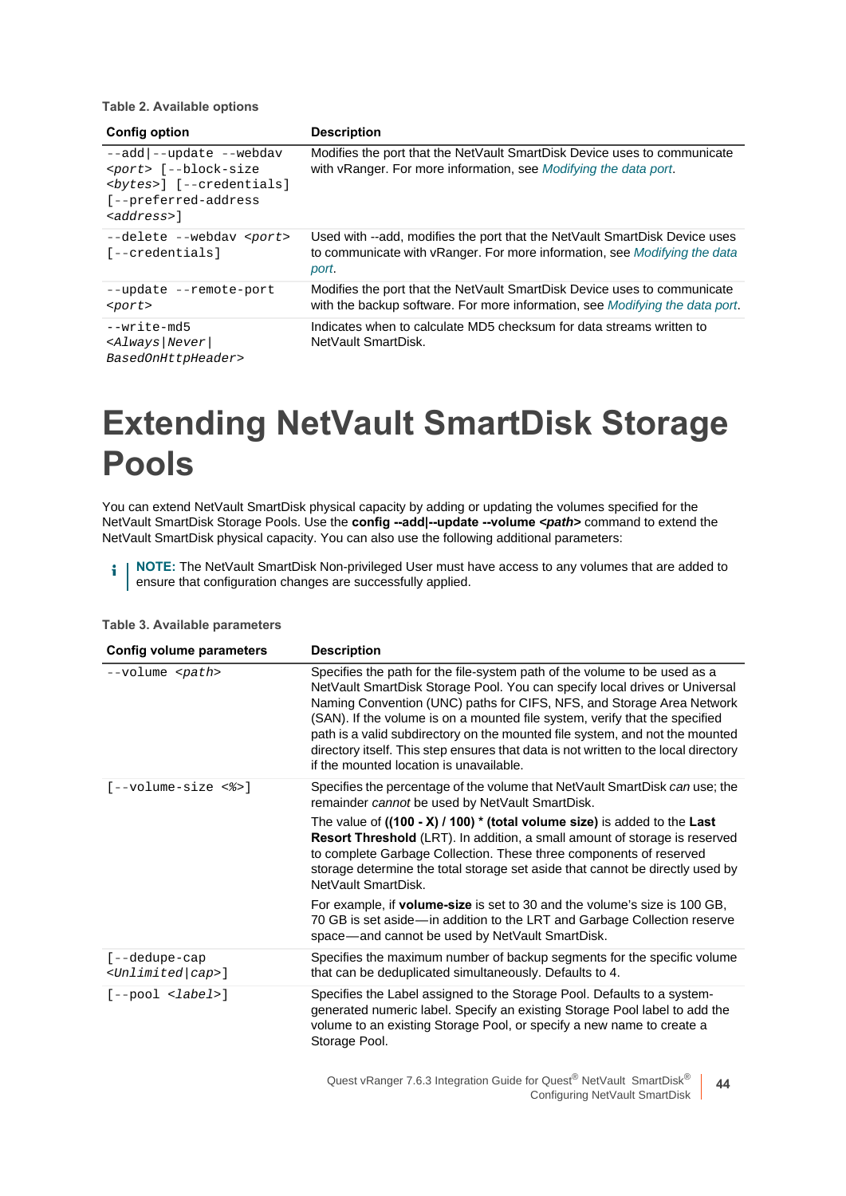**Table 2. Available options**

| Config option | Description |
| --- | --- |
| `--add|--update --webdav <port> [--block-size <bytes>] [--credentials] [--preferred-address <address>]` | Modifies the port that the NetVault SmartDisk Device uses to communicate with vRanger. For more information, see *Modifying the data port*. |
| `--delete --webdav <port> [--credentials]` | Used with --add, modifies the port that the NetVault SmartDisk Device uses to communicate with vRanger. For more information, see *Modifying the data port*. |
| `--update --remote-port <port>` | Modifies the port that the NetVault SmartDisk Device uses to communicate with the backup software. For more information, see *Modifying the data port*. |
| `--write-md5 <Always|Never| BasedOnHttpHeader>` | Indicates when to calculate MD5 checksum for data streams written to NetVault SmartDisk. |

# Extending NetVault SmartDisk Storage Pools

You can extend NetVault SmartDisk physical capacity by adding or updating the volumes specified for the NetVault SmartDisk Storage Pools. Use the **config --add|--update --volume *<path>*** command to extend the NetVault SmartDisk physical capacity. You can also use the following additional parameters:

> **NOTE:** The NetVault SmartDisk Non-privileged User must have access to any volumes that are added to ensure that configuration changes are successfully applied.

**Table 3. Available parameters**

| Config volume parameters | Description |
| --- | --- |
| `--volume <path>` | Specifies the path for the file-system path of the volume to be used as a NetVault SmartDisk Storage Pool. You can specify local drives or Universal Naming Convention (UNC) paths for CIFS, NFS, and Storage Area Network (SAN). If the volume is on a mounted file system, verify that the specified path is a valid subdirectory on the mounted file system, and not the mounted directory itself. This step ensures that data is not written to the local directory if the mounted location is unavailable. |
| `[--volume-size <%>]` | Specifies the percentage of the volume that NetVault SmartDisk *can* use; the remainder *cannot* be used by NetVault SmartDisk.<br><br>The value of **((100 - X) / 100) * (total volume size)** is added to the **Last Resort Threshold** (LRT). In addition, a small amount of storage is reserved to complete Garbage Collection. These three components of reserved storage determine the total storage set aside that cannot be directly used by NetVault SmartDisk.<br><br>For example, if **volume-size** is set to 30 and the volume's size is 100 GB, 70 GB is set aside—in addition to the LRT and Garbage Collection reserve space—and cannot be used by NetVault SmartDisk. |
| `[--dedupe-cap <Unlimited|cap>]` | Specifies the maximum number of backup segments for the specific volume that can be deduplicated simultaneously. Defaults to 4. |
| `[--pool <label>]` | Specifies the Label assigned to the Storage Pool. Defaults to a system-generated numeric label. Specify an existing Storage Pool label to add the volume to an existing Storage Pool, or specify a new name to create a Storage Pool. |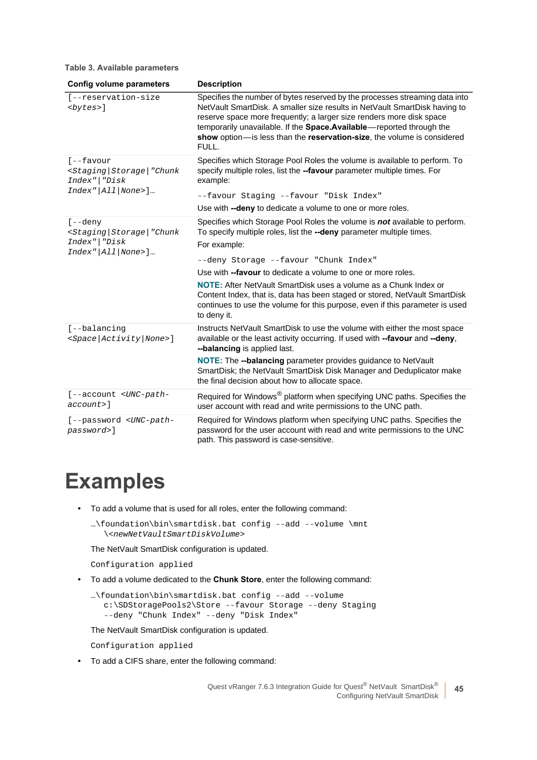**Table 3. Available parameters**

| Config volume parameters | Description |
|---|---|
| `[--reservation-size <bytes>]` | Specifies the number of bytes reserved by the processes streaming data into NetVault SmartDisk. A smaller size results in NetVault SmartDisk having to reserve space more frequently; a larger size renders more disk space temporarily unavailable. If the **Space.Available**—reported through the **show** option—is less than the **reservation-size**, the volume is considered FULL. |
| `[--favour <Staging\|Storage\|"Chunk Index"\|"Disk Index"\|All\|None>]…` | Specifies which Storage Pool Roles the volume is available to perform. To specify multiple roles, list the **--favour** parameter multiple times. For example: `--favour Staging --favour "Disk Index"` Use with **--deny** to dedicate a volume to one or more roles. |
| `[--deny <Staging\|Storage\|"Chunk Index"\|"Disk Index"\|All\|None>]…` | Specifies which Storage Pool Roles the volume is ***not*** available to perform. To specify multiple roles, list the **--deny** parameter multiple times. For example: `--deny Storage --favour "Chunk Index"` Use with **--favour** to dedicate a volume to one or more roles. **NOTE:** After NetVault SmartDisk uses a volume as a Chunk Index or Content Index, that is, data has been staged or stored, NetVault SmartDisk continues to use the volume for this purpose, even if this parameter is used to deny it. |
| `[--balancing <Space\|Activity\|None>]` | Instructs NetVault SmartDisk to use the volume with either the most space available or the least activity occurring. If used with **--favour** and **--deny**, **--balancing** is applied last. **NOTE:** The **--balancing** parameter provides guidance to NetVault SmartDisk; the NetVault SmartDisk Disk Manager and Deduplicator make the final decision about how to allocate space. |
| `[--account <UNC-path-account>]` | Required for Windows® platform when specifying UNC paths. Specifies the user account with read and write permissions to the UNC path. |
| `[--password <UNC-path-password>]` | Required for Windows platform when specifying UNC paths. Specifies the password for the user account with read and write permissions to the UNC path. This password is case-sensitive. |

# Examples

- To add a volume that is used for all roles, enter the following command:

  ```
  …\foundation\bin\smartdisk.bat config --add --volume \mnt
     \<newNetVaultSmartDiskVolume>
  ```

  The NetVault SmartDisk configuration is updated.

  ```
  Configuration applied
  ```

- To add a volume dedicated to the **Chunk Store**, enter the following command:

  ```
  …\foundation\bin\smartdisk.bat config --add --volume
     c:\SDStoragePools2\Store --favour Storage --deny Staging
     --deny "Chunk Index" --deny "Disk Index"
  ```

  The NetVault SmartDisk configuration is updated.

  ```
  Configuration applied
  ```

- To add a CIFS share, enter the following command: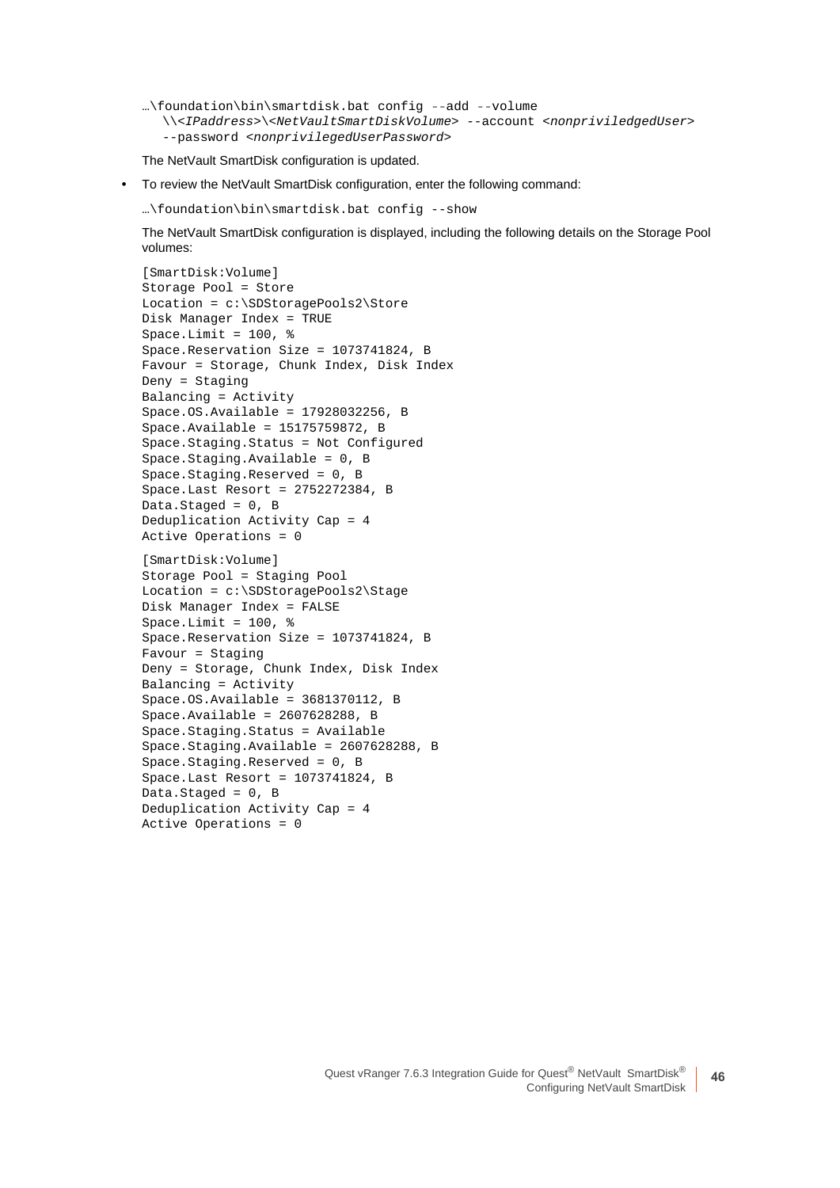```
…\foundation\bin\smartdisk.bat config --add --volume
   \\<IPaddress>\<NetVaultSmartDiskVolume> --account <nonpriviledgedUser>
   --password <nonprivilegedUserPassword>
```

The NetVault SmartDisk configuration is updated.

- To review the NetVault SmartDisk configuration, enter the following command:

```
…\foundation\bin\smartdisk.bat config --show
```

The NetVault SmartDisk configuration is displayed, including the following details on the Storage Pool volumes:

```
[SmartDisk:Volume]
Storage Pool = Store
Location = c:\SDStoragePools2\Store
Disk Manager Index = TRUE
Space.Limit = 100, %
Space.Reservation Size = 1073741824, B
Favour = Storage, Chunk Index, Disk Index
Deny = Staging
Balancing = Activity
Space.OS.Available = 17928032256, B
Space.Available = 15175759872, B
Space.Staging.Status = Not Configured
Space.Staging.Available = 0, B
Space.Staging.Reserved = 0, B
Space.Last Resort = 2752272384, B
Data.Staged = 0, B
Deduplication Activity Cap = 4
Active Operations = 0

[SmartDisk:Volume]
Storage Pool = Staging Pool
Location = c:\SDStoragePools2\Stage
Disk Manager Index = FALSE
Space.Limit = 100, %
Space.Reservation Size = 1073741824, B
Favour = Staging
Deny = Storage, Chunk Index, Disk Index
Balancing = Activity
Space.OS.Available = 3681370112, B
Space.Available = 2607628288, B
Space.Staging.Status = Available
Space.Staging.Available = 2607628288, B
Space.Staging.Reserved = 0, B
Space.Last Resort = 1073741824, B
Data.Staged = 0, B
Deduplication Activity Cap = 4
Active Operations = 0
```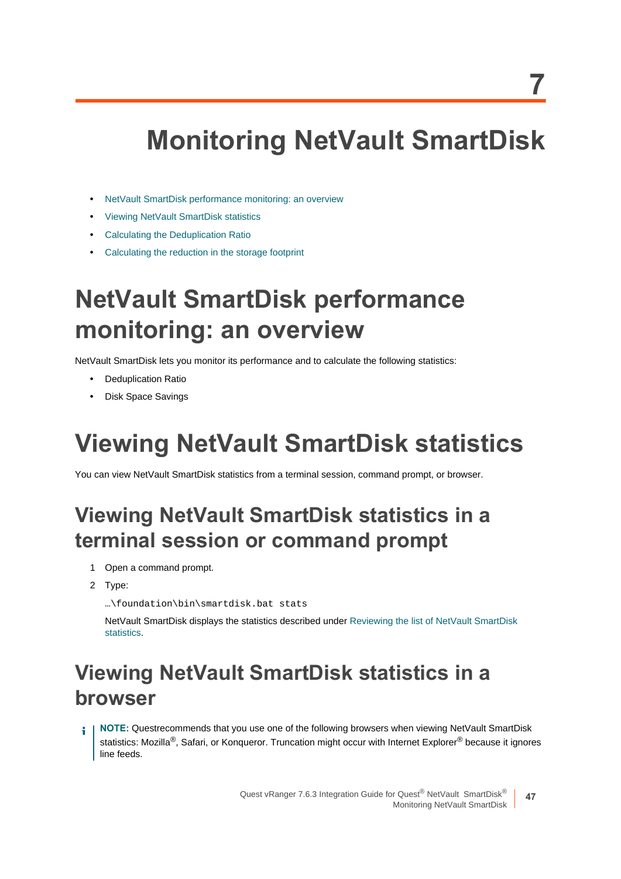# 7 Monitoring NetVault SmartDisk

- NetVault SmartDisk performance monitoring: an overview
- Viewing NetVault SmartDisk statistics
- Calculating the Deduplication Ratio
- Calculating the reduction in the storage footprint

## NetVault SmartDisk performance monitoring: an overview

NetVault SmartDisk lets you monitor its performance and to calculate the following statistics:

- Deduplication Ratio
- Disk Space Savings

## Viewing NetVault SmartDisk statistics

You can view NetVault SmartDisk statistics from a terminal session, command prompt, or browser.

### Viewing NetVault SmartDisk statistics in a terminal session or command prompt

1. Open a command prompt.
2. Type:

   ```
   …\foundation\bin\smartdisk.bat stats
   ```

   NetVault SmartDisk displays the statistics described under Reviewing the list of NetVault SmartDisk statistics.

### Viewing NetVault SmartDisk statistics in a browser

> **NOTE:** Questrecommends that you use one of the following browsers when viewing NetVault SmartDisk statistics: Mozilla®, Safari, or Konqueror. Truncation might occur with Internet Explorer® because it ignores line feeds.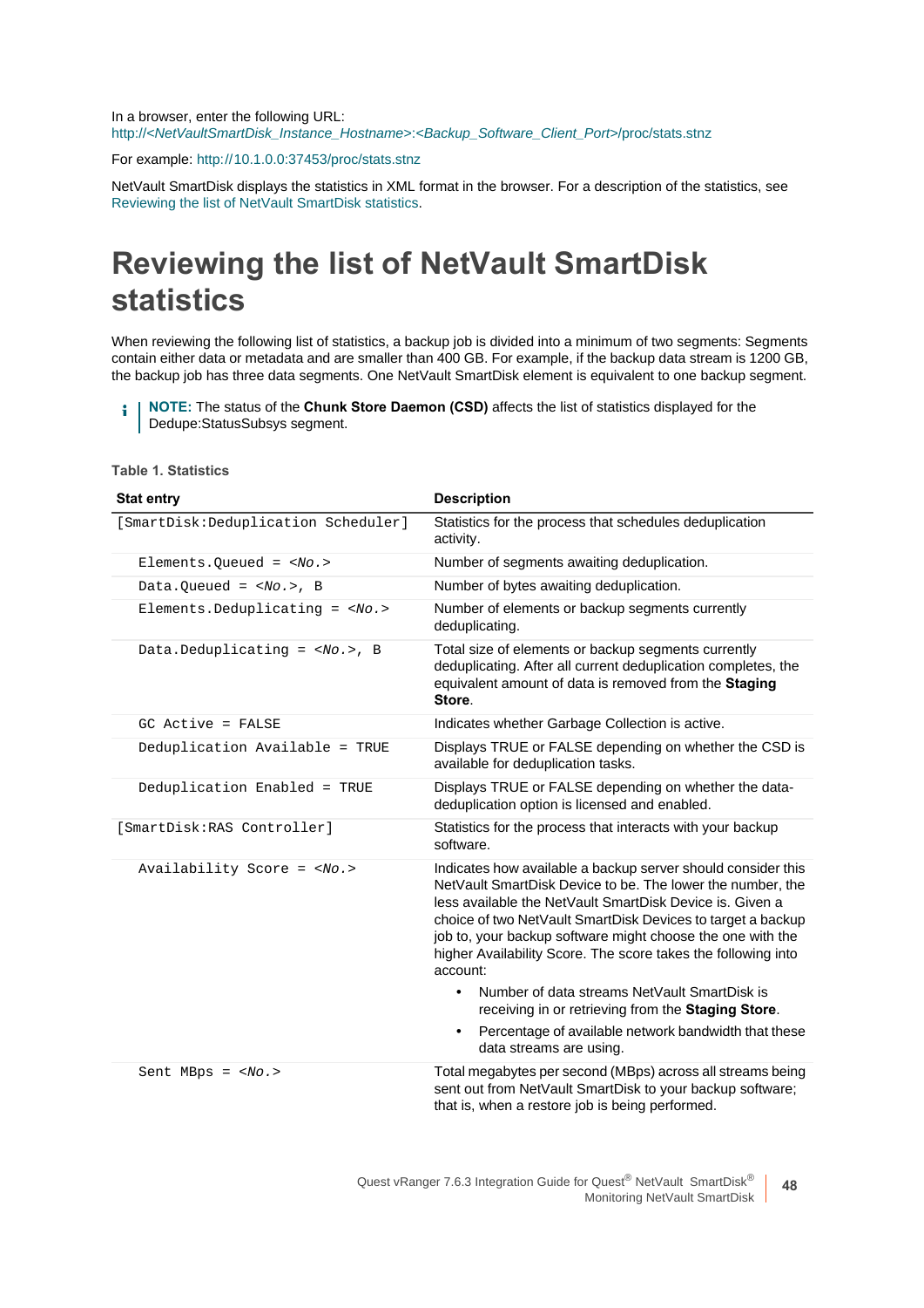In a browser, enter the following URL:
http://<*NetVaultSmartDisk_Instance_Hostname*>:<*Backup_Software_Client_Port*>/proc/stats.stnz

For example: http://10.1.0.0:37453/proc/stats.stnz

NetVault SmartDisk displays the statistics in XML format in the browser. For a description of the statistics, see Reviewing the list of NetVault SmartDisk statistics.

# Reviewing the list of NetVault SmartDisk statistics

When reviewing the following list of statistics, a backup job is divided into a minimum of two segments: Segments contain either data or metadata and are smaller than 400 GB. For example, if the backup data stream is 1200 GB, the backup job has three data segments. One NetVault SmartDisk element is equivalent to one backup segment.

> **NOTE:** The status of the **Chunk Store Daemon (CSD)** affects the list of statistics displayed for the Dedupe:StatusSubsys segment.

**Table 1. Statistics**

| Stat entry | Description |
|---|---|
| `[SmartDisk:Deduplication Scheduler]` | Statistics for the process that schedules deduplication activity. |
| `Elements.Queued = <No.>` | Number of segments awaiting deduplication. |
| `Data.Queued = <No.>, B` | Number of bytes awaiting deduplication. |
| `Elements.Deduplicating = <No.>` | Number of elements or backup segments currently deduplicating. |
| `Data.Deduplicating = <No.>, B` | Total size of elements or backup segments currently deduplicating. After all current deduplication completes, the equivalent amount of data is removed from the **Staging Store**. |
| `GC Active = FALSE` | Indicates whether Garbage Collection is active. |
| `Deduplication Available = TRUE` | Displays TRUE or FALSE depending on whether the CSD is available for deduplication tasks. |
| `Deduplication Enabled = TRUE` | Displays TRUE or FALSE depending on whether the data-deduplication option is licensed and enabled. |
| `[SmartDisk:RAS Controller]` | Statistics for the process that interacts with your backup software. |
| `Availability Score = <No.>` | Indicates how available a backup server should consider this NetVault SmartDisk Device to be. The lower the number, the less available the NetVault SmartDisk Device is. Given a choice of two NetVault SmartDisk Devices to target a backup job to, your backup software might choose the one with the higher Availability Score. The score takes the following into account:<br>• Number of data streams NetVault SmartDisk is receiving in or retrieving from the **Staging Store**.<br>• Percentage of available network bandwidth that these data streams are using. |
| `Sent MBps = <No.>` | Total megabytes per second (MBps) across all streams being sent out from NetVault SmartDisk to your backup software; that is, when a restore job is being performed. |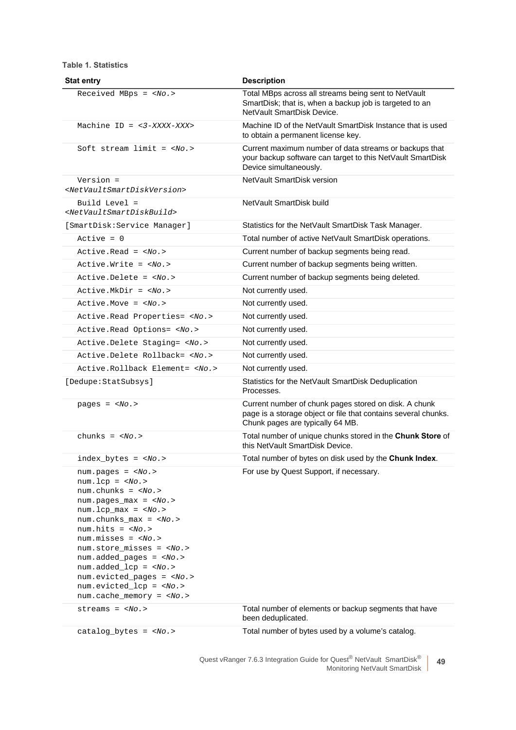**Table 1. Statistics**

| Stat entry | Description |
|---|---|
| Received MBps = *<No.>* | Total MBps across all streams being sent to NetVault SmartDisk; that is, when a backup job is targeted to an NetVault SmartDisk Device. |
| Machine ID = *<3-XXXX-XXX>* | Machine ID of the NetVault SmartDisk Instance that is used to obtain a permanent license key. |
| Soft stream limit = *<No.>* | Current maximum number of data streams or backups that your backup software can target to this NetVault SmartDisk Device simultaneously. |
| Version = *<NetVaultSmartDiskVersion>* | NetVault SmartDisk version |
| Build Level = *<NetVaultSmartDiskBuild>* | NetVault SmartDisk build |
| [SmartDisk:Service Manager] | Statistics for the NetVault SmartDisk Task Manager. |
| Active = 0 | Total number of active NetVault SmartDisk operations. |
| Active.Read = *<No.>* | Current number of backup segments being read. |
| Active.Write = *<No.>* | Current number of backup segments being written. |
| Active.Delete = *<No.>* | Current number of backup segments being deleted. |
| Active.MkDir = *<No.>* | Not currently used. |
| Active.Move = *<No.>* | Not currently used. |
| Active.Read Properties= *<No.>* | Not currently used. |
| Active.Read Options= *<No.>* | Not currently used. |
| Active.Delete Staging= *<No.>* | Not currently used. |
| Active.Delete Rollback= *<No.>* | Not currently used. |
| Active.Rollback Element= *<No.>* | Not currently used. |
| [Dedupe:StatSubsys] | Statistics for the NetVault SmartDisk Deduplication Processes. |
| pages = *<No.>* | Current number of chunk pages stored on disk. A chunk page is a storage object or file that contains several chunks. Chunk pages are typically 64 MB. |
| chunks = *<No.>* | Total number of unique chunks stored in the **Chunk Store** of this NetVault SmartDisk Device. |
| index_bytes = *<No.>* | Total number of bytes on disk used by the **Chunk Index**. |
| num.pages = *<No.>*<br>num.lcp = *<No.>*<br>num.chunks = *<No.>*<br>num.pages_max = *<No.>*<br>num.lcp_max = *<No.>*<br>num.chunks_max = *<No.>*<br>num.hits = *<No.>*<br>num.misses = *<No.>*<br>num.store_misses = *<No.>*<br>num.added_pages = *<No.>*<br>num.added_lcp = *<No.>*<br>num.evicted_pages = *<No.>*<br>num.evicted_lcp = *<No.>*<br>num.cache_memory = *<No.>* | For use by Quest Support, if necessary. |
| streams = *<No.>* | Total number of elements or backup segments that have been deduplicated. |
| catalog_bytes = *<No.>* | Total number of bytes used by a volume's catalog. |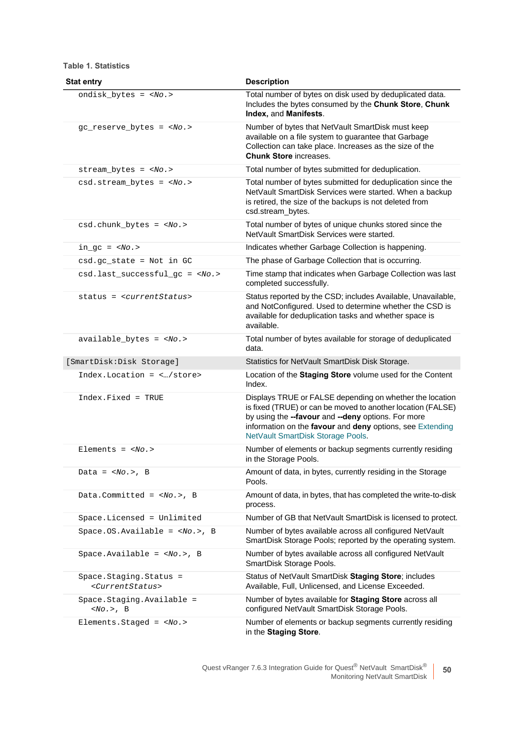**Table 1. Statistics**

| Stat entry | Description |
|---|---|
| `ondisk_bytes = <No.>` | Total number of bytes on disk used by deduplicated data. Includes the bytes consumed by the **Chunk Store**, **Chunk Index,** and **Manifests**. |
| `gc_reserve_bytes = <No.>` | Number of bytes that NetVault SmartDisk must keep available on a file system to guarantee that Garbage Collection can take place. Increases as the size of the **Chunk Store** increases. |
| `stream_bytes = <No.>` | Total number of bytes submitted for deduplication. |
| `csd.stream_bytes = <No.>` | Total number of bytes submitted for deduplication since the NetVault SmartDisk Services were started. When a backup is retired, the size of the backups is not deleted from csd.stream_bytes. |
| `csd.chunk_bytes = <No.>` | Total number of bytes of unique chunks stored since the NetVault SmartDisk Services were started. |
| `in_gc = <No.>` | Indicates whether Garbage Collection is happening. |
| `csd.gc_state = Not in GC` | The phase of Garbage Collection that is occurring. |
| `csd.last_successful_gc = <No.>` | Time stamp that indicates when Garbage Collection was last completed successfully. |
| `status = <currentStatus>` | Status reported by the CSD; includes Available, Unavailable, and NotConfigured. Used to determine whether the CSD is available for deduplication tasks and whether space is available. |
| `available_bytes = <No.>` | Total number of bytes available for storage of deduplicated data. |
| `[SmartDisk:Disk Storage]` | Statistics for NetVault SmartDisk Disk Storage. |
| `Index.Location = <…/store>` | Location of the **Staging Store** volume used for the Content Index. |
| `Index.Fixed = TRUE` | Displays TRUE or FALSE depending on whether the location is fixed (TRUE) or can be moved to another location (FALSE) by using the **--favour** and **--deny** options. For more information on the **favour** and **deny** options, see Extending NetVault SmartDisk Storage Pools. |
| `Elements = <No.>` | Number of elements or backup segments currently residing in the Storage Pools. |
| `Data = <No.>, B` | Amount of data, in bytes, currently residing in the Storage Pools. |
| `Data.Committed = <No.>, B` | Amount of data, in bytes, that has completed the write-to-disk process. |
| `Space.Licensed = Unlimited` | Number of GB that NetVault SmartDisk is licensed to protect. |
| `Space.OS.Available = <No.>, B` | Number of bytes available across all configured NetVault SmartDisk Storage Pools; reported by the operating system. |
| `Space.Available = <No.>, B` | Number of bytes available across all configured NetVault SmartDisk Storage Pools. |
| `Space.Staging.Status = <CurrentStatus>` | Status of NetVault SmartDisk **Staging Store**; includes Available, Full, Unlicensed, and License Exceeded. |
| `Space.Staging.Available = <No.>, B` | Number of bytes available for **Staging Store** across all configured NetVault SmartDisk Storage Pools. |
| `Elements.Staged = <No.>` | Number of elements or backup segments currently residing in the **Staging Store**. |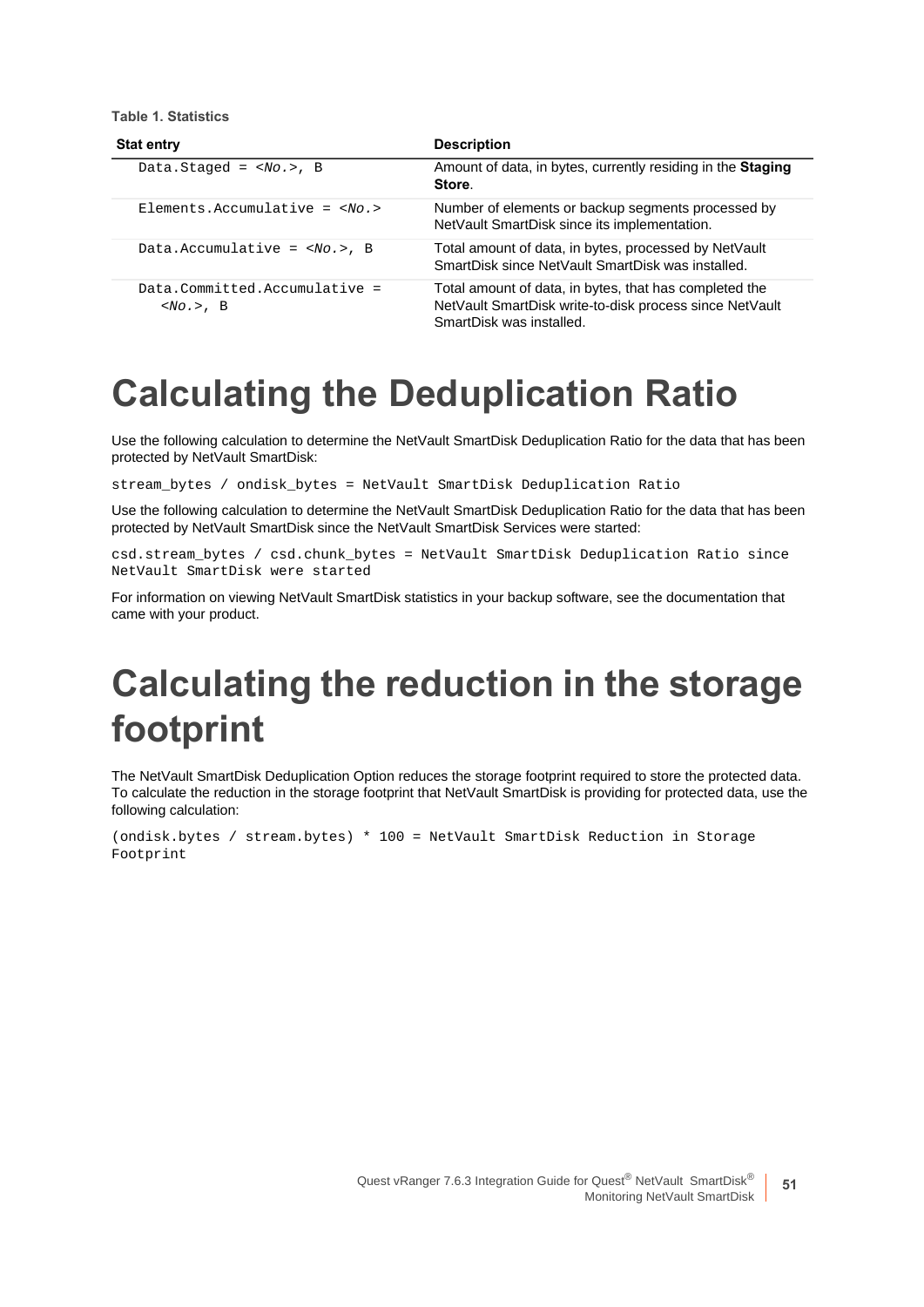**Table 1. Statistics**

| Stat entry | Description |
|---|---|
| `Data.Staged = <No.>, B` | Amount of data, in bytes, currently residing in the **Staging Store**. |
| `Elements.Accumulative = <No.>` | Number of elements or backup segments processed by NetVault SmartDisk since its implementation. |
| `Data.Accumulative = <No.>, B` | Total amount of data, in bytes, processed by NetVault SmartDisk since NetVault SmartDisk was installed. |
| `Data.Committed.Accumulative = <No.>, B` | Total amount of data, in bytes, that has completed the NetVault SmartDisk write-to-disk process since NetVault SmartDisk was installed. |

# Calculating the Deduplication Ratio

Use the following calculation to determine the NetVault SmartDisk Deduplication Ratio for the data that has been protected by NetVault SmartDisk:

```
stream_bytes / ondisk_bytes = NetVault SmartDisk Deduplication Ratio
```

Use the following calculation to determine the NetVault SmartDisk Deduplication Ratio for the data that has been protected by NetVault SmartDisk since the NetVault SmartDisk Services were started:

```
csd.stream_bytes / csd.chunk_bytes = NetVault SmartDisk Deduplication Ratio since
NetVault SmartDisk were started
```

For information on viewing NetVault SmartDisk statistics in your backup software, see the documentation that came with your product.

# Calculating the reduction in the storage footprint

The NetVault SmartDisk Deduplication Option reduces the storage footprint required to store the protected data. To calculate the reduction in the storage footprint that NetVault SmartDisk is providing for protected data, use the following calculation:

```
(ondisk.bytes / stream.bytes) * 100 = NetVault SmartDisk Reduction in Storage
Footprint
```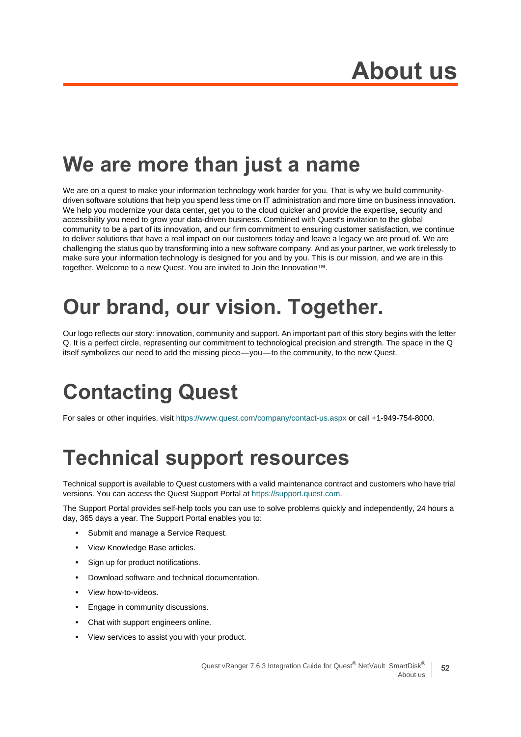# About us

## We are more than just a name

We are on a quest to make your information technology work harder for you. That is why we build community-driven software solutions that help you spend less time on IT administration and more time on business innovation. We help you modernize your data center, get you to the cloud quicker and provide the expertise, security and accessibility you need to grow your data-driven business. Combined with Quest's invitation to the global community to be a part of its innovation, and our firm commitment to ensuring customer satisfaction, we continue to deliver solutions that have a real impact on our customers today and leave a legacy we are proud of. We are challenging the status quo by transforming into a new software company. And as your partner, we work tirelessly to make sure your information technology is designed for you and by you. This is our mission, and we are in this together. Welcome to a new Quest. You are invited to Join the Innovation™.

## Our brand, our vision. Together.

Our logo reflects our story: innovation, community and support. An important part of this story begins with the letter Q. It is a perfect circle, representing our commitment to technological precision and strength. The space in the Q itself symbolizes our need to add the missing piece—you—to the community, to the new Quest.

## Contacting Quest

For sales or other inquiries, visit https://www.quest.com/company/contact-us.aspx or call +1-949-754-8000.

## Technical support resources

Technical support is available to Quest customers with a valid maintenance contract and customers who have trial versions. You can access the Quest Support Portal at https://support.quest.com.

The Support Portal provides self-help tools you can use to solve problems quickly and independently, 24 hours a day, 365 days a year. The Support Portal enables you to:

- Submit and manage a Service Request.
- View Knowledge Base articles.
- Sign up for product notifications.
- Download software and technical documentation.
- View how-to-videos.
- Engage in community discussions.
- Chat with support engineers online.
- View services to assist you with your product.